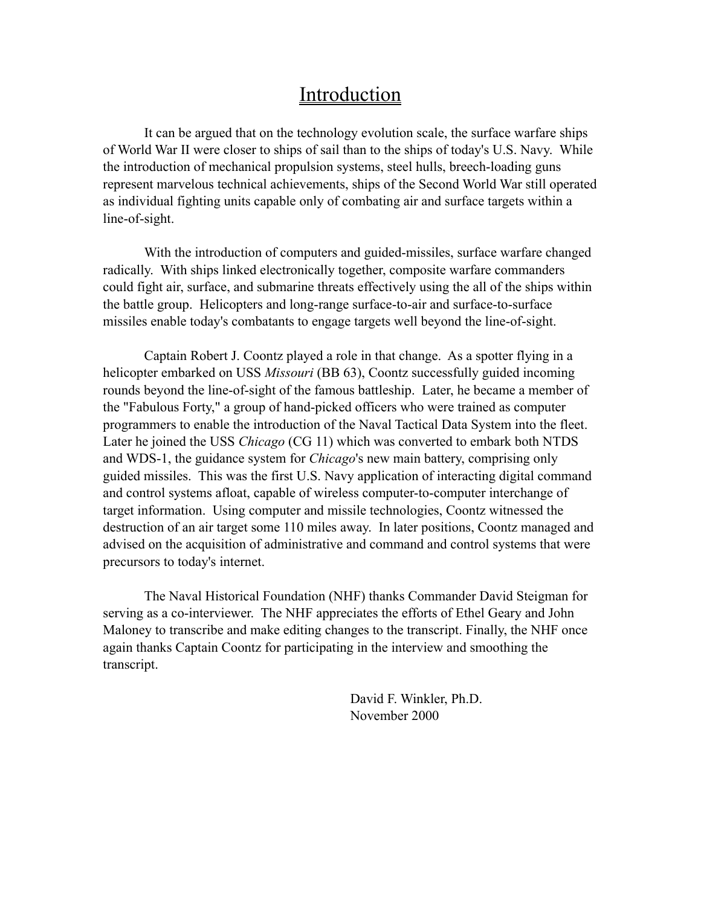# Introduction

It can be argued that on the technology evolution scale, the surface warfare ships of World War II were closer to ships of sail than to the ships of today's U.S. Navy. While the introduction of mechanical propulsion systems, steel hulls, breech-loading guns represent marvelous technical achievements, ships of the Second World War still operated as individual fighting units capable only of combating air and surface targets within a line-of-sight.

With the introduction of computers and guided-missiles, surface warfare changed radically. With ships linked electronically together, composite warfare commanders could fight air, surface, and submarine threats effectively using the all of the ships within the battle group. Helicopters and long-range surface-to-air and surface-to-surface missiles enable today's combatants to engage targets well beyond the line-of-sight.

Captain Robert J. Coontz played a role in that change. As a spotter flying in a helicopter embarked on USS *Missouri* (BB 63), Coontz successfully guided incoming rounds beyond the line-of-sight of the famous battleship. Later, he became a member of the "Fabulous Forty," a group of hand-picked officers who were trained as computer programmers to enable the introduction of the Naval Tactical Data System into the fleet. Later he joined the USS *Chicago* (CG 11) which was converted to embark both NTDS and WDS-1, the guidance system for *Chicago*'s new main battery, comprising only guided missiles. This was the first U.S. Navy application of interacting digital command and control systems afloat, capable of wireless computer-to-computer interchange of target information. Using computer and missile technologies, Coontz witnessed the destruction of an air target some 110 miles away. In later positions, Coontz managed and advised on the acquisition of administrative and command and control systems that were precursors to today's internet.

The Naval Historical Foundation (NHF) thanks Commander David Steigman for serving as a co-interviewer. The NHF appreciates the efforts of Ethel Geary and John Maloney to transcribe and make editing changes to the transcript. Finally, the NHF once again thanks Captain Coontz for participating in the interview and smoothing the transcript.

David F. Winkler, Ph.D.
November 2000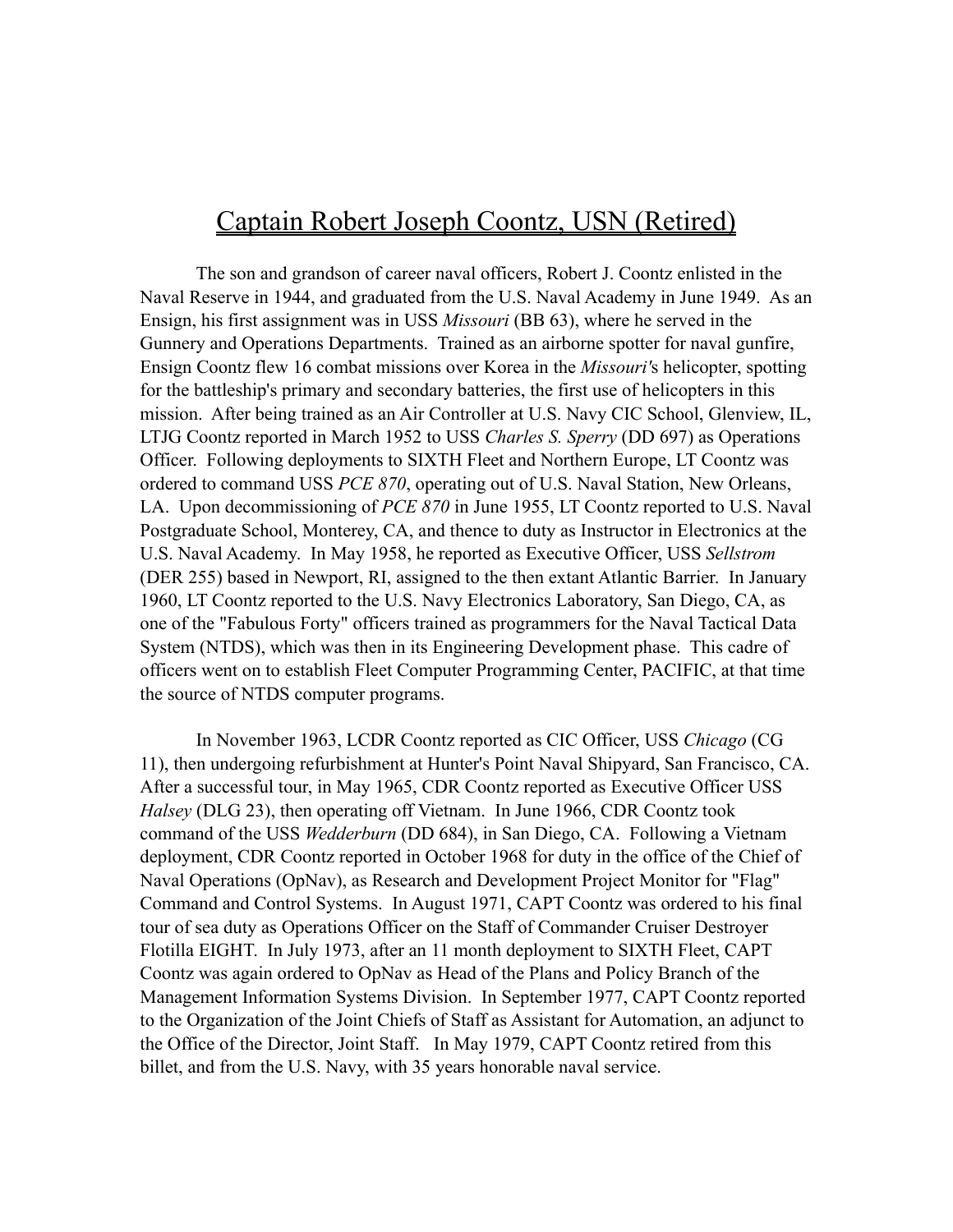# Captain Robert Joseph Coontz, USN (Retired)

The son and grandson of career naval officers, Robert J. Coontz enlisted in the Naval Reserve in 1944, and graduated from the U.S. Naval Academy in June 1949. As an Ensign, his first assignment was in USS *Missouri* (BB 63), where he served in the Gunnery and Operations Departments. Trained as an airborne spotter for naval gunfire, Ensign Coontz flew 16 combat missions over Korea in the *Missouri'*s helicopter, spotting for the battleship's primary and secondary batteries, the first use of helicopters in this mission. After being trained as an Air Controller at U.S. Navy CIC School, Glenview, IL, LTJG Coontz reported in March 1952 to USS *Charles S. Sperry* (DD 697) as Operations Officer. Following deployments to SIXTH Fleet and Northern Europe, LT Coontz was ordered to command USS *PCE 870*, operating out of U.S. Naval Station, New Orleans, LA. Upon decommissioning of *PCE 870* in June 1955, LT Coontz reported to U.S. Naval Postgraduate School, Monterey, CA, and thence to duty as Instructor in Electronics at the U.S. Naval Academy. In May 1958, he reported as Executive Officer, USS *Sellstrom* (DER 255) based in Newport, RI, assigned to the then extant Atlantic Barrier. In January 1960, LT Coontz reported to the U.S. Navy Electronics Laboratory, San Diego, CA, as one of the "Fabulous Forty" officers trained as programmers for the Naval Tactical Data System (NTDS), which was then in its Engineering Development phase. This cadre of officers went on to establish Fleet Computer Programming Center, PACIFIC, at that time the source of NTDS computer programs.

In November 1963, LCDR Coontz reported as CIC Officer, USS *Chicago* (CG 11), then undergoing refurbishment at Hunter's Point Naval Shipyard, San Francisco, CA. After a successful tour, in May 1965, CDR Coontz reported as Executive Officer USS *Halsey* (DLG 23), then operating off Vietnam. In June 1966, CDR Coontz took command of the USS *Wedderburn* (DD 684), in San Diego, CA. Following a Vietnam deployment, CDR Coontz reported in October 1968 for duty in the office of the Chief of Naval Operations (OpNav), as Research and Development Project Monitor for "Flag" Command and Control Systems. In August 1971, CAPT Coontz was ordered to his final tour of sea duty as Operations Officer on the Staff of Commander Cruiser Destroyer Flotilla EIGHT. In July 1973, after an 11 month deployment to SIXTH Fleet, CAPT Coontz was again ordered to OpNav as Head of the Plans and Policy Branch of the Management Information Systems Division. In September 1977, CAPT Coontz reported to the Organization of the Joint Chiefs of Staff as Assistant for Automation, an adjunct to the Office of the Director, Joint Staff. In May 1979, CAPT Coontz retired from this billet, and from the U.S. Navy, with 35 years honorable naval service.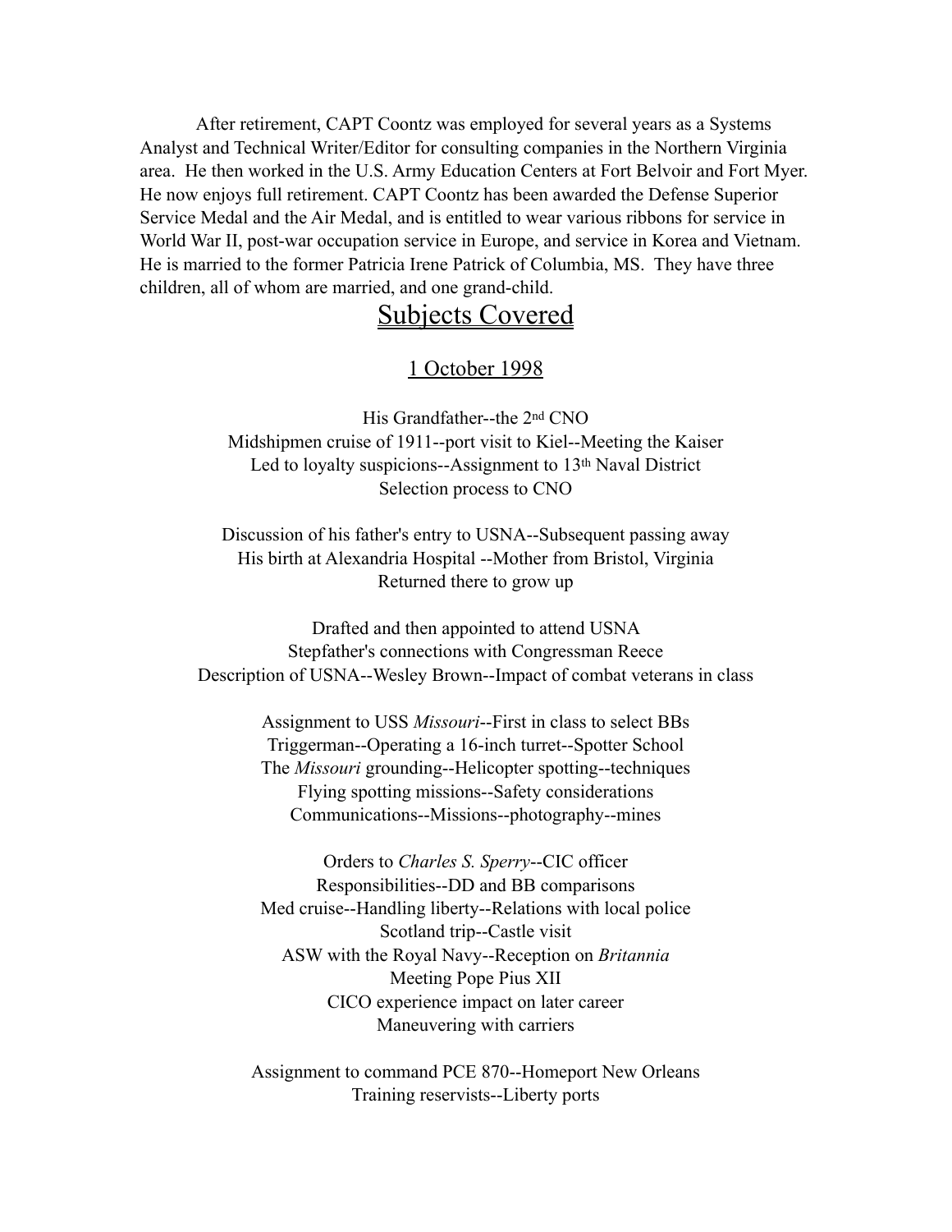After retirement, CAPT Coontz was employed for several years as a Systems Analyst and Technical Writer/Editor for consulting companies in the Northern Virginia area. He then worked in the U.S. Army Education Centers at Fort Belvoir and Fort Myer. He now enjoys full retirement. CAPT Coontz has been awarded the Defense Superior Service Medal and the Air Medal, and is entitled to wear various ribbons for service in World War II, post-war occupation service in Europe, and service in Korea and Vietnam. He is married to the former Patricia Irene Patrick of Columbia, MS. They have three children, all of whom are married, and one grand-child.

## Subjects Covered

1 October 1998

His Grandfather--the 2nd CNO
Midshipmen cruise of 1911--port visit to Kiel--Meeting the Kaiser
Led to loyalty suspicions--Assignment to 13th Naval District
Selection process to CNO

Discussion of his father's entry to USNA--Subsequent passing away
His birth at Alexandria Hospital --Mother from Bristol, Virginia
Returned there to grow up

Drafted and then appointed to attend USNA
Stepfather's connections with Congressman Reece
Description of USNA--Wesley Brown--Impact of combat veterans in class

Assignment to USS *Missouri*--First in class to select BBs
Triggerman--Operating a 16-inch turret--Spotter School
The *Missouri* grounding--Helicopter spotting--techniques
Flying spotting missions--Safety considerations
Communications--Missions--photography--mines

Orders to *Charles S. Sperry*--CIC officer
Responsibilities--DD and BB comparisons
Med cruise--Handling liberty--Relations with local police
Scotland trip--Castle visit
ASW with the Royal Navy--Reception on *Britannia*
Meeting Pope Pius XII
CICO experience impact on later career
Maneuvering with carriers

Assignment to command PCE 870--Homeport New Orleans
Training reservists--Liberty ports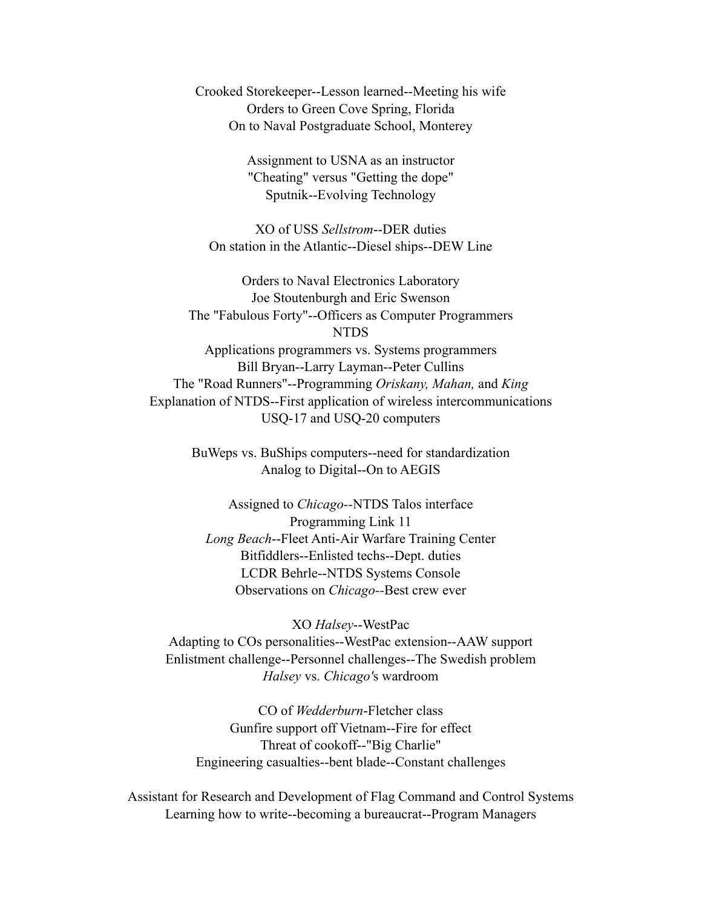Crooked Storekeeper--Lesson learned--Meeting his wife
Orders to Green Cove Spring, Florida
On to Naval Postgraduate School, Monterey

Assignment to USNA as an instructor
"Cheating" versus "Getting the dope"
Sputnik--Evolving Technology

XO of USS *Sellstrom*--DER duties
On station in the Atlantic--Diesel ships--DEW Line

Orders to Naval Electronics Laboratory
Joe Stoutenburgh and Eric Swenson
The "Fabulous Forty"--Officers as Computer Programmers
NTDS
Applications programmers vs. Systems programmers
Bill Bryan--Larry Layman--Peter Cullins
The "Road Runners"--Programming *Oriskany, Mahan,* and *King*
Explanation of NTDS--First application of wireless intercommunications
USQ-17 and USQ-20 computers

BuWeps vs. BuShips computers--need for standardization
Analog to Digital--On to AEGIS

Assigned to *Chicago*--NTDS Talos interface
Programming Link 11
*Long Beach*--Fleet Anti-Air Warfare Training Center
Bitfiddlers--Enlisted techs--Dept. duties
LCDR Behrle--NTDS Systems Console
Observations on *Chicago*--Best crew ever

XO *Halsey*--WestPac
Adapting to COs personalities--WestPac extension--AAW support
Enlistment challenge--Personnel challenges--The Swedish problem
*Halsey* vs. *Chicago's* wardroom

CO of *Wedderburn*-Fletcher class
Gunfire support off Vietnam--Fire for effect
Threat of cookoff--"Big Charlie"
Engineering casualties--bent blade--Constant challenges

Assistant for Research and Development of Flag Command and Control Systems
Learning how to write--becoming a bureaucrat--Program Managers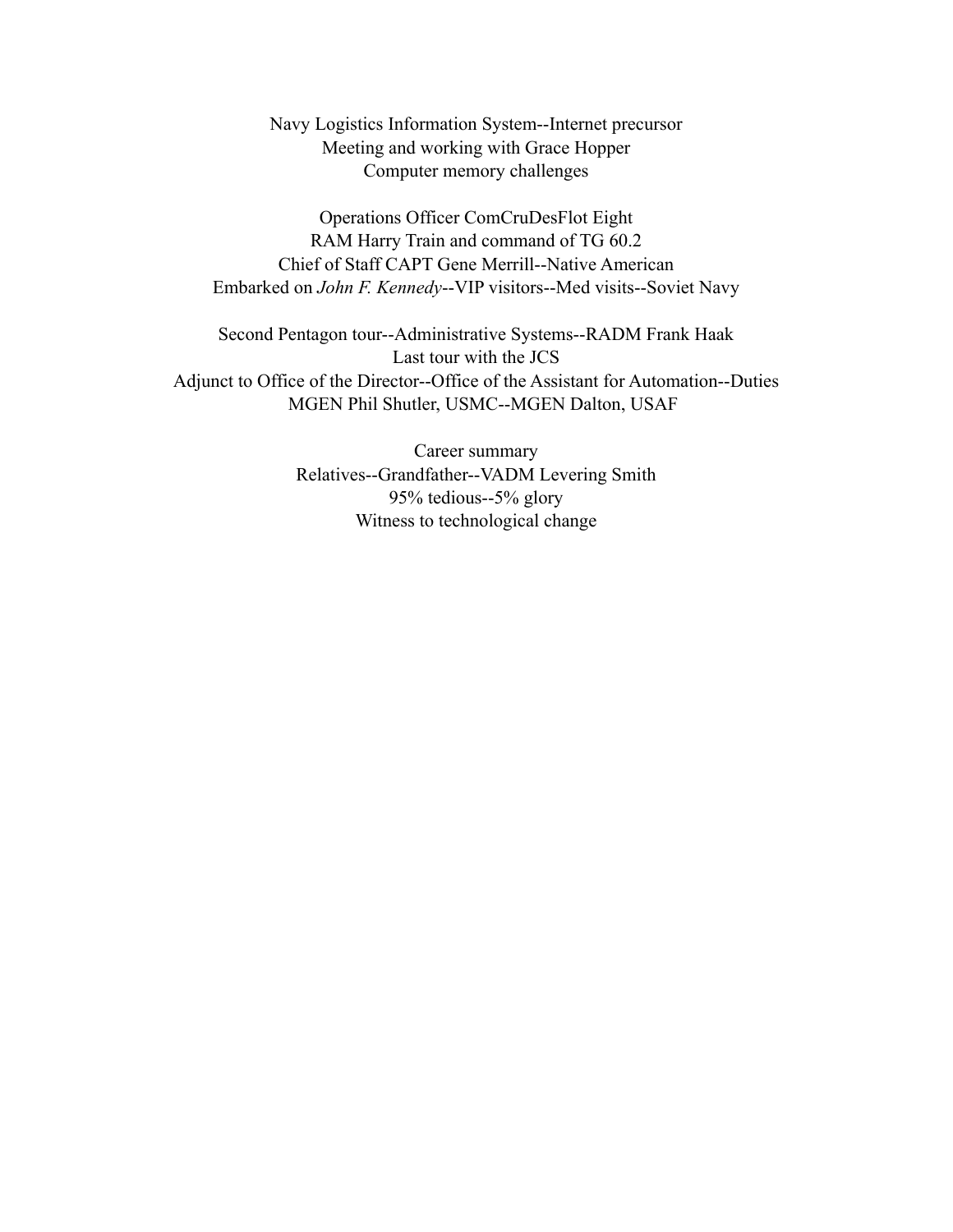Navy Logistics Information System--Internet precursor
Meeting and working with Grace Hopper
Computer memory challenges

Operations Officer ComCruDesFlot Eight
RAM Harry Train and command of TG 60.2
Chief of Staff CAPT Gene Merrill--Native American
Embarked on *John F. Kennedy*--VIP visitors--Med visits--Soviet Navy

Second Pentagon tour--Administrative Systems--RADM Frank Haak
Last tour with the JCS
Adjunct to Office of the Director--Office of the Assistant for Automation--Duties
MGEN Phil Shutler, USMC--MGEN Dalton, USAF

Career summary
Relatives--Grandfather--VADM Levering Smith
95% tedious--5% glory
Witness to technological change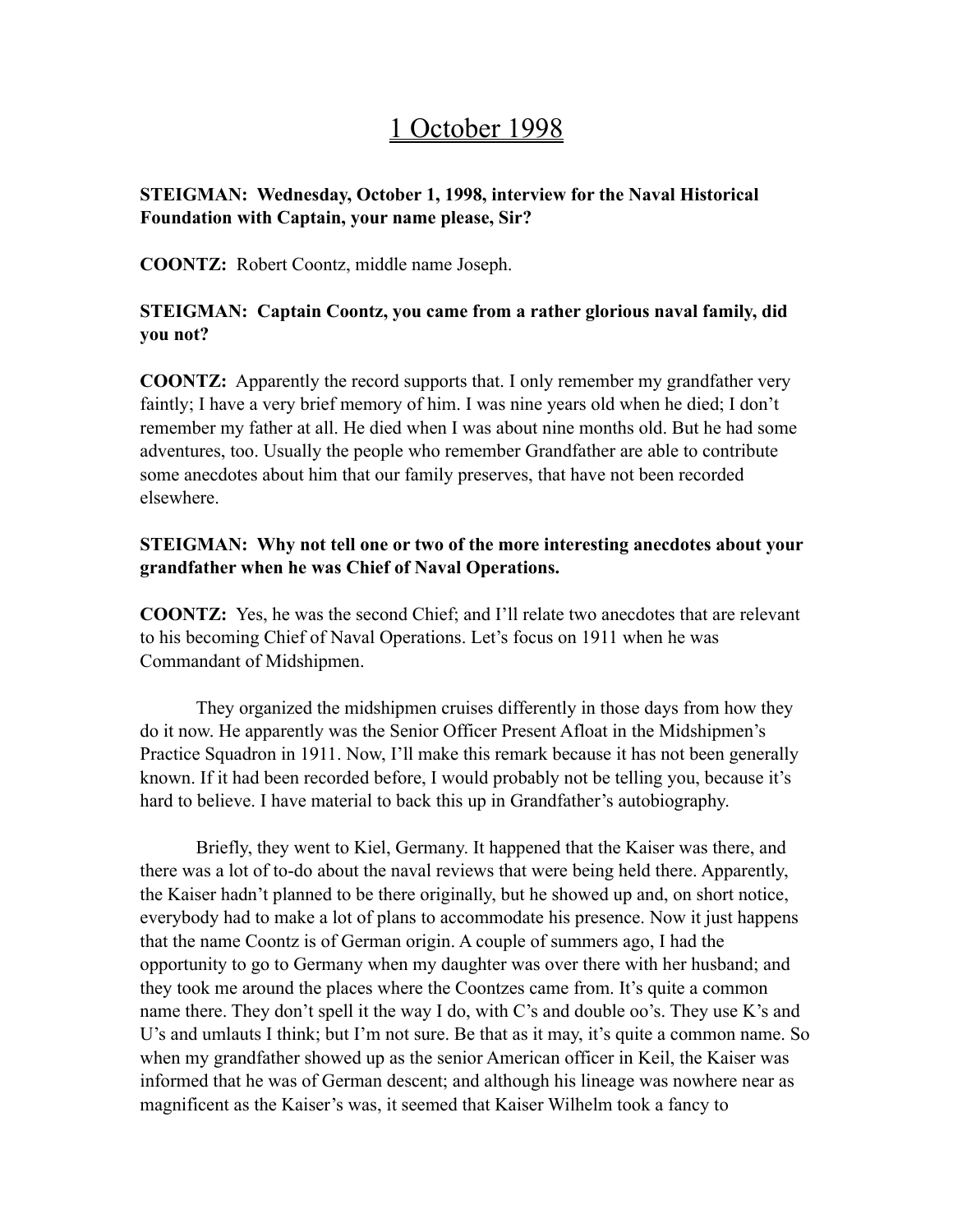# 1 October 1998

**STEIGMAN: Wednesday, October 1, 1998, interview for the Naval Historical Foundation with Captain, your name please, Sir?**

**COONTZ:** Robert Coontz, middle name Joseph.

**STEIGMAN: Captain Coontz, you came from a rather glorious naval family, did you not?**

**COONTZ:** Apparently the record supports that. I only remember my grandfather very faintly; I have a very brief memory of him. I was nine years old when he died; I don't remember my father at all. He died when I was about nine months old. But he had some adventures, too. Usually the people who remember Grandfather are able to contribute some anecdotes about him that our family preserves, that have not been recorded elsewhere.

**STEIGMAN: Why not tell one or two of the more interesting anecdotes about your grandfather when he was Chief of Naval Operations.**

**COONTZ:** Yes, he was the second Chief; and I'll relate two anecdotes that are relevant to his becoming Chief of Naval Operations. Let's focus on 1911 when he was Commandant of Midshipmen.

They organized the midshipmen cruises differently in those days from how they do it now. He apparently was the Senior Officer Present Afloat in the Midshipmen's Practice Squadron in 1911. Now, I'll make this remark because it has not been generally known. If it had been recorded before, I would probably not be telling you, because it's hard to believe. I have material to back this up in Grandfather's autobiography.

Briefly, they went to Kiel, Germany. It happened that the Kaiser was there, and there was a lot of to-do about the naval reviews that were being held there. Apparently, the Kaiser hadn't planned to be there originally, but he showed up and, on short notice, everybody had to make a lot of plans to accommodate his presence. Now it just happens that the name Coontz is of German origin. A couple of summers ago, I had the opportunity to go to Germany when my daughter was over there with her husband; and they took me around the places where the Coontzes came from. It's quite a common name there. They don't spell it the way I do, with C's and double oo's. They use K's and U's and umlauts I think; but I'm not sure. Be that as it may, it's quite a common name. So when my grandfather showed up as the senior American officer in Keil, the Kaiser was informed that he was of German descent; and although his lineage was nowhere near as magnificent as the Kaiser's was, it seemed that Kaiser Wilhelm took a fancy to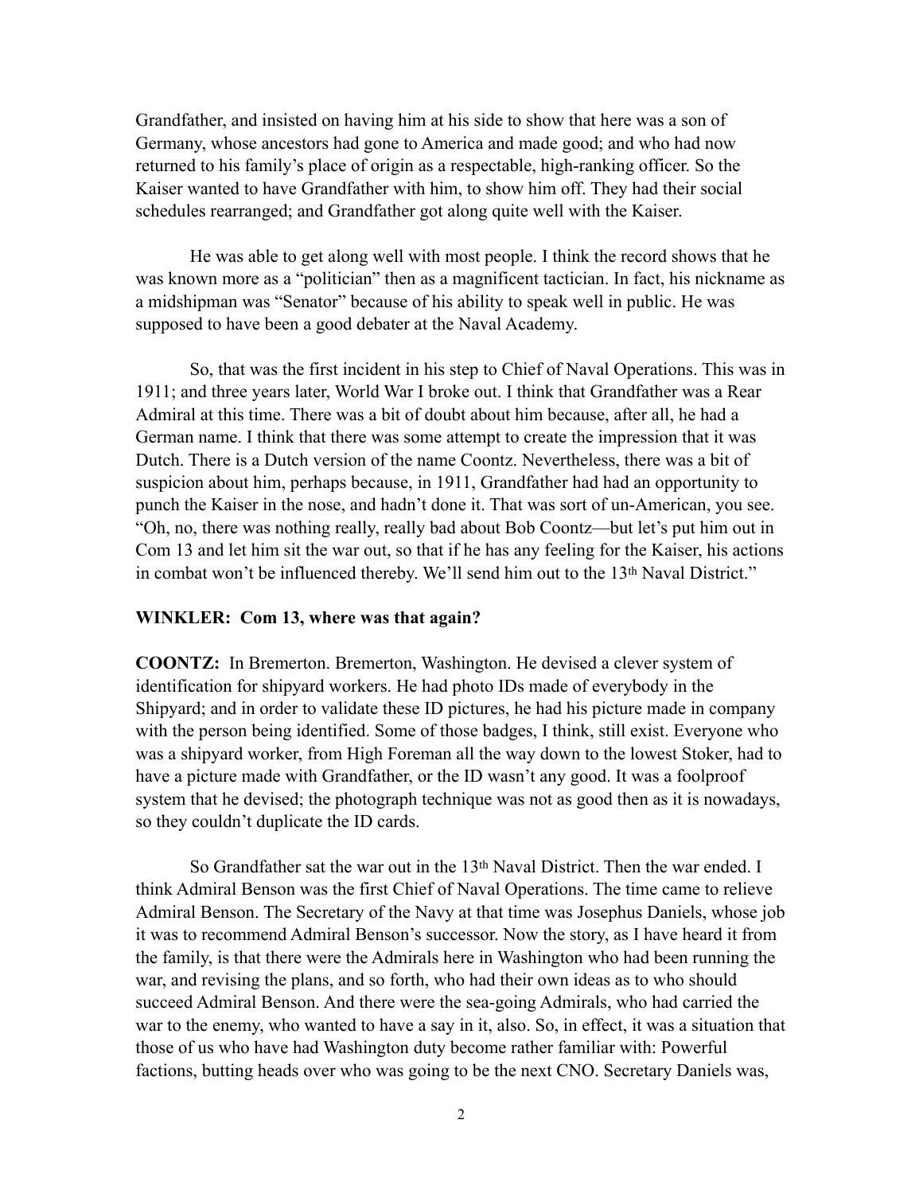Grandfather, and insisted on having him at his side to show that here was a son of Germany, whose ancestors had gone to America and made good; and who had now returned to his family's place of origin as a respectable, high-ranking officer. So the Kaiser wanted to have Grandfather with him, to show him off. They had their social schedules rearranged; and Grandfather got along quite well with the Kaiser.

He was able to get along well with most people. I think the record shows that he was known more as a "politician" then as a magnificent tactician. In fact, his nickname as a midshipman was "Senator" because of his ability to speak well in public. He was supposed to have been a good debater at the Naval Academy.

So, that was the first incident in his step to Chief of Naval Operations. This was in 1911; and three years later, World War I broke out. I think that Grandfather was a Rear Admiral at this time. There was a bit of doubt about him because, after all, he had a German name. I think that there was some attempt to create the impression that it was Dutch. There is a Dutch version of the name Coontz. Nevertheless, there was a bit of suspicion about him, perhaps because, in 1911, Grandfather had had an opportunity to punch the Kaiser in the nose, and hadn't done it. That was sort of un-American, you see. "Oh, no, there was nothing really, really bad about Bob Coontz—but let's put him out in Com 13 and let him sit the war out, so that if he has any feeling for the Kaiser, his actions in combat won't be influenced thereby. We'll send him out to the 13th Naval District."

**WINKLER: Com 13, where was that again?**

**COONTZ:** In Bremerton. Bremerton, Washington. He devised a clever system of identification for shipyard workers. He had photo IDs made of everybody in the Shipyard; and in order to validate these ID pictures, he had his picture made in company with the person being identified. Some of those badges, I think, still exist. Everyone who was a shipyard worker, from High Foreman all the way down to the lowest Stoker, had to have a picture made with Grandfather, or the ID wasn't any good. It was a foolproof system that he devised; the photograph technique was not as good then as it is nowadays, so they couldn't duplicate the ID cards.

So Grandfather sat the war out in the 13th Naval District. Then the war ended. I think Admiral Benson was the first Chief of Naval Operations. The time came to relieve Admiral Benson. The Secretary of the Navy at that time was Josephus Daniels, whose job it was to recommend Admiral Benson's successor. Now the story, as I have heard it from the family, is that there were the Admirals here in Washington who had been running the war, and revising the plans, and so forth, who had their own ideas as to who should succeed Admiral Benson. And there were the sea-going Admirals, who had carried the war to the enemy, who wanted to have a say in it, also. So, in effect, it was a situation that those of us who have had Washington duty become rather familiar with: Powerful factions, butting heads over who was going to be the next CNO. Secretary Daniels was,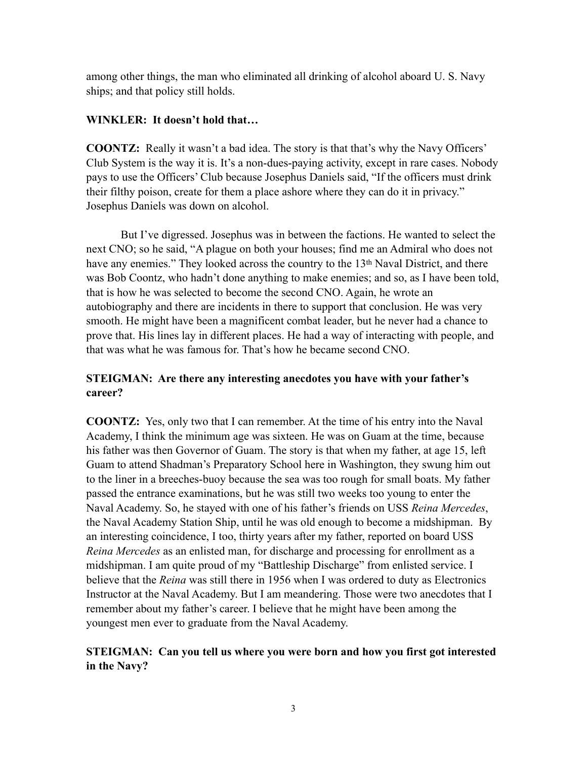among other things, the man who eliminated all drinking of alcohol aboard U. S. Navy ships; and that policy still holds.

**WINKLER: It doesn't hold that…**

**COONTZ:** Really it wasn't a bad idea. The story is that that's why the Navy Officers' Club System is the way it is. It's a non-dues-paying activity, except in rare cases. Nobody pays to use the Officers' Club because Josephus Daniels said, "If the officers must drink their filthy poison, create for them a place ashore where they can do it in privacy." Josephus Daniels was down on alcohol.

But I've digressed. Josephus was in between the factions. He wanted to select the next CNO; so he said, "A plague on both your houses; find me an Admiral who does not have any enemies." They looked across the country to the 13th Naval District, and there was Bob Coontz, who hadn't done anything to make enemies; and so, as I have been told, that is how he was selected to become the second CNO. Again, he wrote an autobiography and there are incidents in there to support that conclusion. He was very smooth. He might have been a magnificent combat leader, but he never had a chance to prove that. His lines lay in different places. He had a way of interacting with people, and that was what he was famous for. That's how he became second CNO.

**STEIGMAN: Are there any interesting anecdotes you have with your father's career?**

**COONTZ:** Yes, only two that I can remember. At the time of his entry into the Naval Academy, I think the minimum age was sixteen. He was on Guam at the time, because his father was then Governor of Guam. The story is that when my father, at age 15, left Guam to attend Shadman's Preparatory School here in Washington, they swung him out to the liner in a breeches-buoy because the sea was too rough for small boats. My father passed the entrance examinations, but he was still two weeks too young to enter the Naval Academy. So, he stayed with one of his father's friends on USS *Reina Mercedes*, the Naval Academy Station Ship, until he was old enough to become a midshipman. By an interesting coincidence, I too, thirty years after my father, reported on board USS *Reina Mercedes* as an enlisted man, for discharge and processing for enrollment as a midshipman. I am quite proud of my "Battleship Discharge" from enlisted service. I believe that the *Reina* was still there in 1956 when I was ordered to duty as Electronics Instructor at the Naval Academy. But I am meandering. Those were two anecdotes that I remember about my father's career. I believe that he might have been among the youngest men ever to graduate from the Naval Academy.

**STEIGMAN: Can you tell us where you were born and how you first got interested in the Navy?**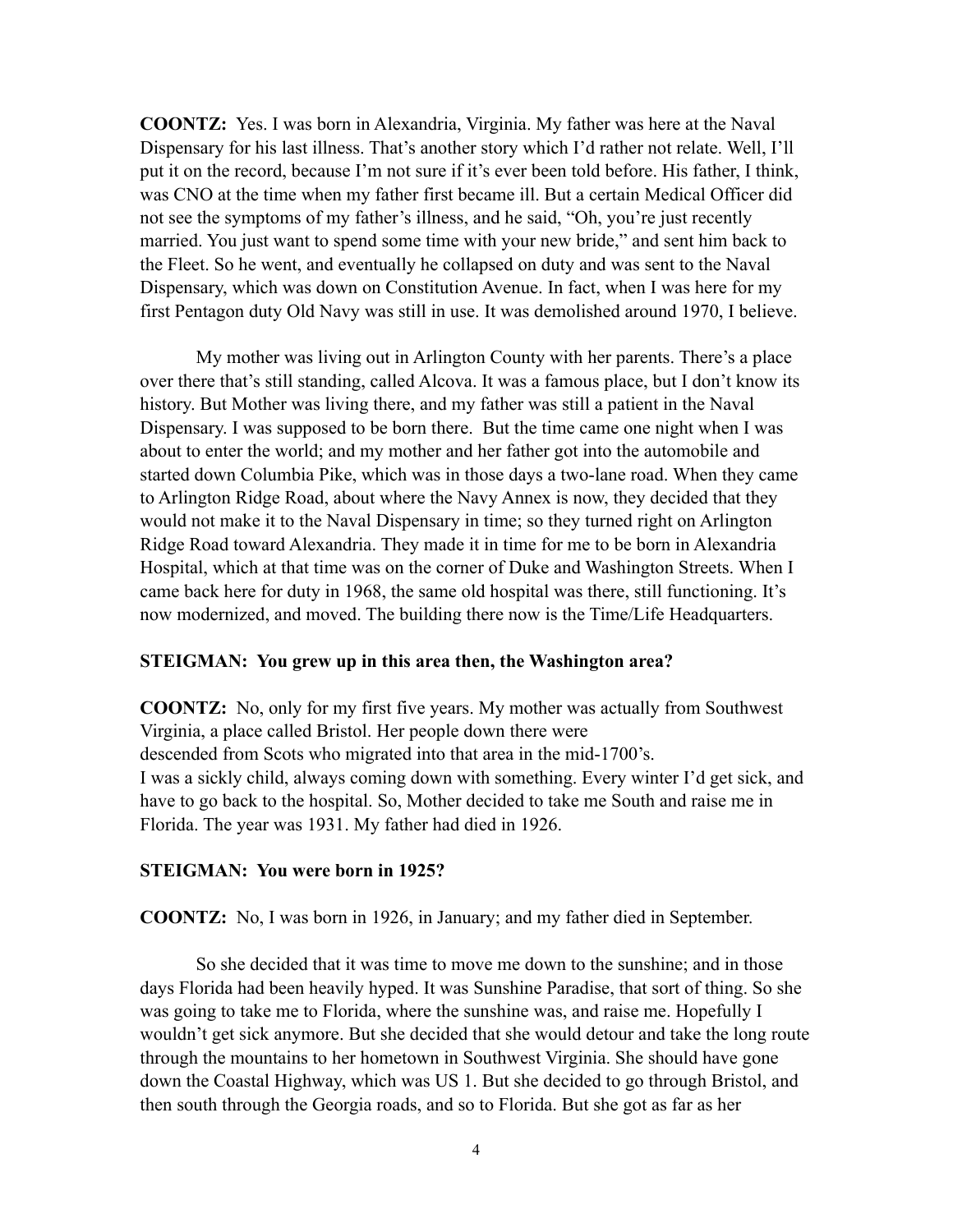**COONTZ:** Yes. I was born in Alexandria, Virginia. My father was here at the Naval Dispensary for his last illness. That's another story which I'd rather not relate. Well, I'll put it on the record, because I'm not sure if it's ever been told before. His father, I think, was CNO at the time when my father first became ill. But a certain Medical Officer did not see the symptoms of my father's illness, and he said, "Oh, you're just recently married. You just want to spend some time with your new bride," and sent him back to the Fleet. So he went, and eventually he collapsed on duty and was sent to the Naval Dispensary, which was down on Constitution Avenue. In fact, when I was here for my first Pentagon duty Old Navy was still in use. It was demolished around 1970, I believe.

My mother was living out in Arlington County with her parents. There's a place over there that's still standing, called Alcova. It was a famous place, but I don't know its history. But Mother was living there, and my father was still a patient in the Naval Dispensary. I was supposed to be born there. But the time came one night when I was about to enter the world; and my mother and her father got into the automobile and started down Columbia Pike, which was in those days a two-lane road. When they came to Arlington Ridge Road, about where the Navy Annex is now, they decided that they would not make it to the Naval Dispensary in time; so they turned right on Arlington Ridge Road toward Alexandria. They made it in time for me to be born in Alexandria Hospital, which at that time was on the corner of Duke and Washington Streets. When I came back here for duty in 1968, the same old hospital was there, still functioning. It's now modernized, and moved. The building there now is the Time/Life Headquarters.

**STEIGMAN: You grew up in this area then, the Washington area?**

**COONTZ:** No, only for my first five years. My mother was actually from Southwest Virginia, a place called Bristol. Her people down there were descended from Scots who migrated into that area in the mid-1700's. I was a sickly child, always coming down with something. Every winter I'd get sick, and have to go back to the hospital. So, Mother decided to take me South and raise me in Florida. The year was 1931. My father had died in 1926.

**STEIGMAN: You were born in 1925?**

**COONTZ:** No, I was born in 1926, in January; and my father died in September.

So she decided that it was time to move me down to the sunshine; and in those days Florida had been heavily hyped. It was Sunshine Paradise, that sort of thing. So she was going to take me to Florida, where the sunshine was, and raise me. Hopefully I wouldn't get sick anymore. But she decided that she would detour and take the long route through the mountains to her hometown in Southwest Virginia. She should have gone down the Coastal Highway, which was US 1. But she decided to go through Bristol, and then south through the Georgia roads, and so to Florida. But she got as far as her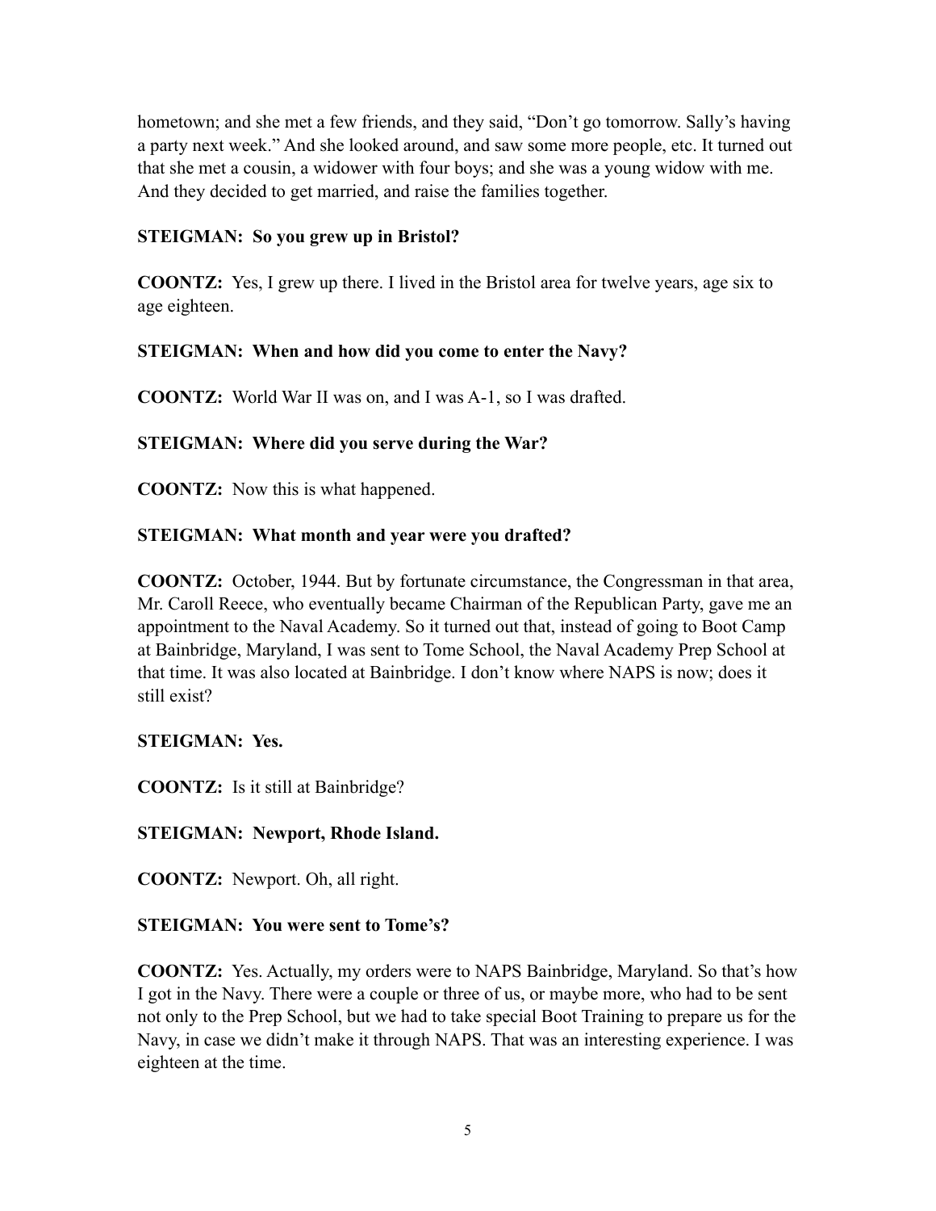hometown; and she met a few friends, and they said, "Don't go tomorrow. Sally's having a party next week." And she looked around, and saw some more people, etc. It turned out that she met a cousin, a widower with four boys; and she was a young widow with me. And they decided to get married, and raise the families together.

**STEIGMAN: So you grew up in Bristol?**

**COONTZ:** Yes, I grew up there. I lived in the Bristol area for twelve years, age six to age eighteen.

**STEIGMAN: When and how did you come to enter the Navy?**

**COONTZ:** World War II was on, and I was A-1, so I was drafted.

**STEIGMAN: Where did you serve during the War?**

**COONTZ:** Now this is what happened.

**STEIGMAN: What month and year were you drafted?**

**COONTZ:** October, 1944. But by fortunate circumstance, the Congressman in that area, Mr. Caroll Reece, who eventually became Chairman of the Republican Party, gave me an appointment to the Naval Academy. So it turned out that, instead of going to Boot Camp at Bainbridge, Maryland, I was sent to Tome School, the Naval Academy Prep School at that time. It was also located at Bainbridge. I don't know where NAPS is now; does it still exist?

**STEIGMAN: Yes.**

**COONTZ:** Is it still at Bainbridge?

**STEIGMAN: Newport, Rhode Island.**

**COONTZ:** Newport. Oh, all right.

**STEIGMAN: You were sent to Tome's?**

**COONTZ:** Yes. Actually, my orders were to NAPS Bainbridge, Maryland. So that's how I got in the Navy. There were a couple or three of us, or maybe more, who had to be sent not only to the Prep School, but we had to take special Boot Training to prepare us for the Navy, in case we didn't make it through NAPS. That was an interesting experience. I was eighteen at the time.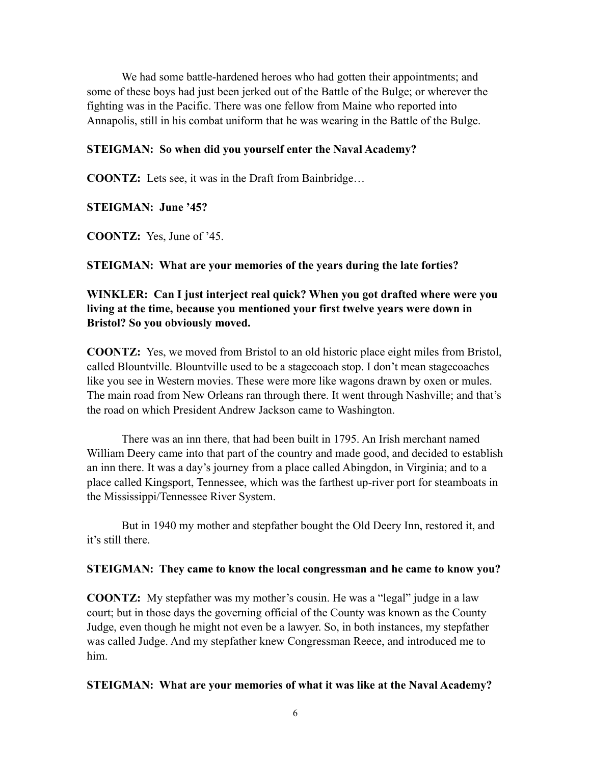We had some battle-hardened heroes who had gotten their appointments; and some of these boys had just been jerked out of the Battle of the Bulge; or wherever the fighting was in the Pacific. There was one fellow from Maine who reported into Annapolis, still in his combat uniform that he was wearing in the Battle of the Bulge.

**STEIGMAN: So when did you yourself enter the Naval Academy?**

**COONTZ:** Lets see, it was in the Draft from Bainbridge…

**STEIGMAN: June '45?**

**COONTZ:** Yes, June of '45.

**STEIGMAN: What are your memories of the years during the late forties?**

**WINKLER: Can I just interject real quick? When you got drafted where were you living at the time, because you mentioned your first twelve years were down in Bristol? So you obviously moved.**

**COONTZ:** Yes, we moved from Bristol to an old historic place eight miles from Bristol, called Blountville. Blountville used to be a stagecoach stop. I don't mean stagecoaches like you see in Western movies. These were more like wagons drawn by oxen or mules. The main road from New Orleans ran through there. It went through Nashville; and that's the road on which President Andrew Jackson came to Washington.

There was an inn there, that had been built in 1795. An Irish merchant named William Deery came into that part of the country and made good, and decided to establish an inn there. It was a day's journey from a place called Abingdon, in Virginia; and to a place called Kingsport, Tennessee, which was the farthest up-river port for steamboats in the Mississippi/Tennessee River System.

But in 1940 my mother and stepfather bought the Old Deery Inn, restored it, and it's still there.

**STEIGMAN: They came to know the local congressman and he came to know you?**

**COONTZ:** My stepfather was my mother's cousin. He was a "legal" judge in a law court; but in those days the governing official of the County was known as the County Judge, even though he might not even be a lawyer. So, in both instances, my stepfather was called Judge. And my stepfather knew Congressman Reece, and introduced me to him.

**STEIGMAN: What are your memories of what it was like at the Naval Academy?**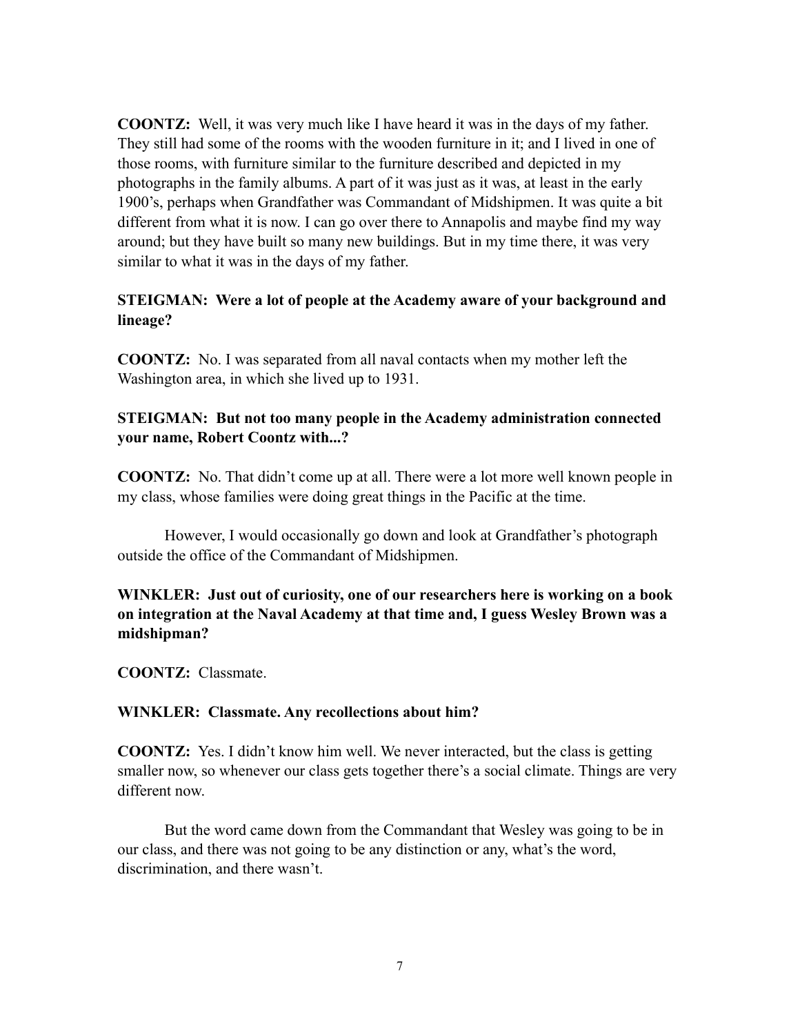**COONTZ:** Well, it was very much like I have heard it was in the days of my father. They still had some of the rooms with the wooden furniture in it; and I lived in one of those rooms, with furniture similar to the furniture described and depicted in my photographs in the family albums. A part of it was just as it was, at least in the early 1900's, perhaps when Grandfather was Commandant of Midshipmen. It was quite a bit different from what it is now. I can go over there to Annapolis and maybe find my way around; but they have built so many new buildings. But in my time there, it was very similar to what it was in the days of my father.

**STEIGMAN: Were a lot of people at the Academy aware of your background and lineage?**

**COONTZ:** No. I was separated from all naval contacts when my mother left the Washington area, in which she lived up to 1931.

**STEIGMAN: But not too many people in the Academy administration connected your name, Robert Coontz with...?**

**COONTZ:** No. That didn't come up at all. There were a lot more well known people in my class, whose families were doing great things in the Pacific at the time.

However, I would occasionally go down and look at Grandfather's photograph outside the office of the Commandant of Midshipmen.

**WINKLER: Just out of curiosity, one of our researchers here is working on a book on integration at the Naval Academy at that time and, I guess Wesley Brown was a midshipman?**

**COONTZ:** Classmate.

**WINKLER: Classmate. Any recollections about him?**

**COONTZ:** Yes. I didn't know him well. We never interacted, but the class is getting smaller now, so whenever our class gets together there's a social climate. Things are very different now.

But the word came down from the Commandant that Wesley was going to be in our class, and there was not going to be any distinction or any, what's the word, discrimination, and there wasn't.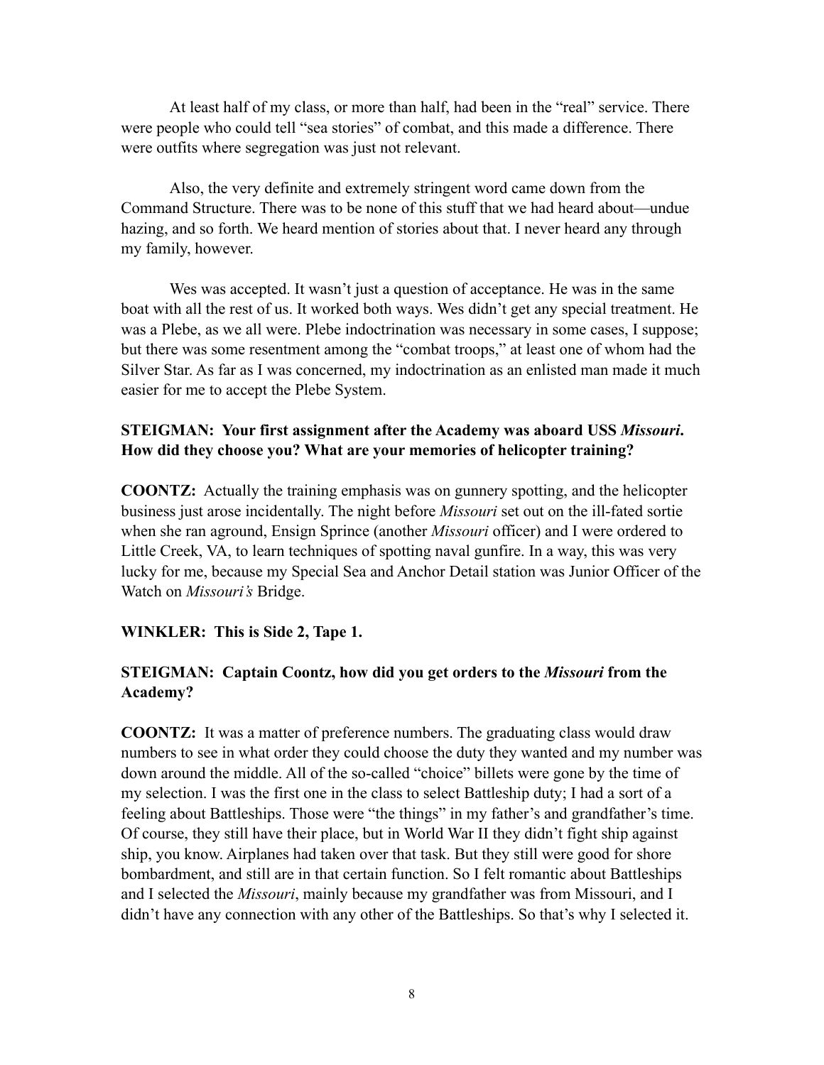At least half of my class, or more than half, had been in the "real" service. There were people who could tell "sea stories" of combat, and this made a difference. There were outfits where segregation was just not relevant.

Also, the very definite and extremely stringent word came down from the Command Structure. There was to be none of this stuff that we had heard about—undue hazing, and so forth. We heard mention of stories about that. I never heard any through my family, however.

Wes was accepted. It wasn't just a question of acceptance. He was in the same boat with all the rest of us. It worked both ways. Wes didn't get any special treatment. He was a Plebe, as we all were. Plebe indoctrination was necessary in some cases, I suppose; but there was some resentment among the "combat troops," at least one of whom had the Silver Star. As far as I was concerned, my indoctrination as an enlisted man made it much easier for me to accept the Plebe System.

**STEIGMAN: Your first assignment after the Academy was aboard USS *Missouri*. How did they choose you? What are your memories of helicopter training?**

**COONTZ:** Actually the training emphasis was on gunnery spotting, and the helicopter business just arose incidentally. The night before *Missouri* set out on the ill-fated sortie when she ran aground, Ensign Sprince (another *Missouri* officer) and I were ordered to Little Creek, VA, to learn techniques of spotting naval gunfire. In a way, this was very lucky for me, because my Special Sea and Anchor Detail station was Junior Officer of the Watch on *Missouri's* Bridge.

**WINKLER: This is Side 2, Tape 1.**

**STEIGMAN: Captain Coontz, how did you get orders to the *Missouri* from the Academy?**

**COONTZ:** It was a matter of preference numbers. The graduating class would draw numbers to see in what order they could choose the duty they wanted and my number was down around the middle. All of the so-called "choice" billets were gone by the time of my selection. I was the first one in the class to select Battleship duty; I had a sort of a feeling about Battleships. Those were "the things" in my father's and grandfather's time. Of course, they still have their place, but in World War II they didn't fight ship against ship, you know. Airplanes had taken over that task. But they still were good for shore bombardment, and still are in that certain function. So I felt romantic about Battleships and I selected the *Missouri*, mainly because my grandfather was from Missouri, and I didn't have any connection with any other of the Battleships. So that's why I selected it.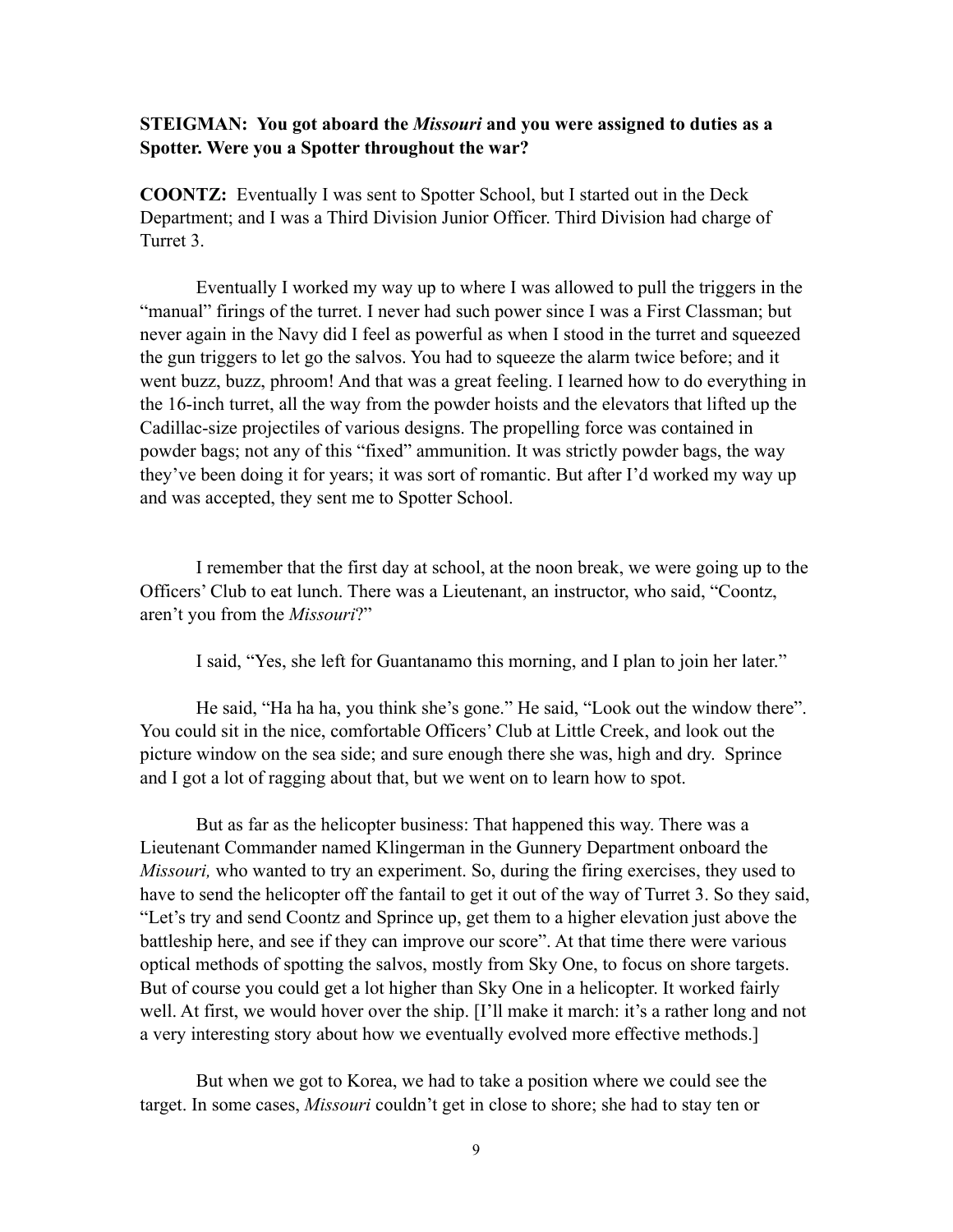**STEIGMAN: You got aboard the *Missouri* and you were assigned to duties as a Spotter. Were you a Spotter throughout the war?**

**COONTZ:** Eventually I was sent to Spotter School, but I started out in the Deck Department; and I was a Third Division Junior Officer. Third Division had charge of Turret 3.

Eventually I worked my way up to where I was allowed to pull the triggers in the "manual" firings of the turret. I never had such power since I was a First Classman; but never again in the Navy did I feel as powerful as when I stood in the turret and squeezed the gun triggers to let go the salvos. You had to squeeze the alarm twice before; and it went buzz, buzz, phroom! And that was a great feeling. I learned how to do everything in the 16-inch turret, all the way from the powder hoists and the elevators that lifted up the Cadillac-size projectiles of various designs. The propelling force was contained in powder bags; not any of this "fixed" ammunition. It was strictly powder bags, the way they've been doing it for years; it was sort of romantic. But after I'd worked my way up and was accepted, they sent me to Spotter School.

I remember that the first day at school, at the noon break, we were going up to the Officers' Club to eat lunch. There was a Lieutenant, an instructor, who said, "Coontz, aren't you from the *Missouri*?"

I said, "Yes, she left for Guantanamo this morning, and I plan to join her later."

He said, "Ha ha ha, you think she's gone." He said, "Look out the window there". You could sit in the nice, comfortable Officers' Club at Little Creek, and look out the picture window on the sea side; and sure enough there she was, high and dry. Sprince and I got a lot of ragging about that, but we went on to learn how to spot.

But as far as the helicopter business: That happened this way. There was a Lieutenant Commander named Klingerman in the Gunnery Department onboard the *Missouri,* who wanted to try an experiment. So, during the firing exercises, they used to have to send the helicopter off the fantail to get it out of the way of Turret 3. So they said, "Let's try and send Coontz and Sprince up, get them to a higher elevation just above the battleship here, and see if they can improve our score". At that time there were various optical methods of spotting the salvos, mostly from Sky One, to focus on shore targets. But of course you could get a lot higher than Sky One in a helicopter. It worked fairly well. At first, we would hover over the ship. [I'll make it march: it's a rather long and not a very interesting story about how we eventually evolved more effective methods.]

But when we got to Korea, we had to take a position where we could see the target. In some cases, *Missouri* couldn't get in close to shore; she had to stay ten or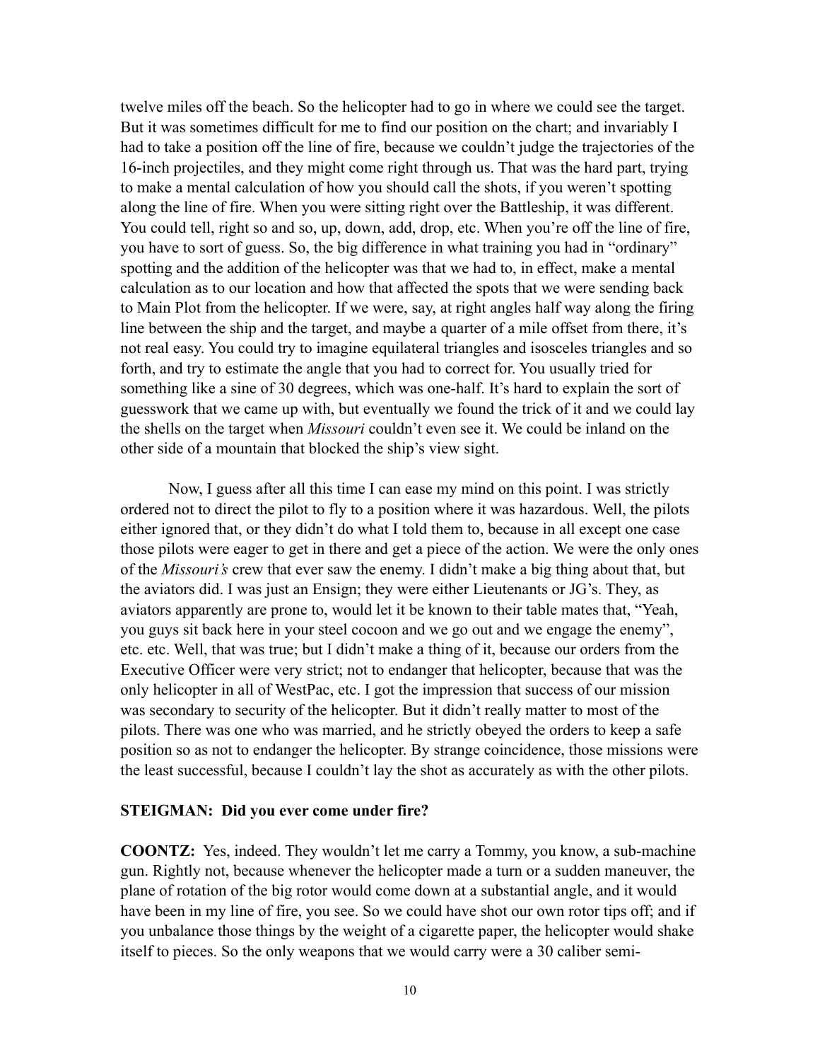twelve miles off the beach. So the helicopter had to go in where we could see the target. But it was sometimes difficult for me to find our position on the chart; and invariably I had to take a position off the line of fire, because we couldn't judge the trajectories of the 16-inch projectiles, and they might come right through us. That was the hard part, trying to make a mental calculation of how you should call the shots, if you weren't spotting along the line of fire. When you were sitting right over the Battleship, it was different. You could tell, right so and so, up, down, add, drop, etc. When you're off the line of fire, you have to sort of guess. So, the big difference in what training you had in "ordinary" spotting and the addition of the helicopter was that we had to, in effect, make a mental calculation as to our location and how that affected the spots that we were sending back to Main Plot from the helicopter. If we were, say, at right angles half way along the firing line between the ship and the target, and maybe a quarter of a mile offset from there, it's not real easy. You could try to imagine equilateral triangles and isosceles triangles and so forth, and try to estimate the angle that you had to correct for. You usually tried for something like a sine of 30 degrees, which was one-half. It's hard to explain the sort of guesswork that we came up with, but eventually we found the trick of it and we could lay the shells on the target when *Missouri* couldn't even see it. We could be inland on the other side of a mountain that blocked the ship's view sight.

Now, I guess after all this time I can ease my mind on this point. I was strictly ordered not to direct the pilot to fly to a position where it was hazardous. Well, the pilots either ignored that, or they didn't do what I told them to, because in all except one case those pilots were eager to get in there and get a piece of the action. We were the only ones of the *Missouri's* crew that ever saw the enemy. I didn't make a big thing about that, but the aviators did. I was just an Ensign; they were either Lieutenants or JG's. They, as aviators apparently are prone to, would let it be known to their table mates that, "Yeah, you guys sit back here in your steel cocoon and we go out and we engage the enemy", etc. etc. Well, that was true; but I didn't make a thing of it, because our orders from the Executive Officer were very strict; not to endanger that helicopter, because that was the only helicopter in all of WestPac, etc. I got the impression that success of our mission was secondary to security of the helicopter. But it didn't really matter to most of the pilots. There was one who was married, and he strictly obeyed the orders to keep a safe position so as not to endanger the helicopter. By strange coincidence, those missions were the least successful, because I couldn't lay the shot as accurately as with the other pilots.

**STEIGMAN: Did you ever come under fire?**

**COONTZ:** Yes, indeed. They wouldn't let me carry a Tommy, you know, a sub-machine gun. Rightly not, because whenever the helicopter made a turn or a sudden maneuver, the plane of rotation of the big rotor would come down at a substantial angle, and it would have been in my line of fire, you see. So we could have shot our own rotor tips off; and if you unbalance those things by the weight of a cigarette paper, the helicopter would shake itself to pieces. So the only weapons that we would carry were a 30 caliber semi-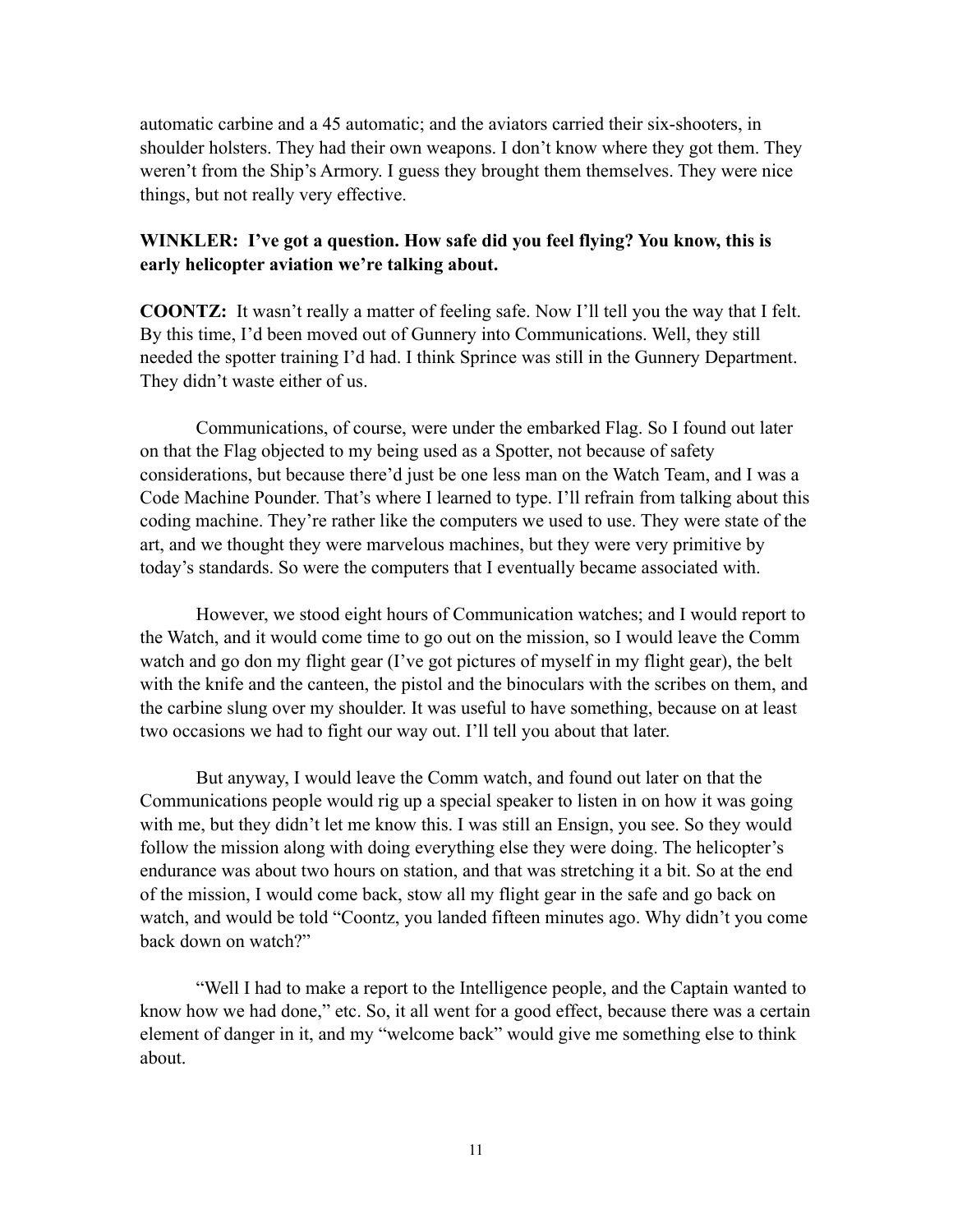automatic carbine and a 45 automatic; and the aviators carried their six-shooters, in shoulder holsters. They had their own weapons. I don't know where they got them. They weren't from the Ship's Armory. I guess they brought them themselves. They were nice things, but not really very effective.

**WINKLER: I've got a question. How safe did you feel flying? You know, this is early helicopter aviation we're talking about.**

**COONTZ:** It wasn't really a matter of feeling safe. Now I'll tell you the way that I felt. By this time, I'd been moved out of Gunnery into Communications. Well, they still needed the spotter training I'd had. I think Sprince was still in the Gunnery Department. They didn't waste either of us.

Communications, of course, were under the embarked Flag. So I found out later on that the Flag objected to my being used as a Spotter, not because of safety considerations, but because there'd just be one less man on the Watch Team, and I was a Code Machine Pounder. That's where I learned to type. I'll refrain from talking about this coding machine. They're rather like the computers we used to use. They were state of the art, and we thought they were marvelous machines, but they were very primitive by today's standards. So were the computers that I eventually became associated with.

However, we stood eight hours of Communication watches; and I would report to the Watch, and it would come time to go out on the mission, so I would leave the Comm watch and go don my flight gear (I've got pictures of myself in my flight gear), the belt with the knife and the canteen, the pistol and the binoculars with the scribes on them, and the carbine slung over my shoulder. It was useful to have something, because on at least two occasions we had to fight our way out. I'll tell you about that later.

But anyway, I would leave the Comm watch, and found out later on that the Communications people would rig up a special speaker to listen in on how it was going with me, but they didn't let me know this. I was still an Ensign, you see. So they would follow the mission along with doing everything else they were doing. The helicopter's endurance was about two hours on station, and that was stretching it a bit. So at the end of the mission, I would come back, stow all my flight gear in the safe and go back on watch, and would be told "Coontz, you landed fifteen minutes ago. Why didn't you come back down on watch?"

"Well I had to make a report to the Intelligence people, and the Captain wanted to know how we had done," etc. So, it all went for a good effect, because there was a certain element of danger in it, and my "welcome back" would give me something else to think about.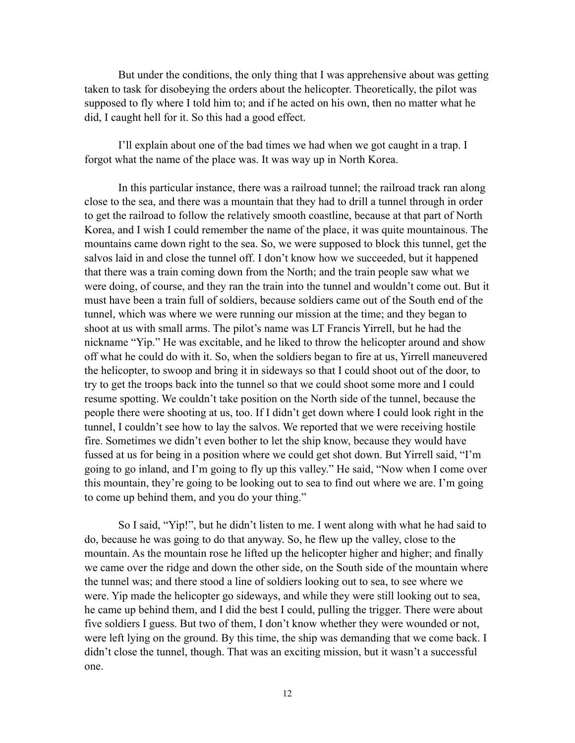But under the conditions, the only thing that I was apprehensive about was getting taken to task for disobeying the orders about the helicopter. Theoretically, the pilot was supposed to fly where I told him to; and if he acted on his own, then no matter what he did, I caught hell for it. So this had a good effect.

I'll explain about one of the bad times we had when we got caught in a trap. I forgot what the name of the place was. It was way up in North Korea.

In this particular instance, there was a railroad tunnel; the railroad track ran along close to the sea, and there was a mountain that they had to drill a tunnel through in order to get the railroad to follow the relatively smooth coastline, because at that part of North Korea, and I wish I could remember the name of the place, it was quite mountainous. The mountains came down right to the sea. So, we were supposed to block this tunnel, get the salvos laid in and close the tunnel off. I don't know how we succeeded, but it happened that there was a train coming down from the North; and the train people saw what we were doing, of course, and they ran the train into the tunnel and wouldn't come out. But it must have been a train full of soldiers, because soldiers came out of the South end of the tunnel, which was where we were running our mission at the time; and they began to shoot at us with small arms. The pilot's name was LT Francis Yirrell, but he had the nickname "Yip." He was excitable, and he liked to throw the helicopter around and show off what he could do with it. So, when the soldiers began to fire at us, Yirrell maneuvered the helicopter, to swoop and bring it in sideways so that I could shoot out of the door, to try to get the troops back into the tunnel so that we could shoot some more and I could resume spotting. We couldn't take position on the North side of the tunnel, because the people there were shooting at us, too. If I didn't get down where I could look right in the tunnel, I couldn't see how to lay the salvos. We reported that we were receiving hostile fire. Sometimes we didn't even bother to let the ship know, because they would have fussed at us for being in a position where we could get shot down. But Yirrell said, "I'm going to go inland, and I'm going to fly up this valley." He said, "Now when I come over this mountain, they're going to be looking out to sea to find out where we are. I'm going to come up behind them, and you do your thing."

So I said, "Yip!", but he didn't listen to me. I went along with what he had said to do, because he was going to do that anyway. So, he flew up the valley, close to the mountain. As the mountain rose he lifted up the helicopter higher and higher; and finally we came over the ridge and down the other side, on the South side of the mountain where the tunnel was; and there stood a line of soldiers looking out to sea, to see where we were. Yip made the helicopter go sideways, and while they were still looking out to sea, he came up behind them, and I did the best I could, pulling the trigger. There were about five soldiers I guess. But two of them, I don't know whether they were wounded or not, were left lying on the ground. By this time, the ship was demanding that we come back. I didn't close the tunnel, though. That was an exciting mission, but it wasn't a successful one.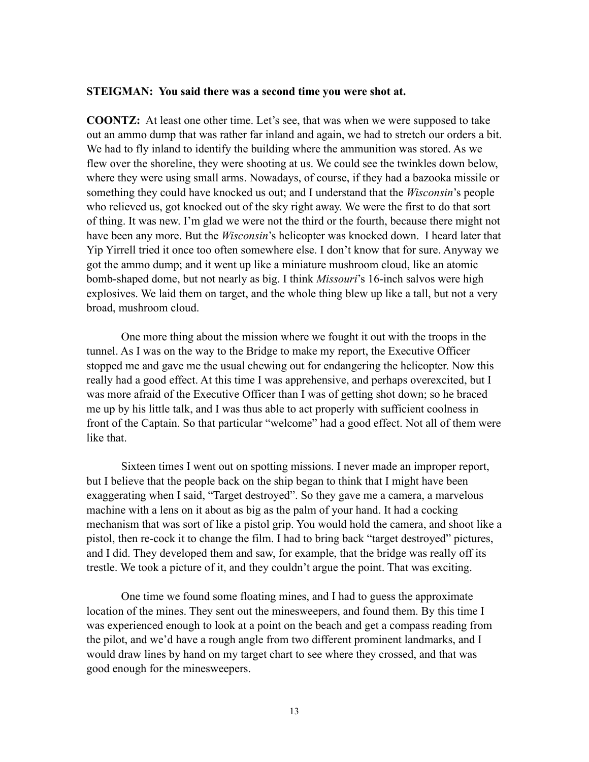**STEIGMAN: You said there was a second time you were shot at.**

**COONTZ:** At least one other time. Let's see, that was when we were supposed to take out an ammo dump that was rather far inland and again, we had to stretch our orders a bit. We had to fly inland to identify the building where the ammunition was stored. As we flew over the shoreline, they were shooting at us. We could see the twinkles down below, where they were using small arms. Nowadays, of course, if they had a bazooka missile or something they could have knocked us out; and I understand that the *Wisconsin*'s people who relieved us, got knocked out of the sky right away. We were the first to do that sort of thing. It was new. I'm glad we were not the third or the fourth, because there might not have been any more. But the *Wisconsin*'s helicopter was knocked down. I heard later that Yip Yirrell tried it once too often somewhere else. I don't know that for sure. Anyway we got the ammo dump; and it went up like a miniature mushroom cloud, like an atomic bomb-shaped dome, but not nearly as big. I think *Missouri*'s 16-inch salvos were high explosives. We laid them on target, and the whole thing blew up like a tall, but not a very broad, mushroom cloud.

One more thing about the mission where we fought it out with the troops in the tunnel. As I was on the way to the Bridge to make my report, the Executive Officer stopped me and gave me the usual chewing out for endangering the helicopter. Now this really had a good effect. At this time I was apprehensive, and perhaps overexcited, but I was more afraid of the Executive Officer than I was of getting shot down; so he braced me up by his little talk, and I was thus able to act properly with sufficient coolness in front of the Captain. So that particular "welcome" had a good effect. Not all of them were like that.

Sixteen times I went out on spotting missions. I never made an improper report, but I believe that the people back on the ship began to think that I might have been exaggerating when I said, "Target destroyed". So they gave me a camera, a marvelous machine with a lens on it about as big as the palm of your hand. It had a cocking mechanism that was sort of like a pistol grip. You would hold the camera, and shoot like a pistol, then re-cock it to change the film. I had to bring back "target destroyed" pictures, and I did. They developed them and saw, for example, that the bridge was really off its trestle. We took a picture of it, and they couldn't argue the point. That was exciting.

One time we found some floating mines, and I had to guess the approximate location of the mines. They sent out the minesweepers, and found them. By this time I was experienced enough to look at a point on the beach and get a compass reading from the pilot, and we'd have a rough angle from two different prominent landmarks, and I would draw lines by hand on my target chart to see where they crossed, and that was good enough for the minesweepers.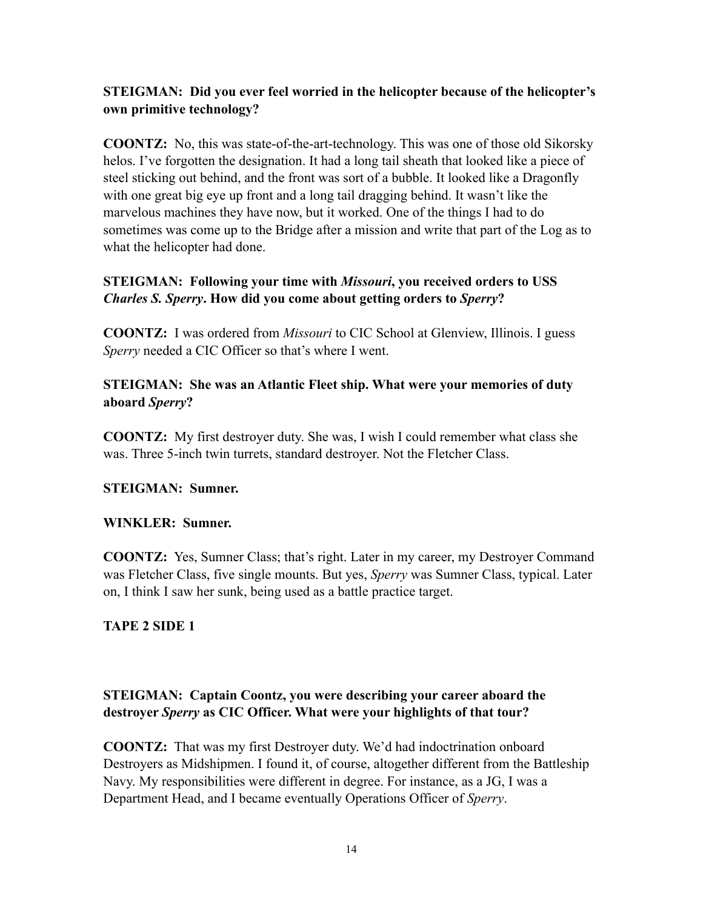**STEIGMAN: Did you ever feel worried in the helicopter because of the helicopter's own primitive technology?**

**COONTZ:** No, this was state-of-the-art-technology. This was one of those old Sikorsky helos. I've forgotten the designation. It had a long tail sheath that looked like a piece of steel sticking out behind, and the front was sort of a bubble. It looked like a Dragonfly with one great big eye up front and a long tail dragging behind. It wasn't like the marvelous machines they have now, but it worked. One of the things I had to do sometimes was come up to the Bridge after a mission and write that part of the Log as to what the helicopter had done.

**STEIGMAN: Following your time with *Missouri*, you received orders to USS *Charles S. Sperry*. How did you come about getting orders to *Sperry*?**

**COONTZ:** I was ordered from *Missouri* to CIC School at Glenview, Illinois. I guess *Sperry* needed a CIC Officer so that's where I went.

**STEIGMAN: She was an Atlantic Fleet ship. What were your memories of duty aboard *Sperry*?**

**COONTZ:** My first destroyer duty. She was, I wish I could remember what class she was. Three 5-inch twin turrets, standard destroyer. Not the Fletcher Class.

**STEIGMAN: Sumner.**

**WINKLER: Sumner.**

**COONTZ:** Yes, Sumner Class; that's right. Later in my career, my Destroyer Command was Fletcher Class, five single mounts. But yes, *Sperry* was Sumner Class, typical. Later on, I think I saw her sunk, being used as a battle practice target.

**TAPE 2 SIDE 1**

**STEIGMAN: Captain Coontz, you were describing your career aboard the destroyer *Sperry* as CIC Officer. What were your highlights of that tour?**

**COONTZ:** That was my first Destroyer duty. We'd had indoctrination onboard Destroyers as Midshipmen. I found it, of course, altogether different from the Battleship Navy. My responsibilities were different in degree. For instance, as a JG, I was a Department Head, and I became eventually Operations Officer of *Sperry*.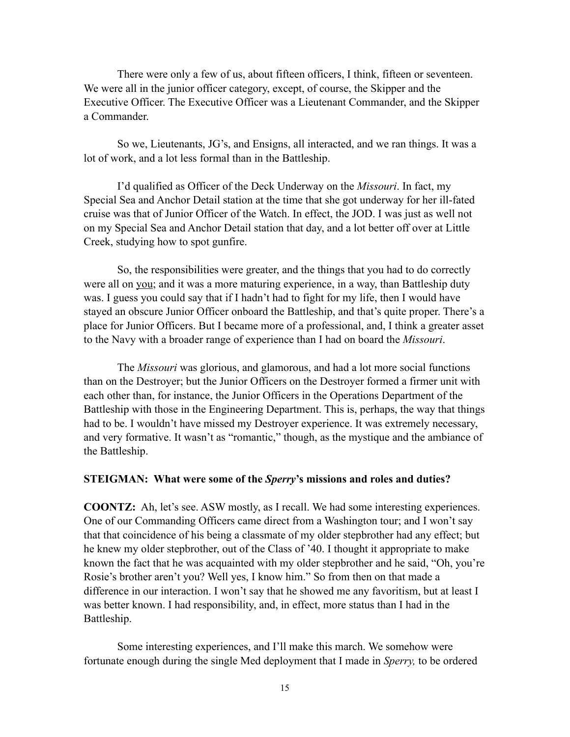There were only a few of us, about fifteen officers, I think, fifteen or seventeen. We were all in the junior officer category, except, of course, the Skipper and the Executive Officer. The Executive Officer was a Lieutenant Commander, and the Skipper a Commander.

So we, Lieutenants, JG's, and Ensigns, all interacted, and we ran things. It was a lot of work, and a lot less formal than in the Battleship.

I'd qualified as Officer of the Deck Underway on the *Missouri*. In fact, my Special Sea and Anchor Detail station at the time that she got underway for her ill-fated cruise was that of Junior Officer of the Watch. In effect, the JOD. I was just as well not on my Special Sea and Anchor Detail station that day, and a lot better off over at Little Creek, studying how to spot gunfire.

So, the responsibilities were greater, and the things that you had to do correctly were all on <u>you</u>; and it was a more maturing experience, in a way, than Battleship duty was. I guess you could say that if I hadn't had to fight for my life, then I would have stayed an obscure Junior Officer onboard the Battleship, and that's quite proper. There's a place for Junior Officers. But I became more of a professional, and, I think a greater asset to the Navy with a broader range of experience than I had on board the *Missouri*.

The *Missouri* was glorious, and glamorous, and had a lot more social functions than on the Destroyer; but the Junior Officers on the Destroyer formed a firmer unit with each other than, for instance, the Junior Officers in the Operations Department of the Battleship with those in the Engineering Department. This is, perhaps, the way that things had to be. I wouldn't have missed my Destroyer experience. It was extremely necessary, and very formative. It wasn't as "romantic," though, as the mystique and the ambiance of the Battleship.

**STEIGMAN: What were some of the *Sperry*'s missions and roles and duties?**

**COONTZ:** Ah, let's see. ASW mostly, as I recall. We had some interesting experiences. One of our Commanding Officers came direct from a Washington tour; and I won't say that that coincidence of his being a classmate of my older stepbrother had any effect; but he knew my older stepbrother, out of the Class of '40. I thought it appropriate to make known the fact that he was acquainted with my older stepbrother and he said, "Oh, you're Rosie's brother aren't you? Well yes, I know him." So from then on that made a difference in our interaction. I won't say that he showed me any favoritism, but at least I was better known. I had responsibility, and, in effect, more status than I had in the Battleship.

Some interesting experiences, and I'll make this march. We somehow were fortunate enough during the single Med deployment that I made in *Sperry,* to be ordered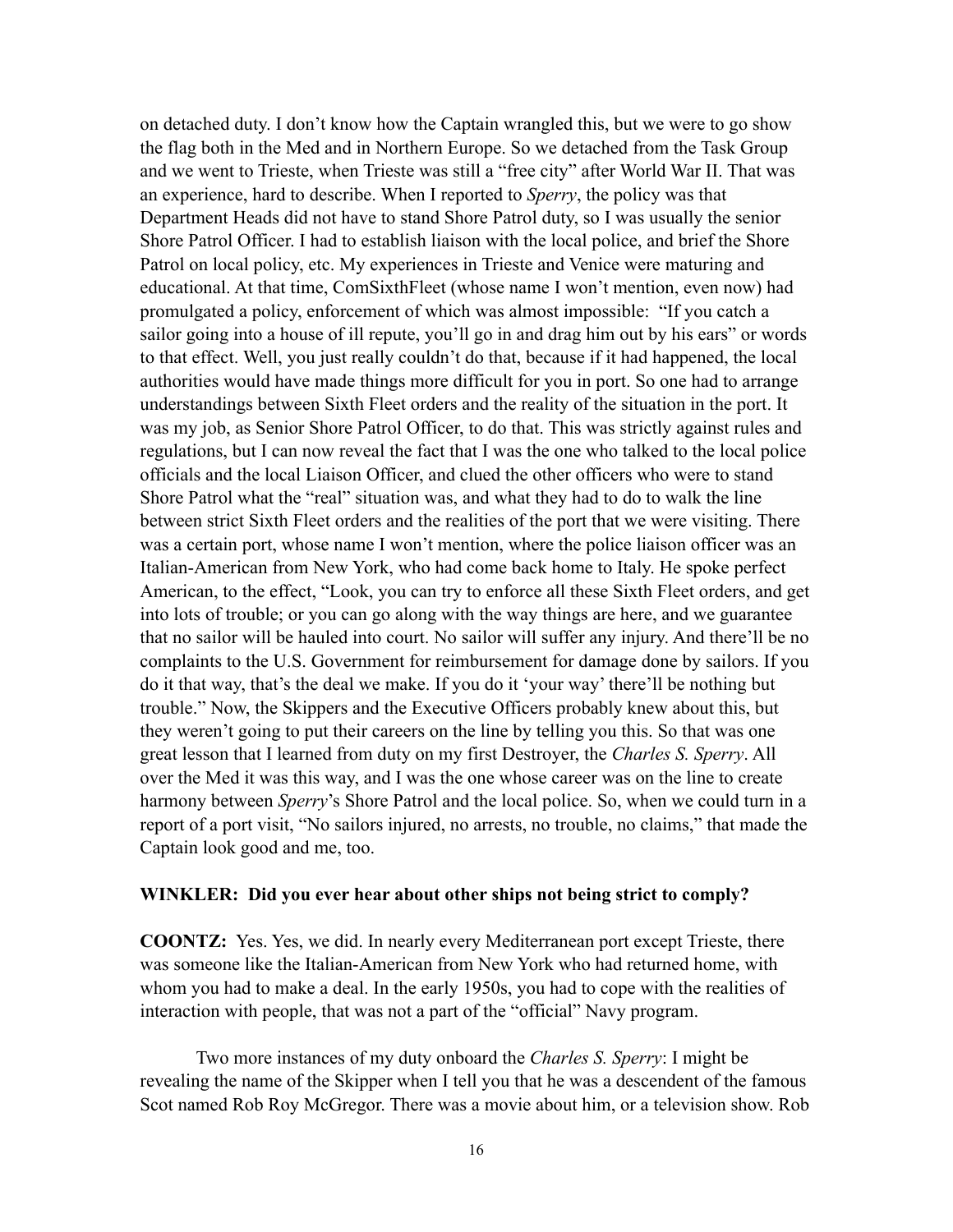on detached duty. I don't know how the Captain wrangled this, but we were to go show the flag both in the Med and in Northern Europe. So we detached from the Task Group and we went to Trieste, when Trieste was still a "free city" after World War II. That was an experience, hard to describe. When I reported to *Sperry*, the policy was that Department Heads did not have to stand Shore Patrol duty, so I was usually the senior Shore Patrol Officer. I had to establish liaison with the local police, and brief the Shore Patrol on local policy, etc. My experiences in Trieste and Venice were maturing and educational. At that time, ComSixthFleet (whose name I won't mention, even now) had promulgated a policy, enforcement of which was almost impossible: "If you catch a sailor going into a house of ill repute, you'll go in and drag him out by his ears" or words to that effect. Well, you just really couldn't do that, because if it had happened, the local authorities would have made things more difficult for you in port. So one had to arrange understandings between Sixth Fleet orders and the reality of the situation in the port. It was my job, as Senior Shore Patrol Officer, to do that. This was strictly against rules and regulations, but I can now reveal the fact that I was the one who talked to the local police officials and the local Liaison Officer, and clued the other officers who were to stand Shore Patrol what the "real" situation was, and what they had to do to walk the line between strict Sixth Fleet orders and the realities of the port that we were visiting. There was a certain port, whose name I won't mention, where the police liaison officer was an Italian-American from New York, who had come back home to Italy. He spoke perfect American, to the effect, "Look, you can try to enforce all these Sixth Fleet orders, and get into lots of trouble; or you can go along with the way things are here, and we guarantee that no sailor will be hauled into court. No sailor will suffer any injury. And there'll be no complaints to the U.S. Government for reimbursement for damage done by sailors. If you do it that way, that's the deal we make. If you do it 'your way' there'll be nothing but trouble." Now, the Skippers and the Executive Officers probably knew about this, but they weren't going to put their careers on the line by telling you this. So that was one great lesson that I learned from duty on my first Destroyer, the *Charles S. Sperry*. All over the Med it was this way, and I was the one whose career was on the line to create harmony between *Sperry*'s Shore Patrol and the local police. So, when we could turn in a report of a port visit, "No sailors injured, no arrests, no trouble, no claims," that made the Captain look good and me, too.

**WINKLER: Did you ever hear about other ships not being strict to comply?**

**COONTZ:** Yes. Yes, we did. In nearly every Mediterranean port except Trieste, there was someone like the Italian-American from New York who had returned home, with whom you had to make a deal. In the early 1950s, you had to cope with the realities of interaction with people, that was not a part of the "official" Navy program.

Two more instances of my duty onboard the *Charles S. Sperry*: I might be revealing the name of the Skipper when I tell you that he was a descendent of the famous Scot named Rob Roy McGregor. There was a movie about him, or a television show. Rob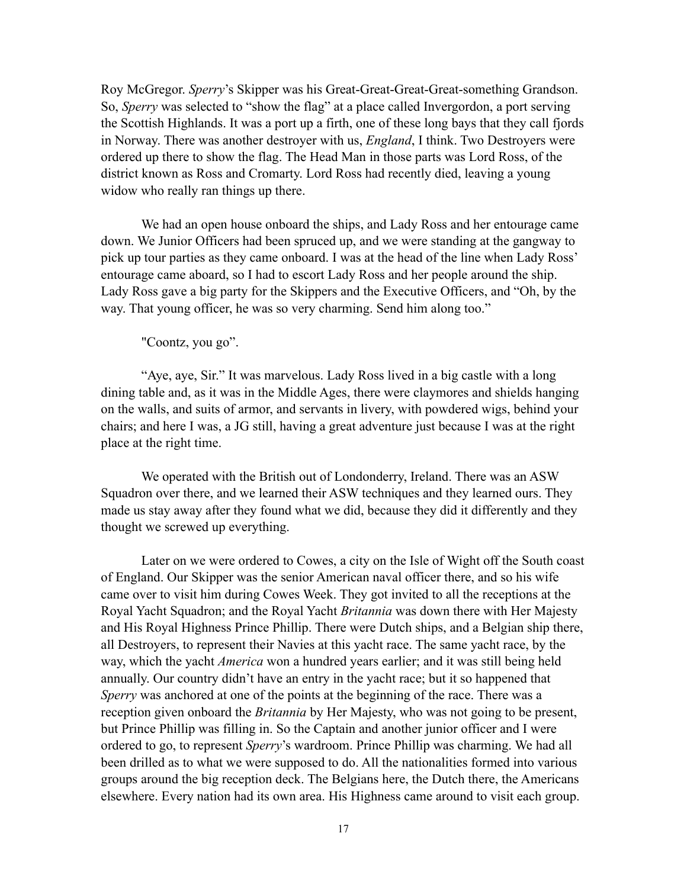Roy McGregor. *Sperry*'s Skipper was his Great-Great-Great-Great-something Grandson. So, *Sperry* was selected to "show the flag" at a place called Invergordon, a port serving the Scottish Highlands. It was a port up a firth, one of these long bays that they call fjords in Norway. There was another destroyer with us, *England*, I think. Two Destroyers were ordered up there to show the flag. The Head Man in those parts was Lord Ross, of the district known as Ross and Cromarty. Lord Ross had recently died, leaving a young widow who really ran things up there.

We had an open house onboard the ships, and Lady Ross and her entourage came down. We Junior Officers had been spruced up, and we were standing at the gangway to pick up tour parties as they came onboard. I was at the head of the line when Lady Ross' entourage came aboard, so I had to escort Lady Ross and her people around the ship. Lady Ross gave a big party for the Skippers and the Executive Officers, and "Oh, by the way. That young officer, he was so very charming. Send him along too."

"Coontz, you go".

"Aye, aye, Sir." It was marvelous. Lady Ross lived in a big castle with a long dining table and, as it was in the Middle Ages, there were claymores and shields hanging on the walls, and suits of armor, and servants in livery, with powdered wigs, behind your chairs; and here I was, a JG still, having a great adventure just because I was at the right place at the right time.

We operated with the British out of Londonderry, Ireland. There was an ASW Squadron over there, and we learned their ASW techniques and they learned ours. They made us stay away after they found what we did, because they did it differently and they thought we screwed up everything.

Later on we were ordered to Cowes, a city on the Isle of Wight off the South coast of England. Our Skipper was the senior American naval officer there, and so his wife came over to visit him during Cowes Week. They got invited to all the receptions at the Royal Yacht Squadron; and the Royal Yacht *Britannia* was down there with Her Majesty and His Royal Highness Prince Phillip. There were Dutch ships, and a Belgian ship there, all Destroyers, to represent their Navies at this yacht race. The same yacht race, by the way, which the yacht *America* won a hundred years earlier; and it was still being held annually. Our country didn't have an entry in the yacht race; but it so happened that *Sperry* was anchored at one of the points at the beginning of the race. There was a reception given onboard the *Britannia* by Her Majesty, who was not going to be present, but Prince Phillip was filling in. So the Captain and another junior officer and I were ordered to go, to represent *Sperry*'s wardroom. Prince Phillip was charming. We had all been drilled as to what we were supposed to do. All the nationalities formed into various groups around the big reception deck. The Belgians here, the Dutch there, the Americans elsewhere. Every nation had its own area. His Highness came around to visit each group.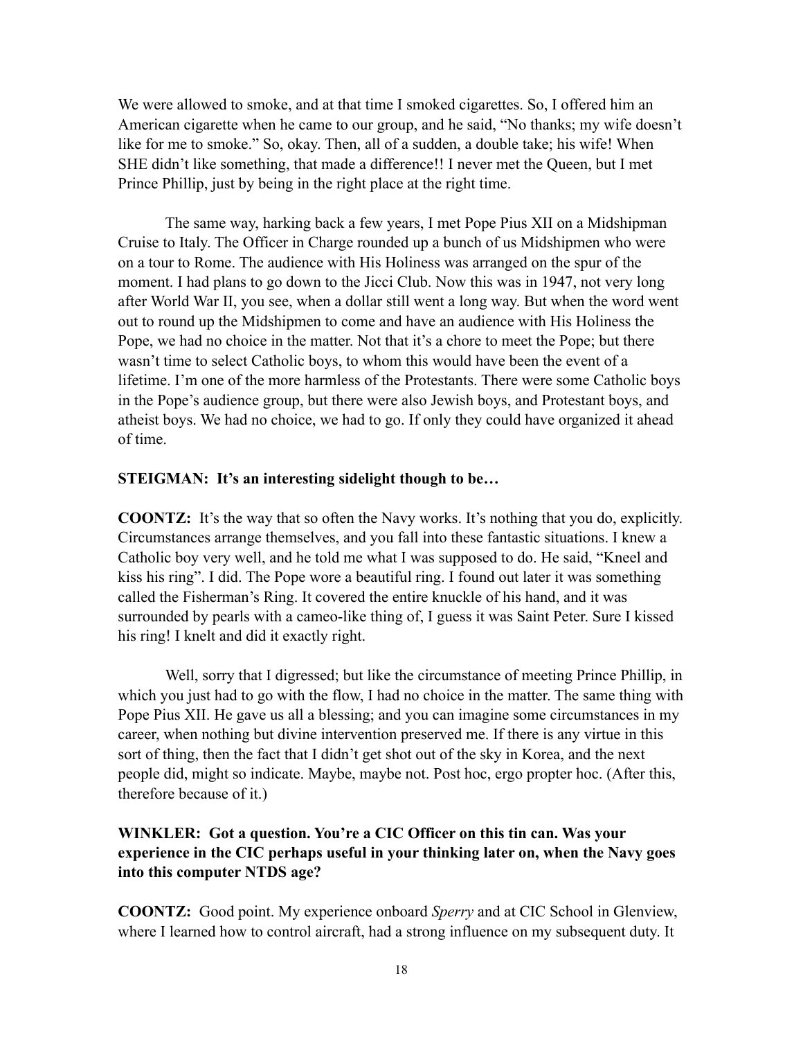We were allowed to smoke, and at that time I smoked cigarettes. So, I offered him an American cigarette when he came to our group, and he said, "No thanks; my wife doesn't like for me to smoke." So, okay. Then, all of a sudden, a double take; his wife! When SHE didn't like something, that made a difference!! I never met the Queen, but I met Prince Phillip, just by being in the right place at the right time.

The same way, harking back a few years, I met Pope Pius XII on a Midshipman Cruise to Italy. The Officer in Charge rounded up a bunch of us Midshipmen who were on a tour to Rome. The audience with His Holiness was arranged on the spur of the moment. I had plans to go down to the Jicci Club. Now this was in 1947, not very long after World War II, you see, when a dollar still went a long way. But when the word went out to round up the Midshipmen to come and have an audience with His Holiness the Pope, we had no choice in the matter. Not that it's a chore to meet the Pope; but there wasn't time to select Catholic boys, to whom this would have been the event of a lifetime. I'm one of the more harmless of the Protestants. There were some Catholic boys in the Pope's audience group, but there were also Jewish boys, and Protestant boys, and atheist boys. We had no choice, we had to go. If only they could have organized it ahead of time.

**STEIGMAN: It's an interesting sidelight though to be…**

**COONTZ:** It's the way that so often the Navy works. It's nothing that you do, explicitly. Circumstances arrange themselves, and you fall into these fantastic situations. I knew a Catholic boy very well, and he told me what I was supposed to do. He said, "Kneel and kiss his ring". I did. The Pope wore a beautiful ring. I found out later it was something called the Fisherman's Ring. It covered the entire knuckle of his hand, and it was surrounded by pearls with a cameo-like thing of, I guess it was Saint Peter. Sure I kissed his ring! I knelt and did it exactly right.

Well, sorry that I digressed; but like the circumstance of meeting Prince Phillip, in which you just had to go with the flow, I had no choice in the matter. The same thing with Pope Pius XII. He gave us all a blessing; and you can imagine some circumstances in my career, when nothing but divine intervention preserved me. If there is any virtue in this sort of thing, then the fact that I didn't get shot out of the sky in Korea, and the next people did, might so indicate. Maybe, maybe not. Post hoc, ergo propter hoc. (After this, therefore because of it.)

**WINKLER: Got a question. You're a CIC Officer on this tin can. Was your experience in the CIC perhaps useful in your thinking later on, when the Navy goes into this computer NTDS age?**

**COONTZ:** Good point. My experience onboard *Sperry* and at CIC School in Glenview, where I learned how to control aircraft, had a strong influence on my subsequent duty. It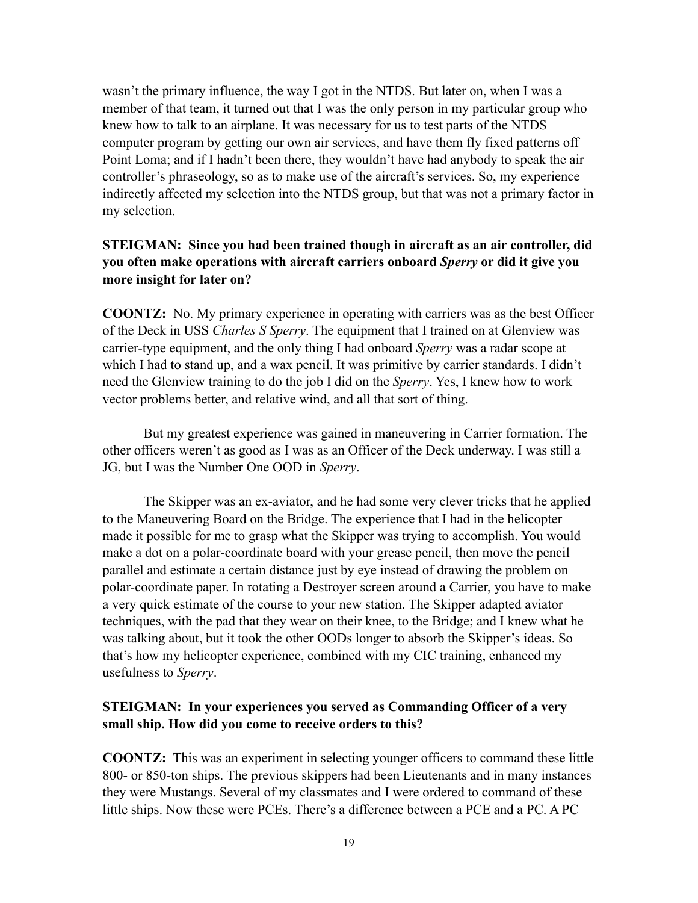wasn't the primary influence, the way I got in the NTDS. But later on, when I was a member of that team, it turned out that I was the only person in my particular group who knew how to talk to an airplane. It was necessary for us to test parts of the NTDS computer program by getting our own air services, and have them fly fixed patterns off Point Loma; and if I hadn't been there, they wouldn't have had anybody to speak the air controller's phraseology, so as to make use of the aircraft's services. So, my experience indirectly affected my selection into the NTDS group, but that was not a primary factor in my selection.

**STEIGMAN: Since you had been trained though in aircraft as an air controller, did you often make operations with aircraft carriers onboard *Sperry* or did it give you more insight for later on?**

**COONTZ:** No. My primary experience in operating with carriers was as the best Officer of the Deck in USS *Charles S Sperry*. The equipment that I trained on at Glenview was carrier-type equipment, and the only thing I had onboard *Sperry* was a radar scope at which I had to stand up, and a wax pencil. It was primitive by carrier standards. I didn't need the Glenview training to do the job I did on the *Sperry*. Yes, I knew how to work vector problems better, and relative wind, and all that sort of thing.

But my greatest experience was gained in maneuvering in Carrier formation. The other officers weren't as good as I was as an Officer of the Deck underway. I was still a JG, but I was the Number One OOD in *Sperry*.

The Skipper was an ex-aviator, and he had some very clever tricks that he applied to the Maneuvering Board on the Bridge. The experience that I had in the helicopter made it possible for me to grasp what the Skipper was trying to accomplish. You would make a dot on a polar-coordinate board with your grease pencil, then move the pencil parallel and estimate a certain distance just by eye instead of drawing the problem on polar-coordinate paper. In rotating a Destroyer screen around a Carrier, you have to make a very quick estimate of the course to your new station. The Skipper adapted aviator techniques, with the pad that they wear on their knee, to the Bridge; and I knew what he was talking about, but it took the other OODs longer to absorb the Skipper's ideas. So that's how my helicopter experience, combined with my CIC training, enhanced my usefulness to *Sperry*.

**STEIGMAN: In your experiences you served as Commanding Officer of a very small ship. How did you come to receive orders to this?**

**COONTZ:** This was an experiment in selecting younger officers to command these little 800- or 850-ton ships. The previous skippers had been Lieutenants and in many instances they were Mustangs. Several of my classmates and I were ordered to command of these little ships. Now these were PCEs. There's a difference between a PCE and a PC. A PC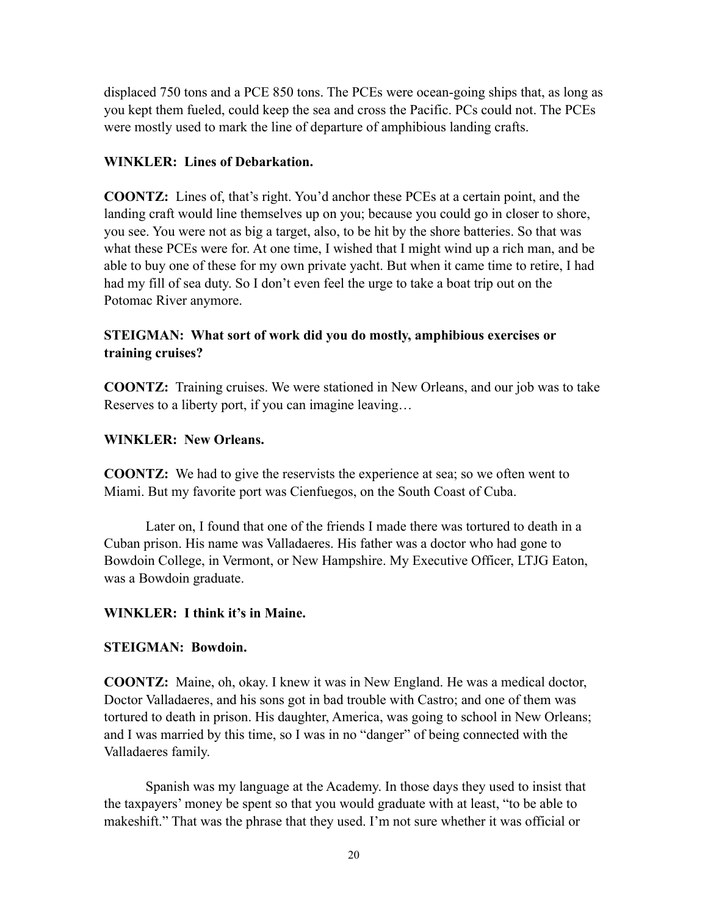displaced 750 tons and a PCE 850 tons. The PCEs were ocean-going ships that, as long as you kept them fueled, could keep the sea and cross the Pacific. PCs could not. The PCEs were mostly used to mark the line of departure of amphibious landing crafts.

**WINKLER: Lines of Debarkation.**

**COONTZ:** Lines of, that's right. You'd anchor these PCEs at a certain point, and the landing craft would line themselves up on you; because you could go in closer to shore, you see. You were not as big a target, also, to be hit by the shore batteries. So that was what these PCEs were for. At one time, I wished that I might wind up a rich man, and be able to buy one of these for my own private yacht. But when it came time to retire, I had had my fill of sea duty. So I don't even feel the urge to take a boat trip out on the Potomac River anymore.

**STEIGMAN: What sort of work did you do mostly, amphibious exercises or training cruises?**

**COONTZ:** Training cruises. We were stationed in New Orleans, and our job was to take Reserves to a liberty port, if you can imagine leaving…

**WINKLER: New Orleans.**

**COONTZ:** We had to give the reservists the experience at sea; so we often went to Miami. But my favorite port was Cienfuegos, on the South Coast of Cuba.

Later on, I found that one of the friends I made there was tortured to death in a Cuban prison. His name was Valladaeres. His father was a doctor who had gone to Bowdoin College, in Vermont, or New Hampshire. My Executive Officer, LTJG Eaton, was a Bowdoin graduate.

**WINKLER: I think it's in Maine.**

**STEIGMAN: Bowdoin.**

**COONTZ:** Maine, oh, okay. I knew it was in New England. He was a medical doctor, Doctor Valladaeres, and his sons got in bad trouble with Castro; and one of them was tortured to death in prison. His daughter, America, was going to school in New Orleans; and I was married by this time, so I was in no "danger" of being connected with the Valladaeres family.

Spanish was my language at the Academy. In those days they used to insist that the taxpayers' money be spent so that you would graduate with at least, "to be able to makeshift." That was the phrase that they used. I'm not sure whether it was official or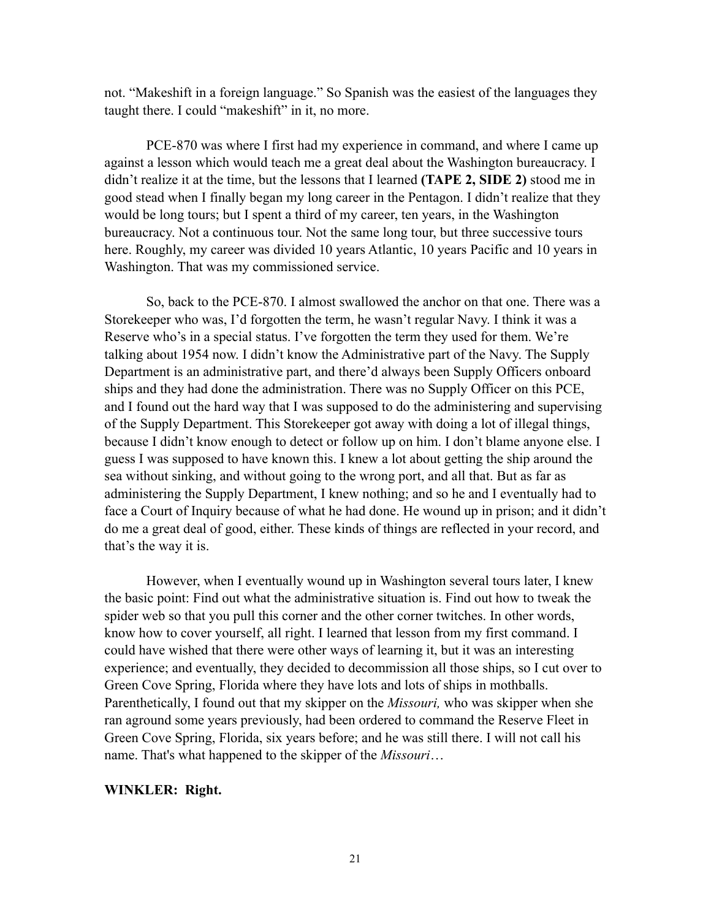not. "Makeshift in a foreign language." So Spanish was the easiest of the languages they taught there. I could "makeshift" in it, no more.

PCE-870 was where I first had my experience in command, and where I came up against a lesson which would teach me a great deal about the Washington bureaucracy. I didn't realize it at the time, but the lessons that I learned **(TAPE 2, SIDE 2)** stood me in good stead when I finally began my long career in the Pentagon. I didn't realize that they would be long tours; but I spent a third of my career, ten years, in the Washington bureaucracy. Not a continuous tour. Not the same long tour, but three successive tours here. Roughly, my career was divided 10 years Atlantic, 10 years Pacific and 10 years in Washington. That was my commissioned service.

So, back to the PCE-870. I almost swallowed the anchor on that one. There was a Storekeeper who was, I'd forgotten the term, he wasn't regular Navy. I think it was a Reserve who's in a special status. I've forgotten the term they used for them. We're talking about 1954 now. I didn't know the Administrative part of the Navy. The Supply Department is an administrative part, and there'd always been Supply Officers onboard ships and they had done the administration. There was no Supply Officer on this PCE, and I found out the hard way that I was supposed to do the administering and supervising of the Supply Department. This Storekeeper got away with doing a lot of illegal things, because I didn't know enough to detect or follow up on him. I don't blame anyone else. I guess I was supposed to have known this. I knew a lot about getting the ship around the sea without sinking, and without going to the wrong port, and all that. But as far as administering the Supply Department, I knew nothing; and so he and I eventually had to face a Court of Inquiry because of what he had done. He wound up in prison; and it didn't do me a great deal of good, either. These kinds of things are reflected in your record, and that's the way it is.

However, when I eventually wound up in Washington several tours later, I knew the basic point: Find out what the administrative situation is. Find out how to tweak the spider web so that you pull this corner and the other corner twitches. In other words, know how to cover yourself, all right. I learned that lesson from my first command. I could have wished that there were other ways of learning it, but it was an interesting experience; and eventually, they decided to decommission all those ships, so I cut over to Green Cove Spring, Florida where they have lots and lots of ships in mothballs. Parenthetically, I found out that my skipper on the *Missouri,* who was skipper when she ran aground some years previously, had been ordered to command the Reserve Fleet in Green Cove Spring, Florida, six years before; and he was still there. I will not call his name. That's what happened to the skipper of the *Missouri*…

**WINKLER: Right.**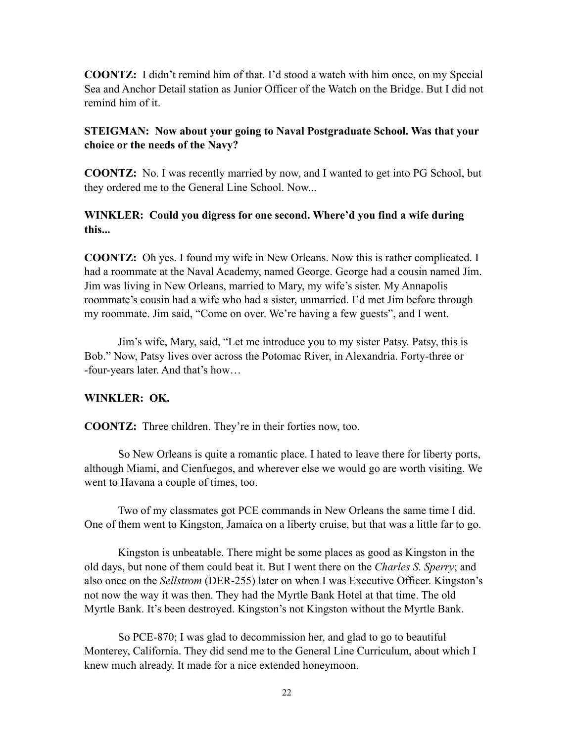**COONTZ:** I didn't remind him of that. I'd stood a watch with him once, on my Special Sea and Anchor Detail station as Junior Officer of the Watch on the Bridge. But I did not remind him of it.

**STEIGMAN: Now about your going to Naval Postgraduate School. Was that your choice or the needs of the Navy?**

**COONTZ:** No. I was recently married by now, and I wanted to get into PG School, but they ordered me to the General Line School. Now...

**WINKLER: Could you digress for one second. Where'd you find a wife during this...**

**COONTZ:** Oh yes. I found my wife in New Orleans. Now this is rather complicated. I had a roommate at the Naval Academy, named George. George had a cousin named Jim. Jim was living in New Orleans, married to Mary, my wife's sister. My Annapolis roommate's cousin had a wife who had a sister, unmarried. I'd met Jim before through my roommate. Jim said, "Come on over. We're having a few guests", and I went.

Jim's wife, Mary, said, "Let me introduce you to my sister Patsy. Patsy, this is Bob." Now, Patsy lives over across the Potomac River, in Alexandria. Forty-three or -four-years later. And that's how…

**WINKLER: OK.**

**COONTZ:** Three children. They're in their forties now, too.

So New Orleans is quite a romantic place. I hated to leave there for liberty ports, although Miami, and Cienfuegos, and wherever else we would go are worth visiting. We went to Havana a couple of times, too.

Two of my classmates got PCE commands in New Orleans the same time I did. One of them went to Kingston, Jamaica on a liberty cruise, but that was a little far to go.

Kingston is unbeatable. There might be some places as good as Kingston in the old days, but none of them could beat it. But I went there on the *Charles S. Sperry*; and also once on the *Sellstrom* (DER-255) later on when I was Executive Officer. Kingston's not now the way it was then. They had the Myrtle Bank Hotel at that time. The old Myrtle Bank. It's been destroyed. Kingston's not Kingston without the Myrtle Bank.

So PCE-870; I was glad to decommission her, and glad to go to beautiful Monterey, California. They did send me to the General Line Curriculum, about which I knew much already. It made for a nice extended honeymoon.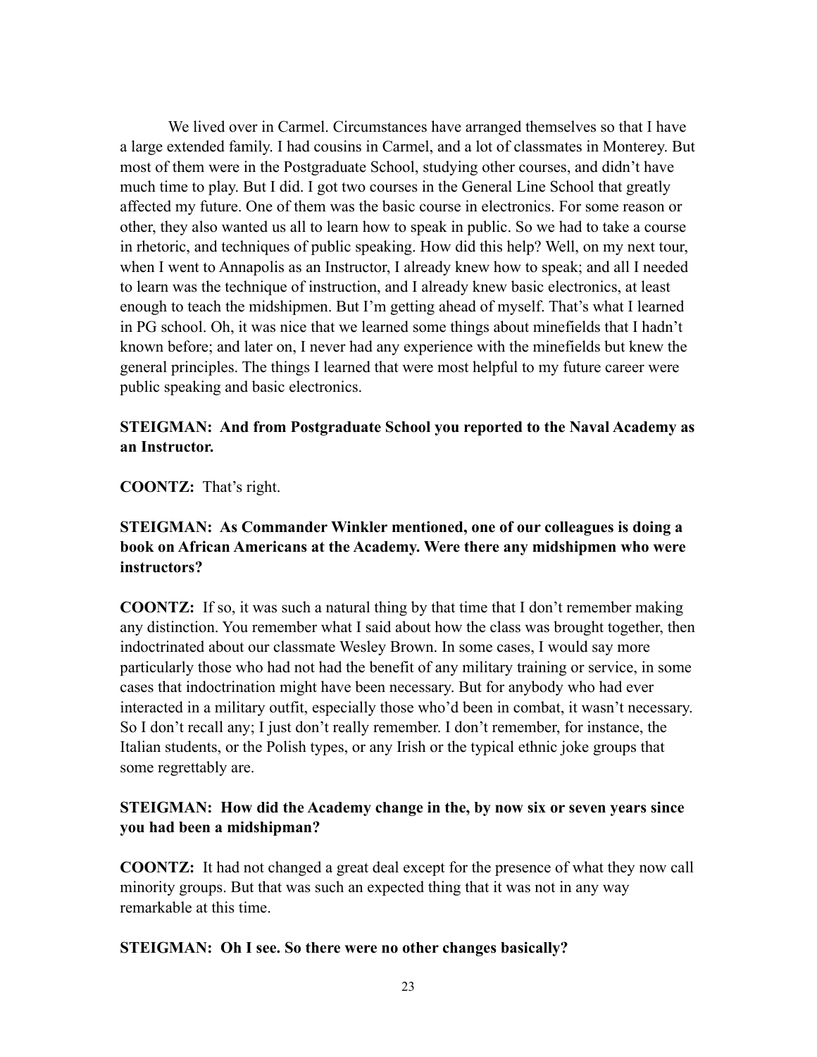We lived over in Carmel. Circumstances have arranged themselves so that I have a large extended family. I had cousins in Carmel, and a lot of classmates in Monterey. But most of them were in the Postgraduate School, studying other courses, and didn't have much time to play. But I did. I got two courses in the General Line School that greatly affected my future. One of them was the basic course in electronics. For some reason or other, they also wanted us all to learn how to speak in public. So we had to take a course in rhetoric, and techniques of public speaking. How did this help? Well, on my next tour, when I went to Annapolis as an Instructor, I already knew how to speak; and all I needed to learn was the technique of instruction, and I already knew basic electronics, at least enough to teach the midshipmen. But I'm getting ahead of myself. That's what I learned in PG school. Oh, it was nice that we learned some things about minefields that I hadn't known before; and later on, I never had any experience with the minefields but knew the general principles. The things I learned that were most helpful to my future career were public speaking and basic electronics.

**STEIGMAN: And from Postgraduate School you reported to the Naval Academy as an Instructor.**

**COONTZ:** That's right.

**STEIGMAN: As Commander Winkler mentioned, one of our colleagues is doing a book on African Americans at the Academy. Were there any midshipmen who were instructors?**

**COONTZ:** If so, it was such a natural thing by that time that I don't remember making any distinction. You remember what I said about how the class was brought together, then indoctrinated about our classmate Wesley Brown. In some cases, I would say more particularly those who had not had the benefit of any military training or service, in some cases that indoctrination might have been necessary. But for anybody who had ever interacted in a military outfit, especially those who'd been in combat, it wasn't necessary. So I don't recall any; I just don't really remember. I don't remember, for instance, the Italian students, or the Polish types, or any Irish or the typical ethnic joke groups that some regrettably are.

**STEIGMAN: How did the Academy change in the, by now six or seven years since you had been a midshipman?**

**COONTZ:** It had not changed a great deal except for the presence of what they now call minority groups. But that was such an expected thing that it was not in any way remarkable at this time.

**STEIGMAN: Oh I see. So there were no other changes basically?**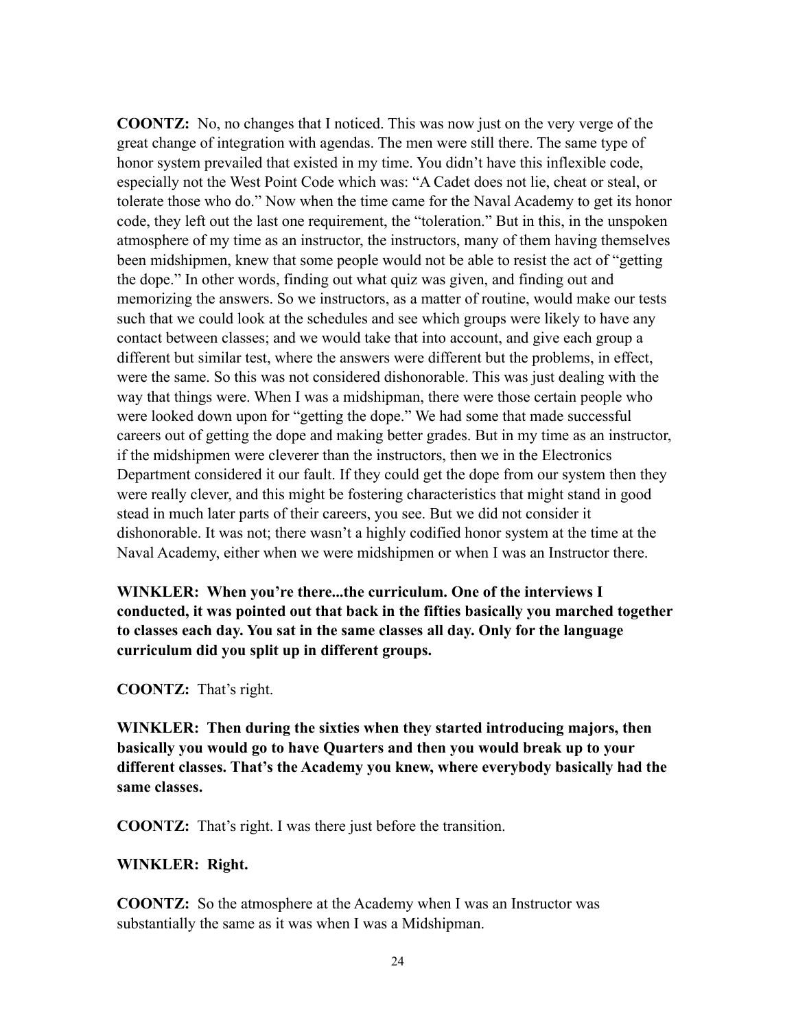**COONTZ:** No, no changes that I noticed. This was now just on the very verge of the great change of integration with agendas. The men were still there. The same type of honor system prevailed that existed in my time. You didn't have this inflexible code, especially not the West Point Code which was: "A Cadet does not lie, cheat or steal, or tolerate those who do." Now when the time came for the Naval Academy to get its honor code, they left out the last one requirement, the "toleration." But in this, in the unspoken atmosphere of my time as an instructor, the instructors, many of them having themselves been midshipmen, knew that some people would not be able to resist the act of "getting the dope." In other words, finding out what quiz was given, and finding out and memorizing the answers. So we instructors, as a matter of routine, would make our tests such that we could look at the schedules and see which groups were likely to have any contact between classes; and we would take that into account, and give each group a different but similar test, where the answers were different but the problems, in effect, were the same. So this was not considered dishonorable. This was just dealing with the way that things were. When I was a midshipman, there were those certain people who were looked down upon for "getting the dope." We had some that made successful careers out of getting the dope and making better grades. But in my time as an instructor, if the midshipmen were cleverer than the instructors, then we in the Electronics Department considered it our fault. If they could get the dope from our system then they were really clever, and this might be fostering characteristics that might stand in good stead in much later parts of their careers, you see. But we did not consider it dishonorable. It was not; there wasn't a highly codified honor system at the time at the Naval Academy, either when we were midshipmen or when I was an Instructor there.

**WINKLER: When you're there...the curriculum. One of the interviews I conducted, it was pointed out that back in the fifties basically you marched together to classes each day. You sat in the same classes all day. Only for the language curriculum did you split up in different groups.**

**COONTZ:** That's right.

**WINKLER: Then during the sixties when they started introducing majors, then basically you would go to have Quarters and then you would break up to your different classes. That's the Academy you knew, where everybody basically had the same classes.**

**COONTZ:** That's right. I was there just before the transition.

**WINKLER: Right.**

**COONTZ:** So the atmosphere at the Academy when I was an Instructor was substantially the same as it was when I was a Midshipman.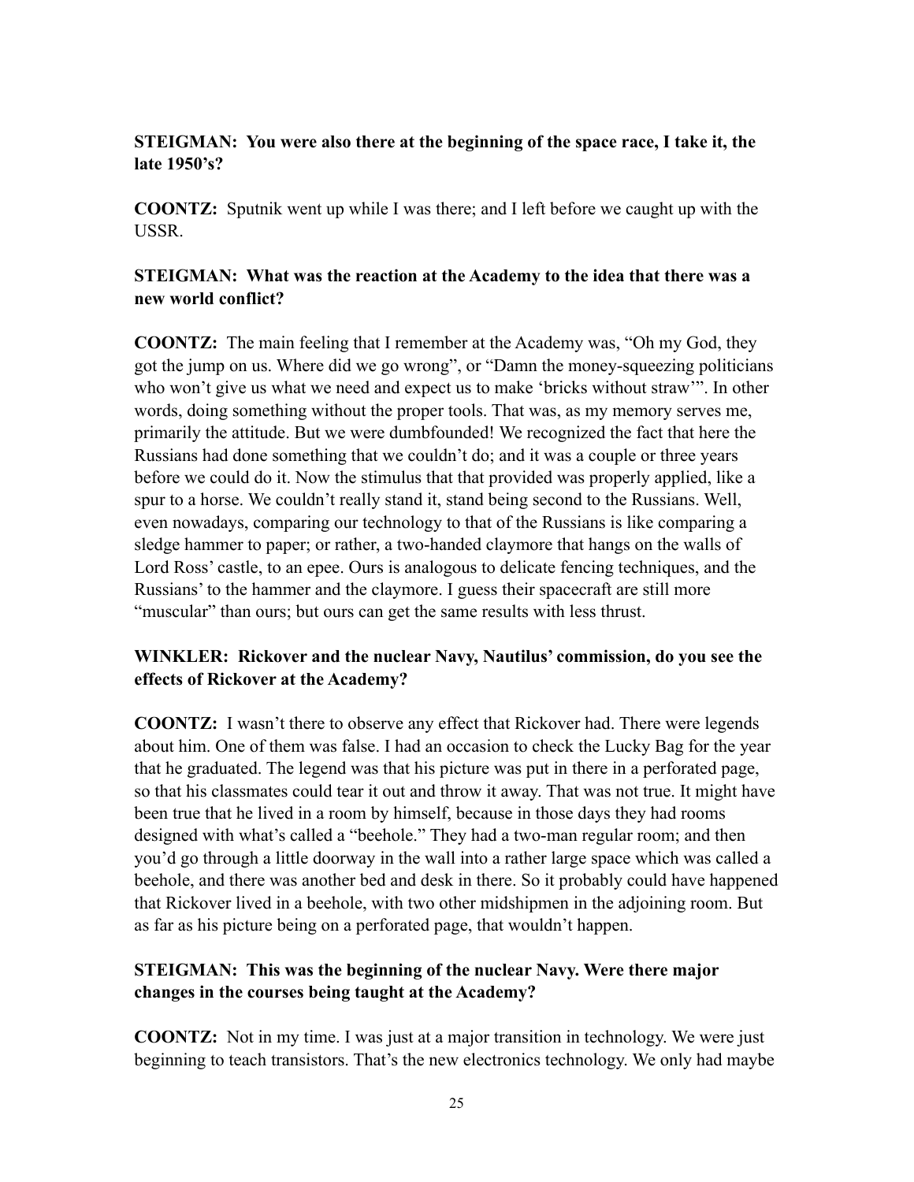**STEIGMAN: You were also there at the beginning of the space race, I take it, the late 1950's?**

**COONTZ:** Sputnik went up while I was there; and I left before we caught up with the USSR.

**STEIGMAN: What was the reaction at the Academy to the idea that there was a new world conflict?**

**COONTZ:** The main feeling that I remember at the Academy was, "Oh my God, they got the jump on us. Where did we go wrong", or "Damn the money-squeezing politicians who won't give us what we need and expect us to make 'bricks without straw'". In other words, doing something without the proper tools. That was, as my memory serves me, primarily the attitude. But we were dumbfounded! We recognized the fact that here the Russians had done something that we couldn't do; and it was a couple or three years before we could do it. Now the stimulus that that provided was properly applied, like a spur to a horse. We couldn't really stand it, stand being second to the Russians. Well, even nowadays, comparing our technology to that of the Russians is like comparing a sledge hammer to paper; or rather, a two-handed claymore that hangs on the walls of Lord Ross' castle, to an epee. Ours is analogous to delicate fencing techniques, and the Russians' to the hammer and the claymore. I guess their spacecraft are still more "muscular" than ours; but ours can get the same results with less thrust.

**WINKLER: Rickover and the nuclear Navy, Nautilus' commission, do you see the effects of Rickover at the Academy?**

**COONTZ:** I wasn't there to observe any effect that Rickover had. There were legends about him. One of them was false. I had an occasion to check the Lucky Bag for the year that he graduated. The legend was that his picture was put in there in a perforated page, so that his classmates could tear it out and throw it away. That was not true. It might have been true that he lived in a room by himself, because in those days they had rooms designed with what's called a "beehole." They had a two-man regular room; and then you'd go through a little doorway in the wall into a rather large space which was called a beehole, and there was another bed and desk in there. So it probably could have happened that Rickover lived in a beehole, with two other midshipmen in the adjoining room. But as far as his picture being on a perforated page, that wouldn't happen.

**STEIGMAN: This was the beginning of the nuclear Navy. Were there major changes in the courses being taught at the Academy?**

**COONTZ:** Not in my time. I was just at a major transition in technology. We were just beginning to teach transistors. That's the new electronics technology. We only had maybe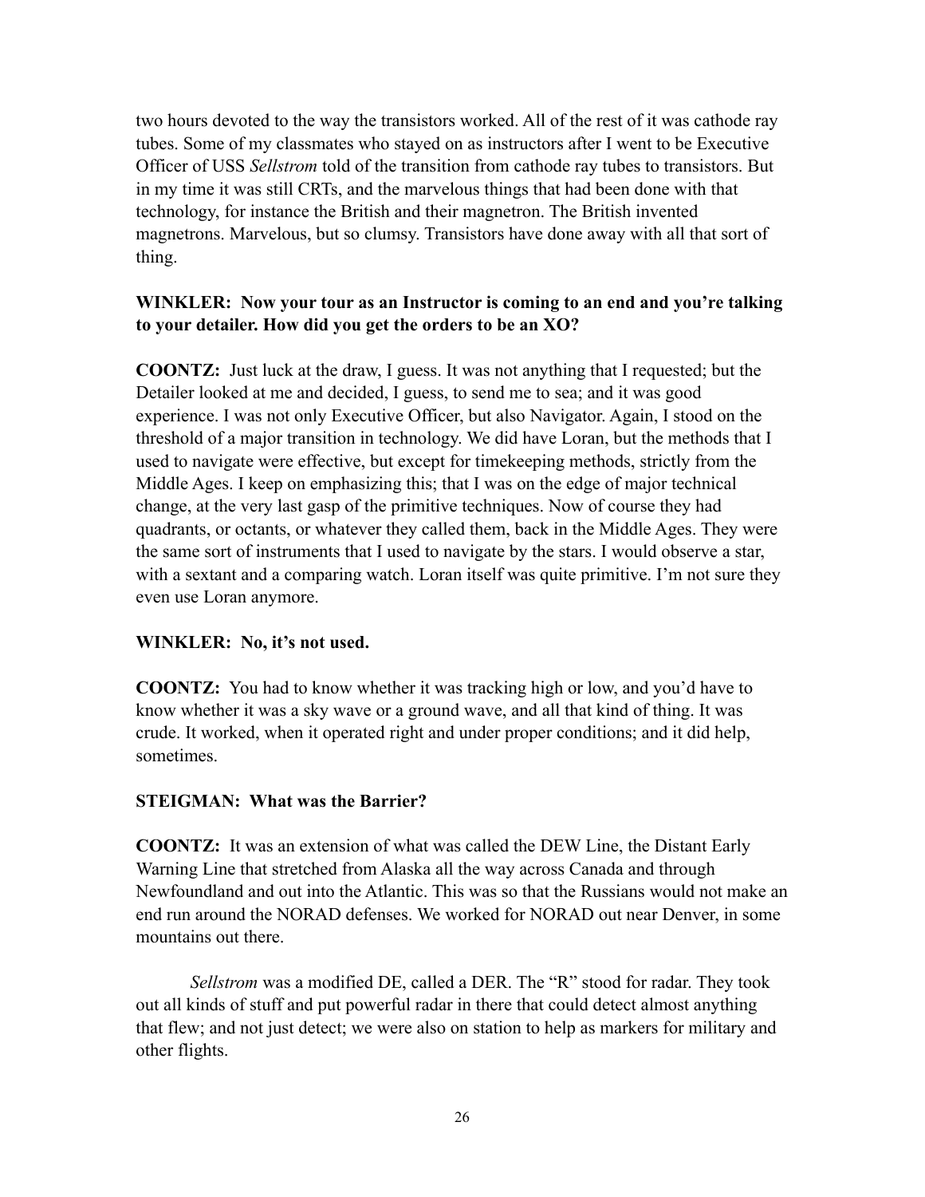two hours devoted to the way the transistors worked. All of the rest of it was cathode ray tubes. Some of my classmates who stayed on as instructors after I went to be Executive Officer of USS *Sellstrom* told of the transition from cathode ray tubes to transistors. But in my time it was still CRTs, and the marvelous things that had been done with that technology, for instance the British and their magnetron. The British invented magnetrons. Marvelous, but so clumsy. Transistors have done away with all that sort of thing.

**WINKLER: Now your tour as an Instructor is coming to an end and you're talking to your detailer. How did you get the orders to be an XO?**

**COONTZ:** Just luck at the draw, I guess. It was not anything that I requested; but the Detailer looked at me and decided, I guess, to send me to sea; and it was good experience. I was not only Executive Officer, but also Navigator. Again, I stood on the threshold of a major transition in technology. We did have Loran, but the methods that I used to navigate were effective, but except for timekeeping methods, strictly from the Middle Ages. I keep on emphasizing this; that I was on the edge of major technical change, at the very last gasp of the primitive techniques. Now of course they had quadrants, or octants, or whatever they called them, back in the Middle Ages. They were the same sort of instruments that I used to navigate by the stars. I would observe a star, with a sextant and a comparing watch. Loran itself was quite primitive. I'm not sure they even use Loran anymore.

**WINKLER: No, it's not used.**

**COONTZ:** You had to know whether it was tracking high or low, and you'd have to know whether it was a sky wave or a ground wave, and all that kind of thing. It was crude. It worked, when it operated right and under proper conditions; and it did help, sometimes.

**STEIGMAN: What was the Barrier?**

**COONTZ:** It was an extension of what was called the DEW Line, the Distant Early Warning Line that stretched from Alaska all the way across Canada and through Newfoundland and out into the Atlantic. This was so that the Russians would not make an end run around the NORAD defenses. We worked for NORAD out near Denver, in some mountains out there.

*Sellstrom* was a modified DE, called a DER. The "R" stood for radar. They took out all kinds of stuff and put powerful radar in there that could detect almost anything that flew; and not just detect; we were also on station to help as markers for military and other flights.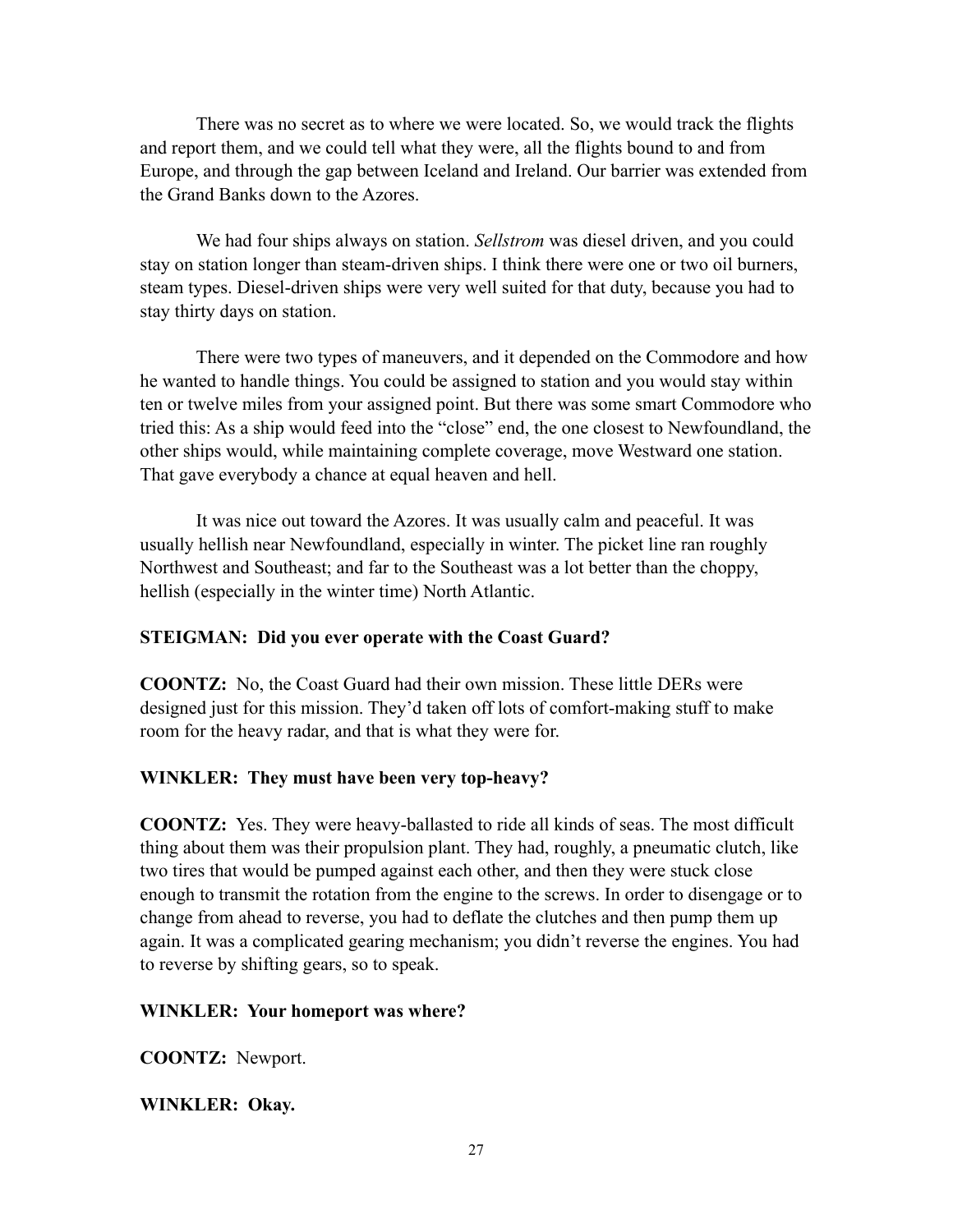There was no secret as to where we were located. So, we would track the flights and report them, and we could tell what they were, all the flights bound to and from Europe, and through the gap between Iceland and Ireland. Our barrier was extended from the Grand Banks down to the Azores.

We had four ships always on station. *Sellstrom* was diesel driven, and you could stay on station longer than steam-driven ships. I think there were one or two oil burners, steam types. Diesel-driven ships were very well suited for that duty, because you had to stay thirty days on station.

There were two types of maneuvers, and it depended on the Commodore and how he wanted to handle things. You could be assigned to station and you would stay within ten or twelve miles from your assigned point. But there was some smart Commodore who tried this: As a ship would feed into the "close" end, the one closest to Newfoundland, the other ships would, while maintaining complete coverage, move Westward one station. That gave everybody a chance at equal heaven and hell.

It was nice out toward the Azores. It was usually calm and peaceful. It was usually hellish near Newfoundland, especially in winter. The picket line ran roughly Northwest and Southeast; and far to the Southeast was a lot better than the choppy, hellish (especially in the winter time) North Atlantic.

**STEIGMAN: Did you ever operate with the Coast Guard?**

**COONTZ:** No, the Coast Guard had their own mission. These little DERs were designed just for this mission. They'd taken off lots of comfort-making stuff to make room for the heavy radar, and that is what they were for.

**WINKLER: They must have been very top-heavy?**

**COONTZ:** Yes. They were heavy-ballasted to ride all kinds of seas. The most difficult thing about them was their propulsion plant. They had, roughly, a pneumatic clutch, like two tires that would be pumped against each other, and then they were stuck close enough to transmit the rotation from the engine to the screws. In order to disengage or to change from ahead to reverse, you had to deflate the clutches and then pump them up again. It was a complicated gearing mechanism; you didn't reverse the engines. You had to reverse by shifting gears, so to speak.

**WINKLER: Your homeport was where?**

**COONTZ:** Newport.

**WINKLER: Okay.**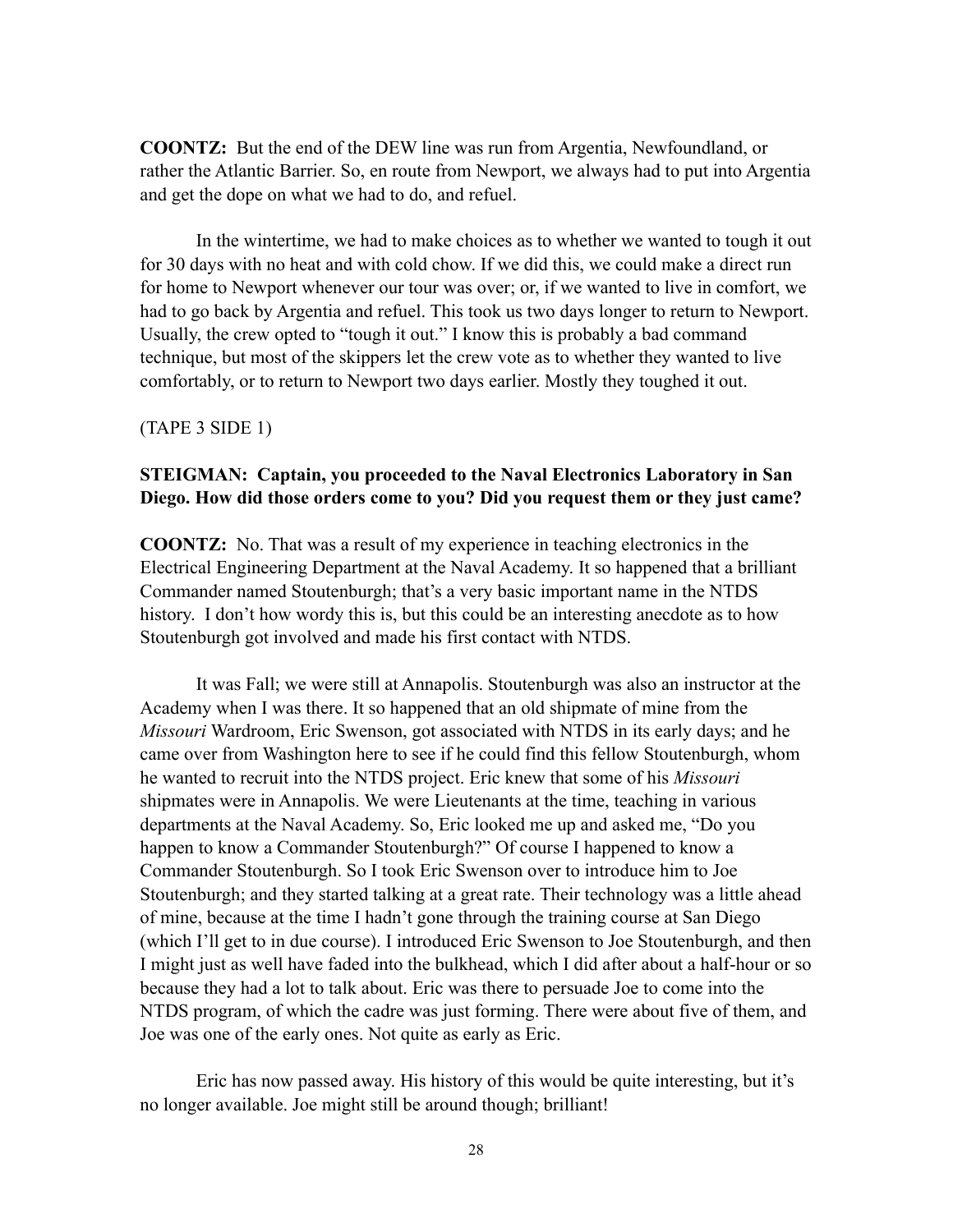**COONTZ:** But the end of the DEW line was run from Argentia, Newfoundland, or rather the Atlantic Barrier. So, en route from Newport, we always had to put into Argentia and get the dope on what we had to do, and refuel.

In the wintertime, we had to make choices as to whether we wanted to tough it out for 30 days with no heat and with cold chow. If we did this, we could make a direct run for home to Newport whenever our tour was over; or, if we wanted to live in comfort, we had to go back by Argentia and refuel. This took us two days longer to return to Newport. Usually, the crew opted to "tough it out." I know this is probably a bad command technique, but most of the skippers let the crew vote as to whether they wanted to live comfortably, or to return to Newport two days earlier. Mostly they toughed it out.

(TAPE 3 SIDE 1)

**STEIGMAN: Captain, you proceeded to the Naval Electronics Laboratory in San Diego. How did those orders come to you? Did you request them or they just came?**

**COONTZ:** No. That was a result of my experience in teaching electronics in the Electrical Engineering Department at the Naval Academy. It so happened that a brilliant Commander named Stoutenburgh; that's a very basic important name in the NTDS history. I don't how wordy this is, but this could be an interesting anecdote as to how Stoutenburgh got involved and made his first contact with NTDS.

It was Fall; we were still at Annapolis. Stoutenburgh was also an instructor at the Academy when I was there. It so happened that an old shipmate of mine from the *Missouri* Wardroom, Eric Swenson, got associated with NTDS in its early days; and he came over from Washington here to see if he could find this fellow Stoutenburgh, whom he wanted to recruit into the NTDS project. Eric knew that some of his *Missouri* shipmates were in Annapolis. We were Lieutenants at the time, teaching in various departments at the Naval Academy. So, Eric looked me up and asked me, "Do you happen to know a Commander Stoutenburgh?" Of course I happened to know a Commander Stoutenburgh. So I took Eric Swenson over to introduce him to Joe Stoutenburgh; and they started talking at a great rate. Their technology was a little ahead of mine, because at the time I hadn't gone through the training course at San Diego (which I'll get to in due course). I introduced Eric Swenson to Joe Stoutenburgh, and then I might just as well have faded into the bulkhead, which I did after about a half-hour or so because they had a lot to talk about. Eric was there to persuade Joe to come into the NTDS program, of which the cadre was just forming. There were about five of them, and Joe was one of the early ones. Not quite as early as Eric.

Eric has now passed away. His history of this would be quite interesting, but it's no longer available. Joe might still be around though; brilliant!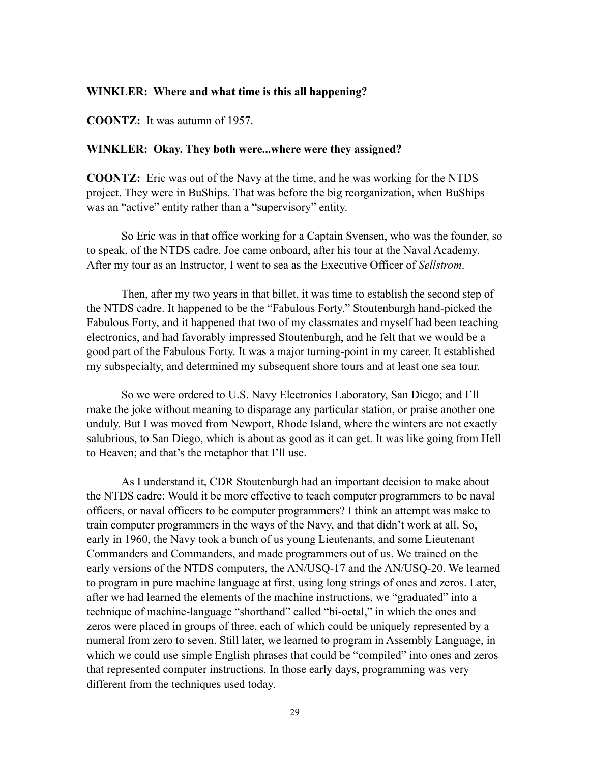**WINKLER: Where and what time is this all happening?**

**COONTZ:** It was autumn of 1957.

**WINKLER: Okay. They both were...where were they assigned?**

**COONTZ:** Eric was out of the Navy at the time, and he was working for the NTDS project. They were in BuShips. That was before the big reorganization, when BuShips was an "active" entity rather than a "supervisory" entity.

So Eric was in that office working for a Captain Svensen, who was the founder, so to speak, of the NTDS cadre. Joe came onboard, after his tour at the Naval Academy. After my tour as an Instructor, I went to sea as the Executive Officer of *Sellstrom*.

Then, after my two years in that billet, it was time to establish the second step of the NTDS cadre. It happened to be the "Fabulous Forty." Stoutenburgh hand-picked the Fabulous Forty, and it happened that two of my classmates and myself had been teaching electronics, and had favorably impressed Stoutenburgh, and he felt that we would be a good part of the Fabulous Forty. It was a major turning-point in my career. It established my subspecialty, and determined my subsequent shore tours and at least one sea tour.

So we were ordered to U.S. Navy Electronics Laboratory, San Diego; and I'll make the joke without meaning to disparage any particular station, or praise another one unduly. But I was moved from Newport, Rhode Island, where the winters are not exactly salubrious, to San Diego, which is about as good as it can get. It was like going from Hell to Heaven; and that's the metaphor that I'll use.

As I understand it, CDR Stoutenburgh had an important decision to make about the NTDS cadre: Would it be more effective to teach computer programmers to be naval officers, or naval officers to be computer programmers? I think an attempt was make to train computer programmers in the ways of the Navy, and that didn't work at all. So, early in 1960, the Navy took a bunch of us young Lieutenants, and some Lieutenant Commanders and Commanders, and made programmers out of us. We trained on the early versions of the NTDS computers, the AN/USQ-17 and the AN/USQ-20. We learned to program in pure machine language at first, using long strings of ones and zeros. Later, after we had learned the elements of the machine instructions, we "graduated" into a technique of machine-language "shorthand" called "bi-octal," in which the ones and zeros were placed in groups of three, each of which could be uniquely represented by a numeral from zero to seven. Still later, we learned to program in Assembly Language, in which we could use simple English phrases that could be "compiled" into ones and zeros that represented computer instructions. In those early days, programming was very different from the techniques used today.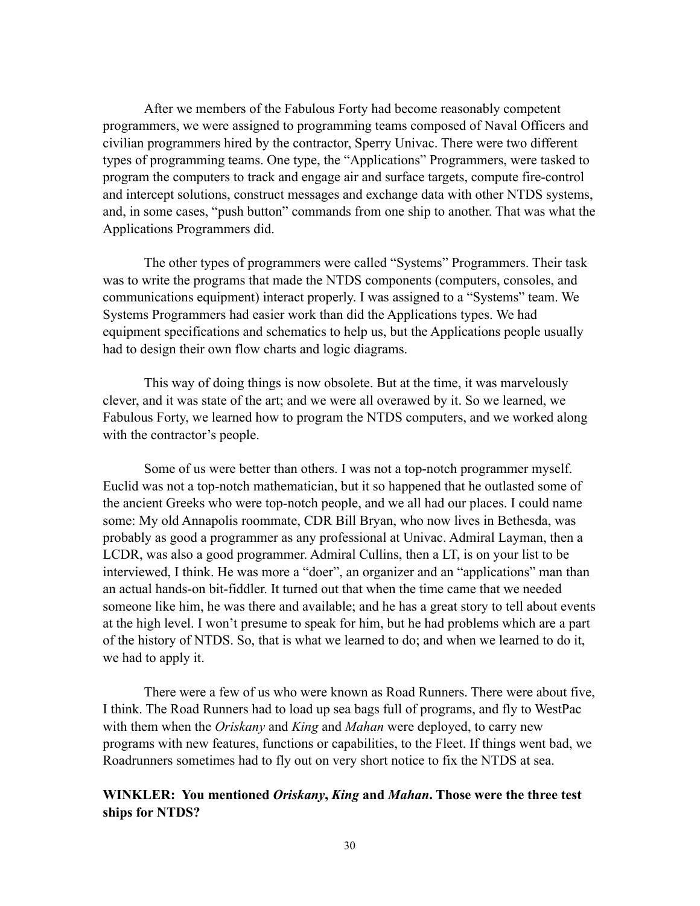After we members of the Fabulous Forty had become reasonably competent programmers, we were assigned to programming teams composed of Naval Officers and civilian programmers hired by the contractor, Sperry Univac. There were two different types of programming teams. One type, the "Applications" Programmers, were tasked to program the computers to track and engage air and surface targets, compute fire-control and intercept solutions, construct messages and exchange data with other NTDS systems, and, in some cases, "push button" commands from one ship to another. That was what the Applications Programmers did.

The other types of programmers were called "Systems" Programmers. Their task was to write the programs that made the NTDS components (computers, consoles, and communications equipment) interact properly. I was assigned to a "Systems" team. We Systems Programmers had easier work than did the Applications types. We had equipment specifications and schematics to help us, but the Applications people usually had to design their own flow charts and logic diagrams.

This way of doing things is now obsolete. But at the time, it was marvelously clever, and it was state of the art; and we were all overawed by it. So we learned, we Fabulous Forty, we learned how to program the NTDS computers, and we worked along with the contractor's people.

Some of us were better than others. I was not a top-notch programmer myself. Euclid was not a top-notch mathematician, but it so happened that he outlasted some of the ancient Greeks who were top-notch people, and we all had our places. I could name some: My old Annapolis roommate, CDR Bill Bryan, who now lives in Bethesda, was probably as good a programmer as any professional at Univac. Admiral Layman, then a LCDR, was also a good programmer. Admiral Cullins, then a LT, is on your list to be interviewed, I think. He was more a "doer", an organizer and an "applications" man than an actual hands-on bit-fiddler. It turned out that when the time came that we needed someone like him, he was there and available; and he has a great story to tell about events at the high level. I won't presume to speak for him, but he had problems which are a part of the history of NTDS. So, that is what we learned to do; and when we learned to do it, we had to apply it.

There were a few of us who were known as Road Runners. There were about five, I think. The Road Runners had to load up sea bags full of programs, and fly to WestPac with them when the *Oriskany* and *King* and *Mahan* were deployed, to carry new programs with new features, functions or capabilities, to the Fleet. If things went bad, we Roadrunners sometimes had to fly out on very short notice to fix the NTDS at sea.

**WINKLER: You mentioned *Oriskany*, *King* and *Mahan*. Those were the three test ships for NTDS?**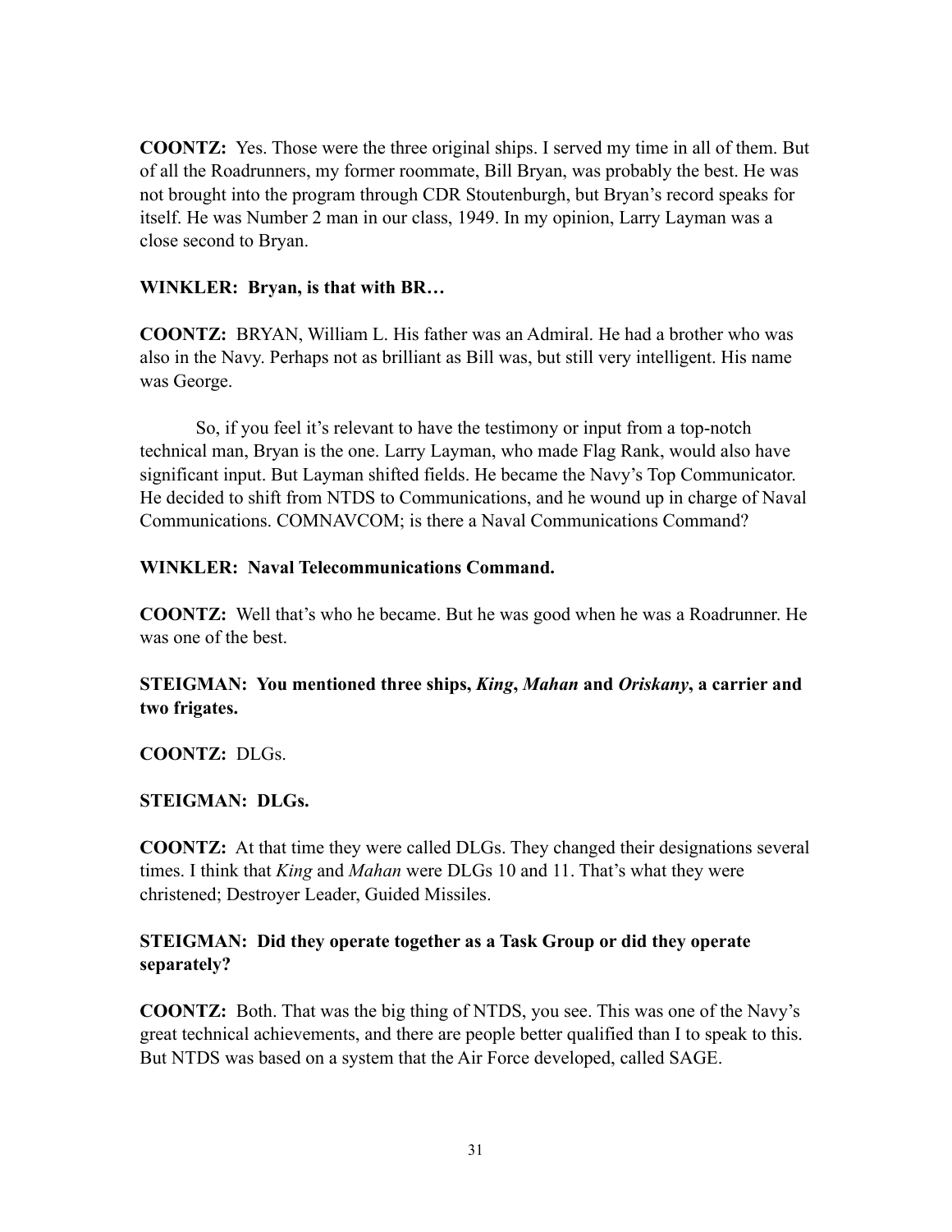**COONTZ:** Yes. Those were the three original ships. I served my time in all of them. But of all the Roadrunners, my former roommate, Bill Bryan, was probably the best. He was not brought into the program through CDR Stoutenburgh, but Bryan's record speaks for itself. He was Number 2 man in our class, 1949. In my opinion, Larry Layman was a close second to Bryan.

**WINKLER: Bryan, is that with BR…**

**COONTZ:** BRYAN, William L. His father was an Admiral. He had a brother who was also in the Navy. Perhaps not as brilliant as Bill was, but still very intelligent. His name was George.

So, if you feel it's relevant to have the testimony or input from a top-notch technical man, Bryan is the one. Larry Layman, who made Flag Rank, would also have significant input. But Layman shifted fields. He became the Navy's Top Communicator. He decided to shift from NTDS to Communications, and he wound up in charge of Naval Communications. COMNAVCOM; is there a Naval Communications Command?

**WINKLER: Naval Telecommunications Command.**

**COONTZ:** Well that's who he became. But he was good when he was a Roadrunner. He was one of the best.

**STEIGMAN: You mentioned three ships, *King*, *Mahan* and *Oriskany*, a carrier and two frigates.**

**COONTZ:** DLGs.

**STEIGMAN: DLGs.**

**COONTZ:** At that time they were called DLGs. They changed their designations several times. I think that *King* and *Mahan* were DLGs 10 and 11. That's what they were christened; Destroyer Leader, Guided Missiles.

**STEIGMAN: Did they operate together as a Task Group or did they operate separately?**

**COONTZ:** Both. That was the big thing of NTDS, you see. This was one of the Navy's great technical achievements, and there are people better qualified than I to speak to this. But NTDS was based on a system that the Air Force developed, called SAGE.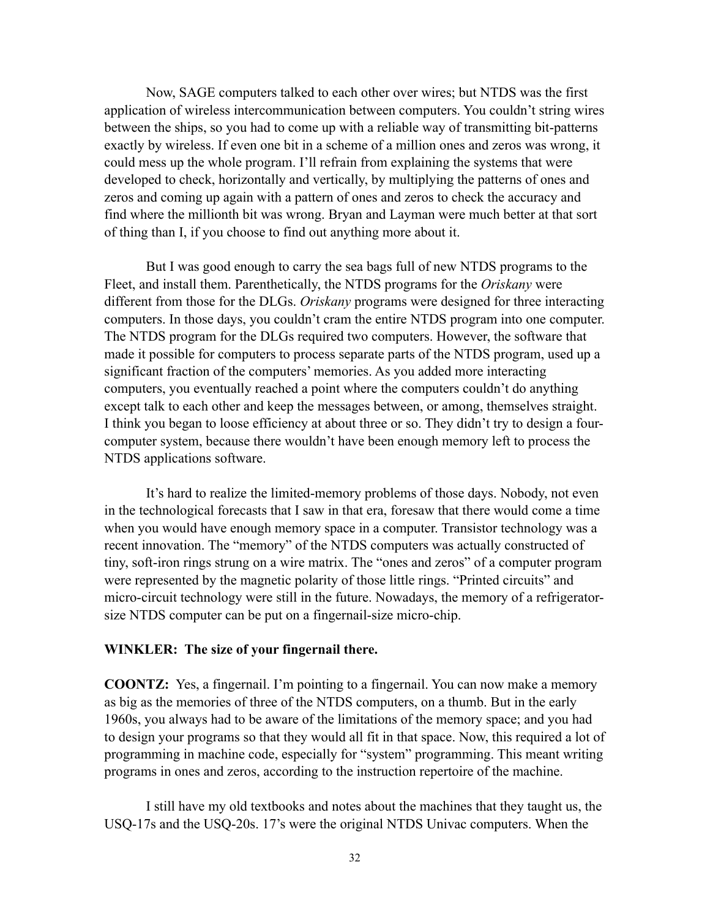Now, SAGE computers talked to each other over wires; but NTDS was the first application of wireless intercommunication between computers. You couldn't string wires between the ships, so you had to come up with a reliable way of transmitting bit-patterns exactly by wireless. If even one bit in a scheme of a million ones and zeros was wrong, it could mess up the whole program. I'll refrain from explaining the systems that were developed to check, horizontally and vertically, by multiplying the patterns of ones and zeros and coming up again with a pattern of ones and zeros to check the accuracy and find where the millionth bit was wrong. Bryan and Layman were much better at that sort of thing than I, if you choose to find out anything more about it.

But I was good enough to carry the sea bags full of new NTDS programs to the Fleet, and install them. Parenthetically, the NTDS programs for the *Oriskany* were different from those for the DLGs. *Oriskany* programs were designed for three interacting computers. In those days, you couldn't cram the entire NTDS program into one computer. The NTDS program for the DLGs required two computers. However, the software that made it possible for computers to process separate parts of the NTDS program, used up a significant fraction of the computers' memories. As you added more interacting computers, you eventually reached a point where the computers couldn't do anything except talk to each other and keep the messages between, or among, themselves straight. I think you began to loose efficiency at about three or so. They didn't try to design a four-computer system, because there wouldn't have been enough memory left to process the NTDS applications software.

It's hard to realize the limited-memory problems of those days. Nobody, not even in the technological forecasts that I saw in that era, foresaw that there would come a time when you would have enough memory space in a computer. Transistor technology was a recent innovation. The "memory" of the NTDS computers was actually constructed of tiny, soft-iron rings strung on a wire matrix. The "ones and zeros" of a computer program were represented by the magnetic polarity of those little rings. "Printed circuits" and micro-circuit technology were still in the future. Nowadays, the memory of a refrigerator-size NTDS computer can be put on a fingernail-size micro-chip.

**WINKLER: The size of your fingernail there.**

**COONTZ:** Yes, a fingernail. I'm pointing to a fingernail. You can now make a memory as big as the memories of three of the NTDS computers, on a thumb. But in the early 1960s, you always had to be aware of the limitations of the memory space; and you had to design your programs so that they would all fit in that space. Now, this required a lot of programming in machine code, especially for "system" programming. This meant writing programs in ones and zeros, according to the instruction repertoire of the machine.

I still have my old textbooks and notes about the machines that they taught us, the USQ-17s and the USQ-20s. 17's were the original NTDS Univac computers. When the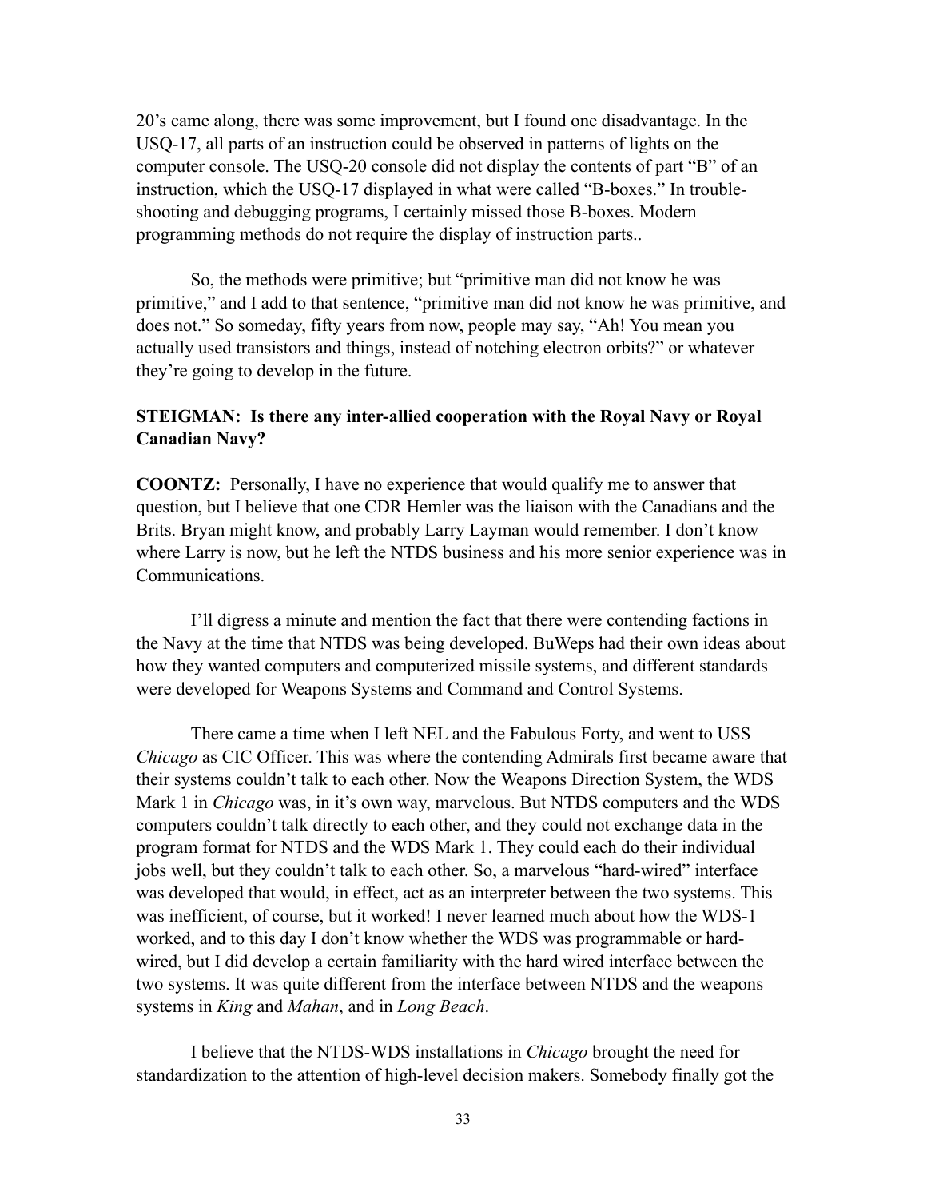20's came along, there was some improvement, but I found one disadvantage. In the USQ-17, all parts of an instruction could be observed in patterns of lights on the computer console. The USQ-20 console did not display the contents of part "B" of an instruction, which the USQ-17 displayed in what were called "B-boxes." In trouble-shooting and debugging programs, I certainly missed those B-boxes. Modern programming methods do not require the display of instruction parts..

So, the methods were primitive; but "primitive man did not know he was primitive," and I add to that sentence, "primitive man did not know he was primitive, and does not." So someday, fifty years from now, people may say, "Ah! You mean you actually used transistors and things, instead of notching electron orbits?" or whatever they're going to develop in the future.

**STEIGMAN: Is there any inter-allied cooperation with the Royal Navy or Royal Canadian Navy?**

**COONTZ:** Personally, I have no experience that would qualify me to answer that question, but I believe that one CDR Hemler was the liaison with the Canadians and the Brits. Bryan might know, and probably Larry Layman would remember. I don't know where Larry is now, but he left the NTDS business and his more senior experience was in Communications.

I'll digress a minute and mention the fact that there were contending factions in the Navy at the time that NTDS was being developed. BuWeps had their own ideas about how they wanted computers and computerized missile systems, and different standards were developed for Weapons Systems and Command and Control Systems.

There came a time when I left NEL and the Fabulous Forty, and went to USS *Chicago* as CIC Officer. This was where the contending Admirals first became aware that their systems couldn't talk to each other. Now the Weapons Direction System, the WDS Mark 1 in *Chicago* was, in it's own way, marvelous. But NTDS computers and the WDS computers couldn't talk directly to each other, and they could not exchange data in the program format for NTDS and the WDS Mark 1. They could each do their individual jobs well, but they couldn't talk to each other. So, a marvelous "hard-wired" interface was developed that would, in effect, act as an interpreter between the two systems. This was inefficient, of course, but it worked! I never learned much about how the WDS-1 worked, and to this day I don't know whether the WDS was programmable or hard-wired, but I did develop a certain familiarity with the hard wired interface between the two systems. It was quite different from the interface between NTDS and the weapons systems in *King* and *Mahan*, and in *Long Beach*.

I believe that the NTDS-WDS installations in *Chicago* brought the need for standardization to the attention of high-level decision makers. Somebody finally got the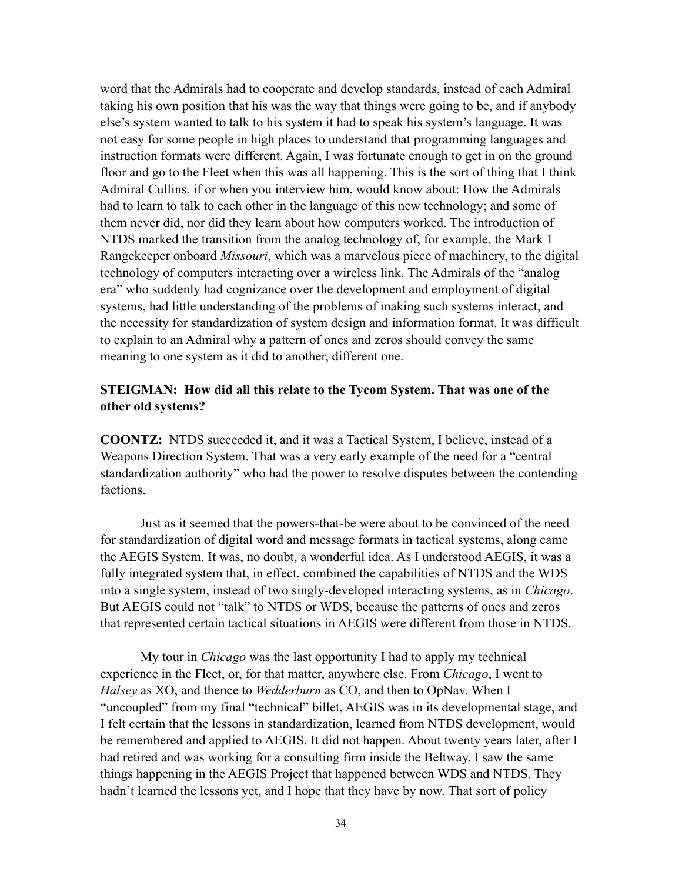word that the Admirals had to cooperate and develop standards, instead of each Admiral taking his own position that his was the way that things were going to be, and if anybody else's system wanted to talk to his system it had to speak his system's language. It was not easy for some people in high places to understand that programming languages and instruction formats were different. Again, I was fortunate enough to get in on the ground floor and go to the Fleet when this was all happening. This is the sort of thing that I think Admiral Cullins, if or when you interview him, would know about: How the Admirals had to learn to talk to each other in the language of this new technology; and some of them never did, nor did they learn about how computers worked. The introduction of NTDS marked the transition from the analog technology of, for example, the Mark 1 Rangekeeper onboard *Missouri*, which was a marvelous piece of machinery, to the digital technology of computers interacting over a wireless link. The Admirals of the "analog era" who suddenly had cognizance over the development and employment of digital systems, had little understanding of the problems of making such systems interact, and the necessity for standardization of system design and information format. It was difficult to explain to an Admiral why a pattern of ones and zeros should convey the same meaning to one system as it did to another, different one.

**STEIGMAN: How did all this relate to the Tycom System. That was one of the other old systems?**

**COONTZ:** NTDS succeeded it, and it was a Tactical System, I believe, instead of a Weapons Direction System. That was a very early example of the need for a "central standardization authority" who had the power to resolve disputes between the contending factions.

Just as it seemed that the powers-that-be were about to be convinced of the need for standardization of digital word and message formats in tactical systems, along came the AEGIS System. It was, no doubt, a wonderful idea. As I understood AEGIS, it was a fully integrated system that, in effect, combined the capabilities of NTDS and the WDS into a single system, instead of two singly-developed interacting systems, as in *Chicago*. But AEGIS could not "talk" to NTDS or WDS, because the patterns of ones and zeros that represented certain tactical situations in AEGIS were different from those in NTDS.

My tour in *Chicago* was the last opportunity I had to apply my technical experience in the Fleet, or, for that matter, anywhere else. From *Chicago*, I went to *Halsey* as XO, and thence to *Wedderburn* as CO, and then to OpNav. When I "uncoupled" from my final "technical" billet, AEGIS was in its developmental stage, and I felt certain that the lessons in standardization, learned from NTDS development, would be remembered and applied to AEGIS. It did not happen. About twenty years later, after I had retired and was working for a consulting firm inside the Beltway, I saw the same things happening in the AEGIS Project that happened between WDS and NTDS. They hadn't learned the lessons yet, and I hope that they have by now. That sort of policy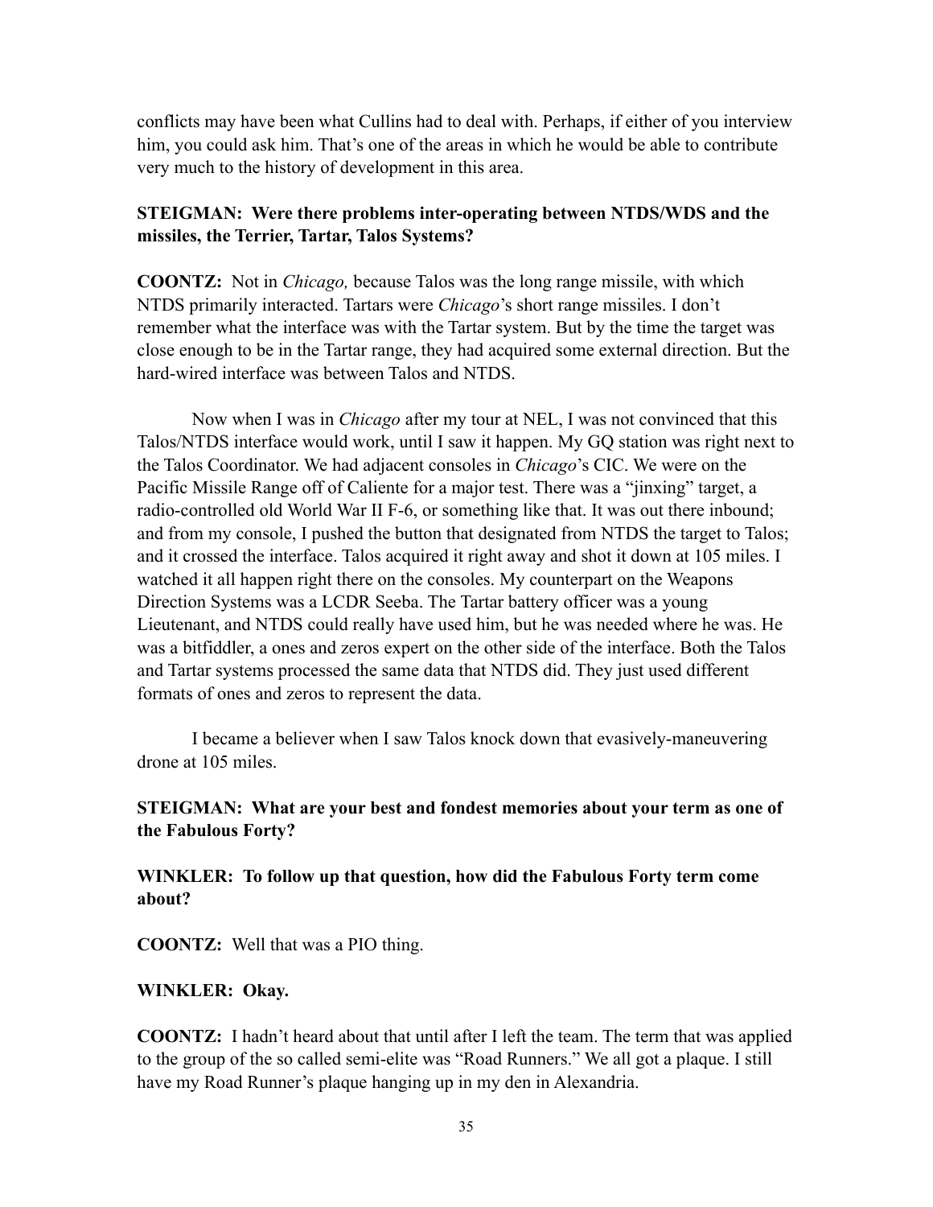conflicts may have been what Cullins had to deal with. Perhaps, if either of you interview him, you could ask him. That's one of the areas in which he would be able to contribute very much to the history of development in this area.

**STEIGMAN: Were there problems inter-operating between NTDS/WDS and the missiles, the Terrier, Tartar, Talos Systems?**

**COONTZ:** Not in *Chicago,* because Talos was the long range missile, with which NTDS primarily interacted. Tartars were *Chicago*'s short range missiles. I don't remember what the interface was with the Tartar system. But by the time the target was close enough to be in the Tartar range, they had acquired some external direction. But the hard-wired interface was between Talos and NTDS.

Now when I was in *Chicago* after my tour at NEL, I was not convinced that this Talos/NTDS interface would work, until I saw it happen. My GQ station was right next to the Talos Coordinator. We had adjacent consoles in *Chicago*'s CIC. We were on the Pacific Missile Range off of Caliente for a major test. There was a "jinxing" target, a radio-controlled old World War II F-6, or something like that. It was out there inbound; and from my console, I pushed the button that designated from NTDS the target to Talos; and it crossed the interface. Talos acquired it right away and shot it down at 105 miles. I watched it all happen right there on the consoles. My counterpart on the Weapons Direction Systems was a LCDR Seeba. The Tartar battery officer was a young Lieutenant, and NTDS could really have used him, but he was needed where he was. He was a bitfiddler, a ones and zeros expert on the other side of the interface. Both the Talos and Tartar systems processed the same data that NTDS did. They just used different formats of ones and zeros to represent the data.

I became a believer when I saw Talos knock down that evasively-maneuvering drone at 105 miles.

**STEIGMAN: What are your best and fondest memories about your term as one of the Fabulous Forty?**

**WINKLER: To follow up that question, how did the Fabulous Forty term come about?**

**COONTZ:** Well that was a PIO thing.

**WINKLER: Okay.**

**COONTZ:** I hadn't heard about that until after I left the team. The term that was applied to the group of the so called semi-elite was "Road Runners." We all got a plaque. I still have my Road Runner's plaque hanging up in my den in Alexandria.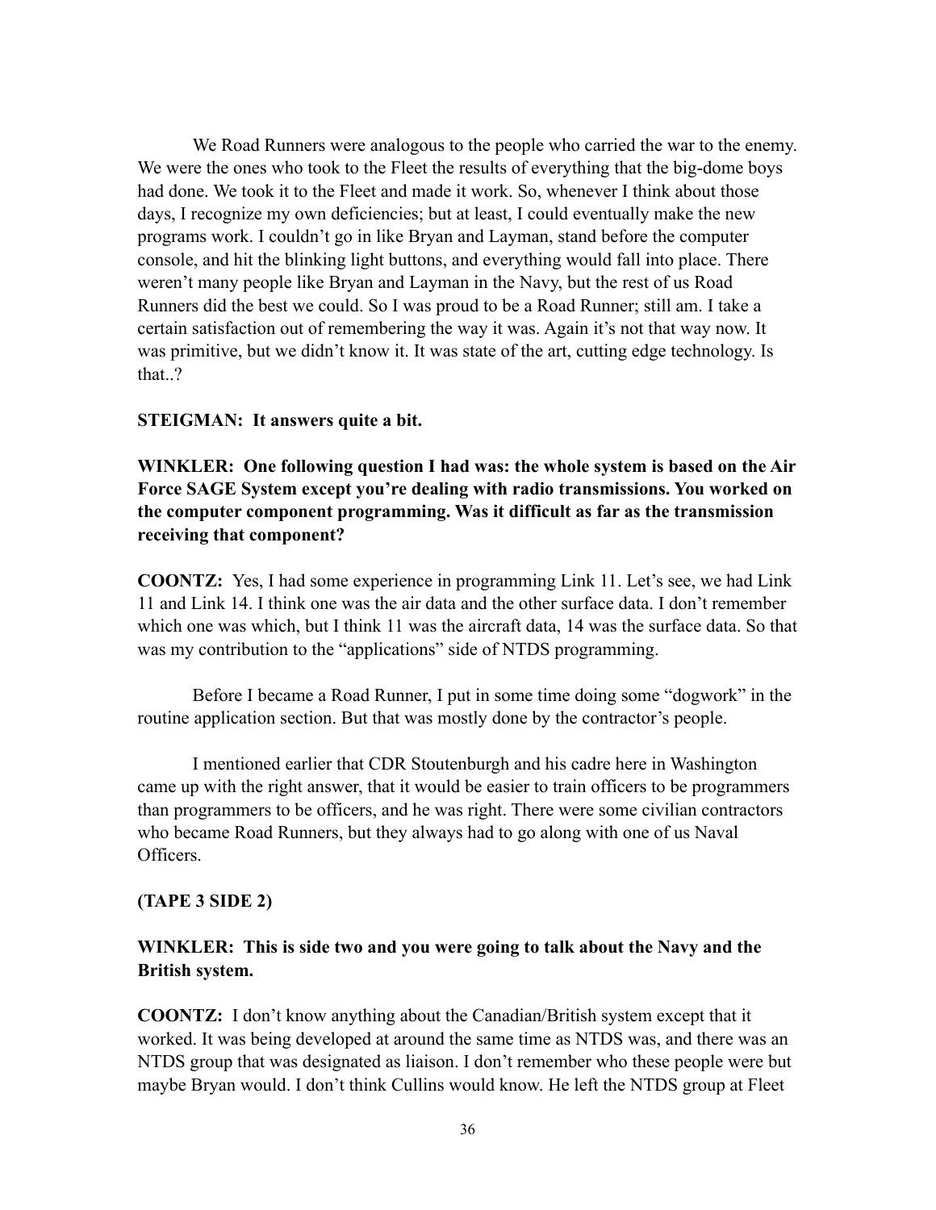We Road Runners were analogous to the people who carried the war to the enemy. We were the ones who took to the Fleet the results of everything that the big-dome boys had done. We took it to the Fleet and made it work. So, whenever I think about those days, I recognize my own deficiencies; but at least, I could eventually make the new programs work. I couldn't go in like Bryan and Layman, stand before the computer console, and hit the blinking light buttons, and everything would fall into place. There weren't many people like Bryan and Layman in the Navy, but the rest of us Road Runners did the best we could. So I was proud to be a Road Runner; still am. I take a certain satisfaction out of remembering the way it was. Again it's not that way now. It was primitive, but we didn't know it. It was state of the art, cutting edge technology. Is that..?

**STEIGMAN: It answers quite a bit.**

**WINKLER: One following question I had was: the whole system is based on the Air Force SAGE System except you're dealing with radio transmissions. You worked on the computer component programming. Was it difficult as far as the transmission receiving that component?**

**COONTZ:** Yes, I had some experience in programming Link 11. Let's see, we had Link 11 and Link 14. I think one was the air data and the other surface data. I don't remember which one was which, but I think 11 was the aircraft data, 14 was the surface data. So that was my contribution to the "applications" side of NTDS programming.

Before I became a Road Runner, I put in some time doing some "dogwork" in the routine application section. But that was mostly done by the contractor's people.

I mentioned earlier that CDR Stoutenburgh and his cadre here in Washington came up with the right answer, that it would be easier to train officers to be programmers than programmers to be officers, and he was right. There were some civilian contractors who became Road Runners, but they always had to go along with one of us Naval Officers.

**(TAPE 3 SIDE 2)**

**WINKLER: This is side two and you were going to talk about the Navy and the British system.**

**COONTZ:** I don't know anything about the Canadian/British system except that it worked. It was being developed at around the same time as NTDS was, and there was an NTDS group that was designated as liaison. I don't remember who these people were but maybe Bryan would. I don't think Cullins would know. He left the NTDS group at Fleet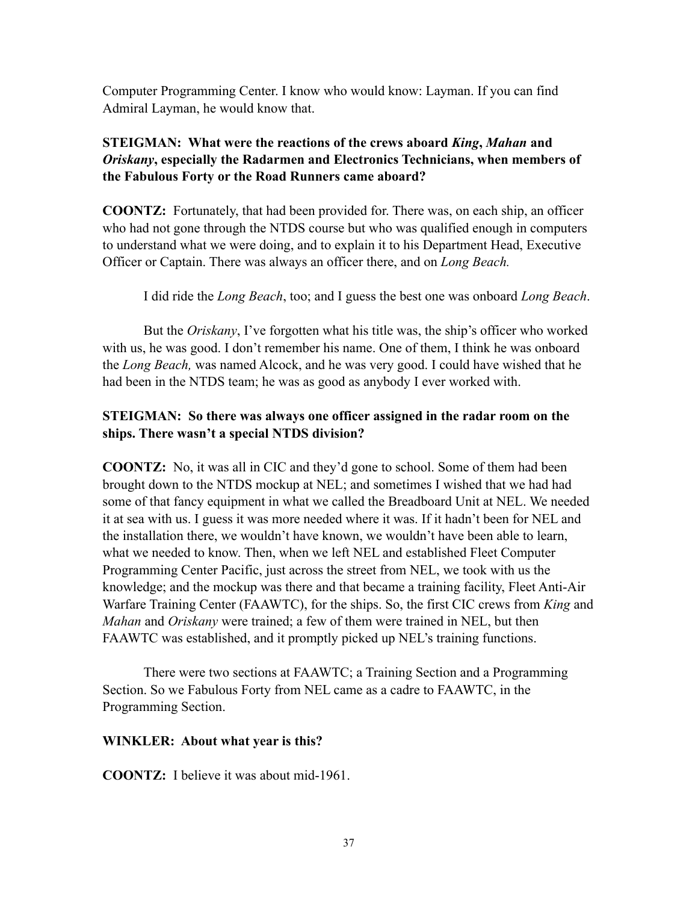Computer Programming Center. I know who would know: Layman. If you can find Admiral Layman, he would know that.

**STEIGMAN: What were the reactions of the crews aboard *King*, *Mahan* and *Oriskany*, especially the Radarmen and Electronics Technicians, when members of the Fabulous Forty or the Road Runners came aboard?**

**COONTZ:** Fortunately, that had been provided for. There was, on each ship, an officer who had not gone through the NTDS course but who was qualified enough in computers to understand what we were doing, and to explain it to his Department Head, Executive Officer or Captain. There was always an officer there, and on *Long Beach.*

I did ride the *Long Beach*, too; and I guess the best one was onboard *Long Beach*.

But the *Oriskany*, I've forgotten what his title was, the ship's officer who worked with us, he was good. I don't remember his name. One of them, I think he was onboard the *Long Beach,* was named Alcock, and he was very good. I could have wished that he had been in the NTDS team; he was as good as anybody I ever worked with.

**STEIGMAN: So there was always one officer assigned in the radar room on the ships. There wasn't a special NTDS division?**

**COONTZ:** No, it was all in CIC and they'd gone to school. Some of them had been brought down to the NTDS mockup at NEL; and sometimes I wished that we had had some of that fancy equipment in what we called the Breadboard Unit at NEL. We needed it at sea with us. I guess it was more needed where it was. If it hadn't been for NEL and the installation there, we wouldn't have known, we wouldn't have been able to learn, what we needed to know. Then, when we left NEL and established Fleet Computer Programming Center Pacific, just across the street from NEL, we took with us the knowledge; and the mockup was there and that became a training facility, Fleet Anti-Air Warfare Training Center (FAAWTC), for the ships. So, the first CIC crews from *King* and *Mahan* and *Oriskany* were trained; a few of them were trained in NEL, but then FAAWTC was established, and it promptly picked up NEL's training functions.

There were two sections at FAAWTC; a Training Section and a Programming Section. So we Fabulous Forty from NEL came as a cadre to FAAWTC, in the Programming Section.

**WINKLER: About what year is this?**

**COONTZ:** I believe it was about mid-1961.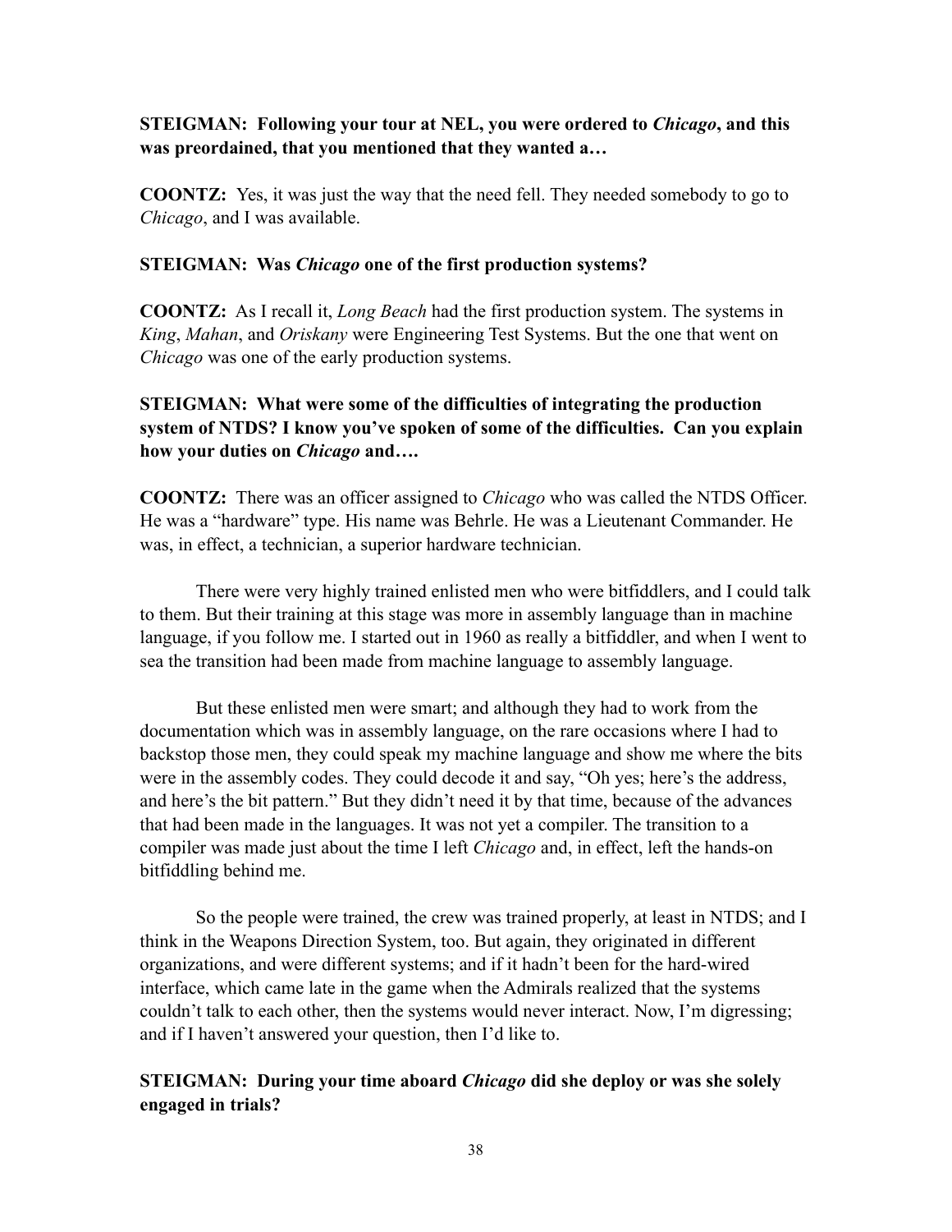**STEIGMAN: Following your tour at NEL, you were ordered to *Chicago*, and this was preordained, that you mentioned that they wanted a…**

**COONTZ:** Yes, it was just the way that the need fell. They needed somebody to go to *Chicago*, and I was available.

**STEIGMAN: Was *Chicago* one of the first production systems?**

**COONTZ:** As I recall it, *Long Beach* had the first production system. The systems in *King*, *Mahan*, and *Oriskany* were Engineering Test Systems. But the one that went on *Chicago* was one of the early production systems.

**STEIGMAN: What were some of the difficulties of integrating the production system of NTDS? I know you've spoken of some of the difficulties. Can you explain how your duties on *Chicago* and….**

**COONTZ:** There was an officer assigned to *Chicago* who was called the NTDS Officer. He was a "hardware" type. His name was Behrle. He was a Lieutenant Commander. He was, in effect, a technician, a superior hardware technician.

There were very highly trained enlisted men who were bitfiddlers, and I could talk to them. But their training at this stage was more in assembly language than in machine language, if you follow me. I started out in 1960 as really a bitfiddler, and when I went to sea the transition had been made from machine language to assembly language.

But these enlisted men were smart; and although they had to work from the documentation which was in assembly language, on the rare occasions where I had to backstop those men, they could speak my machine language and show me where the bits were in the assembly codes. They could decode it and say, "Oh yes; here's the address, and here's the bit pattern." But they didn't need it by that time, because of the advances that had been made in the languages. It was not yet a compiler. The transition to a compiler was made just about the time I left *Chicago* and, in effect, left the hands-on bitfiddling behind me.

So the people were trained, the crew was trained properly, at least in NTDS; and I think in the Weapons Direction System, too. But again, they originated in different organizations, and were different systems; and if it hadn't been for the hard-wired interface, which came late in the game when the Admirals realized that the systems couldn't talk to each other, then the systems would never interact. Now, I'm digressing; and if I haven't answered your question, then I'd like to.

**STEIGMAN: During your time aboard *Chicago* did she deploy or was she solely engaged in trials?**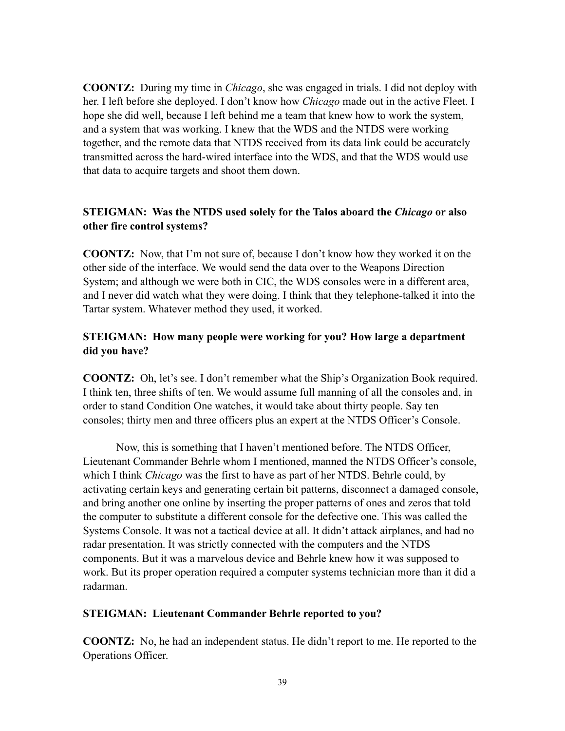**COONTZ:** During my time in *Chicago*, she was engaged in trials. I did not deploy with her. I left before she deployed. I don't know how *Chicago* made out in the active Fleet. I hope she did well, because I left behind me a team that knew how to work the system, and a system that was working. I knew that the WDS and the NTDS were working together, and the remote data that NTDS received from its data link could be accurately transmitted across the hard-wired interface into the WDS, and that the WDS would use that data to acquire targets and shoot them down.

**STEIGMAN: Was the NTDS used solely for the Talos aboard the *Chicago* or also other fire control systems?**

**COONTZ:** Now, that I'm not sure of, because I don't know how they worked it on the other side of the interface. We would send the data over to the Weapons Direction System; and although we were both in CIC, the WDS consoles were in a different area, and I never did watch what they were doing. I think that they telephone-talked it into the Tartar system. Whatever method they used, it worked.

**STEIGMAN: How many people were working for you? How large a department did you have?**

**COONTZ:** Oh, let's see. I don't remember what the Ship's Organization Book required. I think ten, three shifts of ten. We would assume full manning of all the consoles and, in order to stand Condition One watches, it would take about thirty people. Say ten consoles; thirty men and three officers plus an expert at the NTDS Officer's Console.

Now, this is something that I haven't mentioned before. The NTDS Officer, Lieutenant Commander Behrle whom I mentioned, manned the NTDS Officer's console, which I think *Chicago* was the first to have as part of her NTDS. Behrle could, by activating certain keys and generating certain bit patterns, disconnect a damaged console, and bring another one online by inserting the proper patterns of ones and zeros that told the computer to substitute a different console for the defective one. This was called the Systems Console. It was not a tactical device at all. It didn't attack airplanes, and had no radar presentation. It was strictly connected with the computers and the NTDS components. But it was a marvelous device and Behrle knew how it was supposed to work. But its proper operation required a computer systems technician more than it did a radarman.

**STEIGMAN: Lieutenant Commander Behrle reported to you?**

**COONTZ:** No, he had an independent status. He didn't report to me. He reported to the Operations Officer.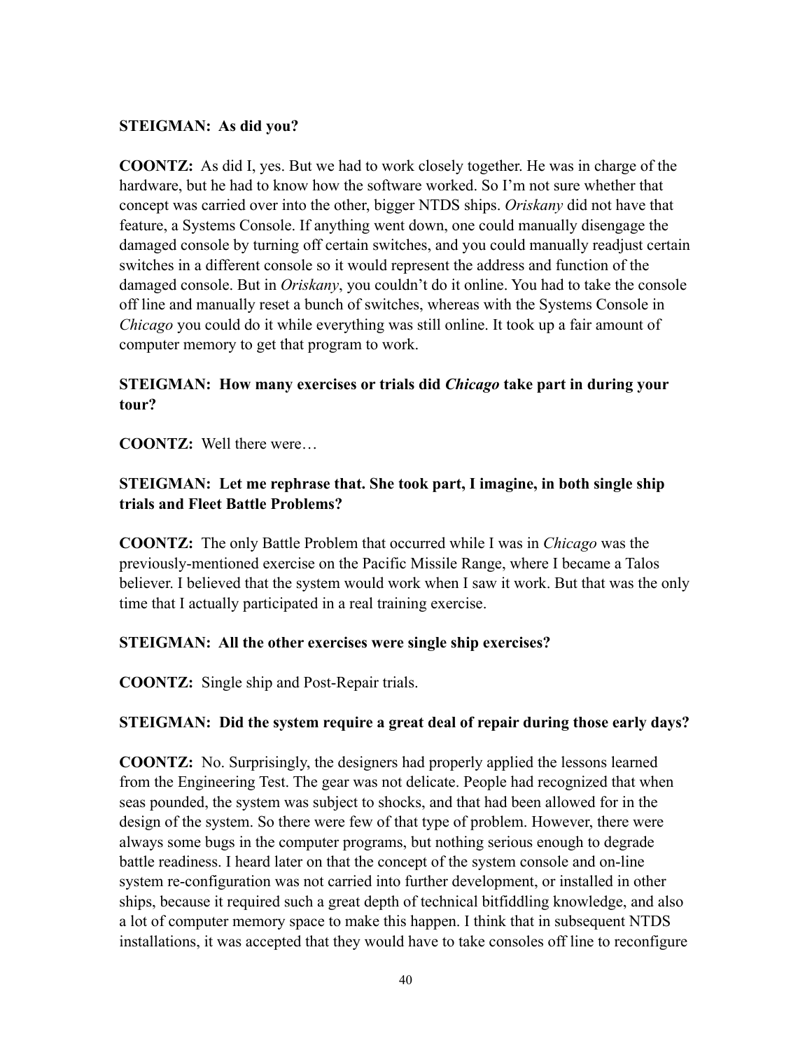**STEIGMAN: As did you?**

**COONTZ:** As did I, yes. But we had to work closely together. He was in charge of the hardware, but he had to know how the software worked. So I'm not sure whether that concept was carried over into the other, bigger NTDS ships. *Oriskany* did not have that feature, a Systems Console. If anything went down, one could manually disengage the damaged console by turning off certain switches, and you could manually readjust certain switches in a different console so it would represent the address and function of the damaged console. But in *Oriskany*, you couldn't do it online. You had to take the console off line and manually reset a bunch of switches, whereas with the Systems Console in *Chicago* you could do it while everything was still online. It took up a fair amount of computer memory to get that program to work.

**STEIGMAN: How many exercises or trials did *Chicago* take part in during your tour?**

**COONTZ:** Well there were…

**STEIGMAN: Let me rephrase that. She took part, I imagine, in both single ship trials and Fleet Battle Problems?**

**COONTZ:** The only Battle Problem that occurred while I was in *Chicago* was the previously-mentioned exercise on the Pacific Missile Range, where I became a Talos believer. I believed that the system would work when I saw it work. But that was the only time that I actually participated in a real training exercise.

**STEIGMAN: All the other exercises were single ship exercises?**

**COONTZ:** Single ship and Post-Repair trials.

**STEIGMAN: Did the system require a great deal of repair during those early days?**

**COONTZ:** No. Surprisingly, the designers had properly applied the lessons learned from the Engineering Test. The gear was not delicate. People had recognized that when seas pounded, the system was subject to shocks, and that had been allowed for in the design of the system. So there were few of that type of problem. However, there were always some bugs in the computer programs, but nothing serious enough to degrade battle readiness. I heard later on that the concept of the system console and on-line system re-configuration was not carried into further development, or installed in other ships, because it required such a great depth of technical bitfiddling knowledge, and also a lot of computer memory space to make this happen. I think that in subsequent NTDS installations, it was accepted that they would have to take consoles off line to reconfigure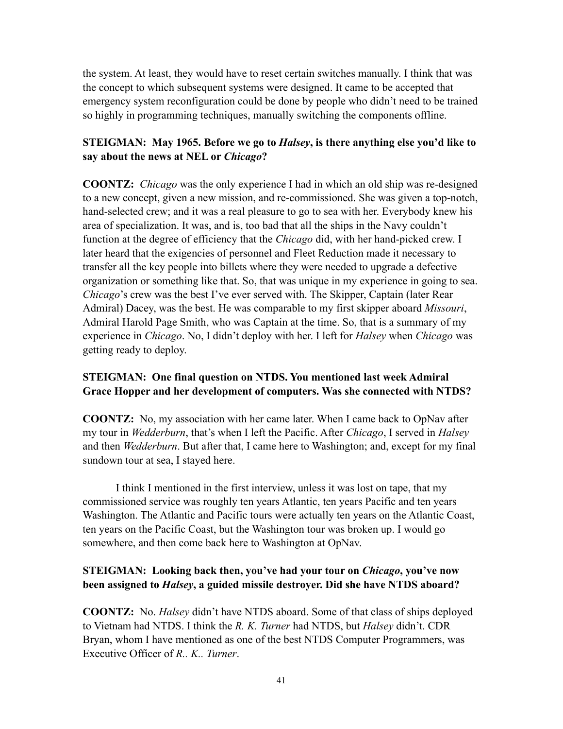the system. At least, they would have to reset certain switches manually. I think that was the concept to which subsequent systems were designed. It came to be accepted that emergency system reconfiguration could be done by people who didn't need to be trained so highly in programming techniques, manually switching the components offline.

**STEIGMAN: May 1965. Before we go to *Halsey*, is there anything else you'd like to say about the news at NEL or *Chicago*?**

**COONTZ:** *Chicago* was the only experience I had in which an old ship was re-designed to a new concept, given a new mission, and re-commissioned. She was given a top-notch, hand-selected crew; and it was a real pleasure to go to sea with her. Everybody knew his area of specialization. It was, and is, too bad that all the ships in the Navy couldn't function at the degree of efficiency that the *Chicago* did, with her hand-picked crew. I later heard that the exigencies of personnel and Fleet Reduction made it necessary to transfer all the key people into billets where they were needed to upgrade a defective organization or something like that. So, that was unique in my experience in going to sea. *Chicago*'s crew was the best I've ever served with. The Skipper, Captain (later Rear Admiral) Dacey, was the best. He was comparable to my first skipper aboard *Missouri*, Admiral Harold Page Smith, who was Captain at the time. So, that is a summary of my experience in *Chicago*. No, I didn't deploy with her. I left for *Halsey* when *Chicago* was getting ready to deploy.

**STEIGMAN: One final question on NTDS. You mentioned last week Admiral Grace Hopper and her development of computers. Was she connected with NTDS?**

**COONTZ:** No, my association with her came later. When I came back to OpNav after my tour in *Wedderburn*, that's when I left the Pacific. After *Chicago*, I served in *Halsey* and then *Wedderburn*. But after that, I came here to Washington; and, except for my final sundown tour at sea, I stayed here.

I think I mentioned in the first interview, unless it was lost on tape, that my commissioned service was roughly ten years Atlantic, ten years Pacific and ten years Washington. The Atlantic and Pacific tours were actually ten years on the Atlantic Coast, ten years on the Pacific Coast, but the Washington tour was broken up. I would go somewhere, and then come back here to Washington at OpNav.

**STEIGMAN: Looking back then, you've had your tour on *Chicago*, you've now been assigned to *Halsey*, a guided missile destroyer. Did she have NTDS aboard?**

**COONTZ:** No. *Halsey* didn't have NTDS aboard. Some of that class of ships deployed to Vietnam had NTDS. I think the *R. K. Turner* had NTDS, but *Halsey* didn't. CDR Bryan, whom I have mentioned as one of the best NTDS Computer Programmers, was Executive Officer of *R.. K.. Turner*.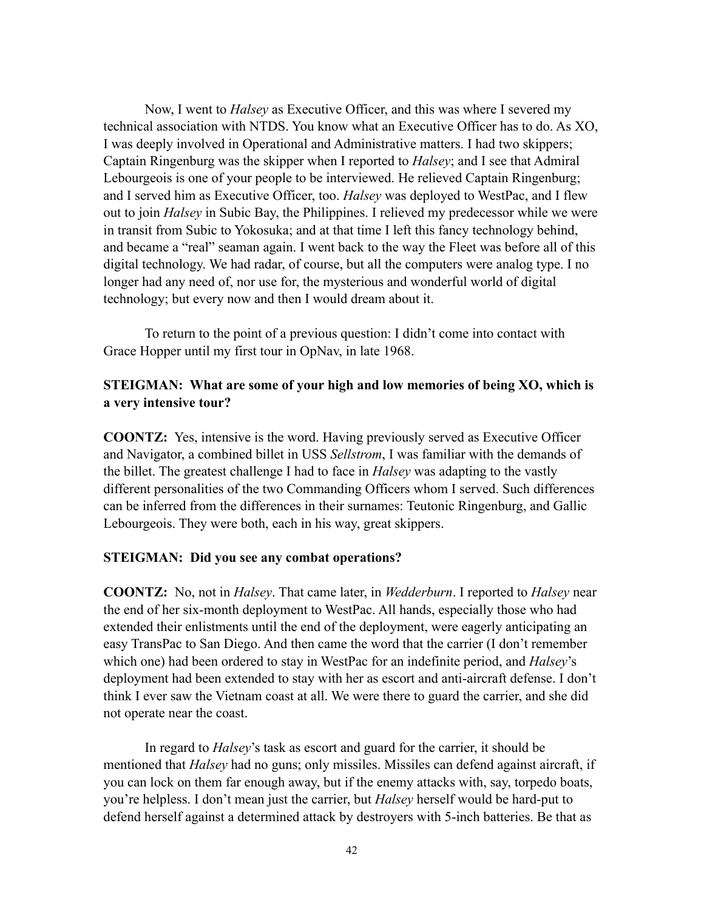Now, I went to *Halsey* as Executive Officer, and this was where I severed my technical association with NTDS. You know what an Executive Officer has to do. As XO, I was deeply involved in Operational and Administrative matters. I had two skippers; Captain Ringenburg was the skipper when I reported to *Halsey*; and I see that Admiral Lebourgeois is one of your people to be interviewed. He relieved Captain Ringenburg; and I served him as Executive Officer, too. *Halsey* was deployed to WestPac, and I flew out to join *Halsey* in Subic Bay, the Philippines. I relieved my predecessor while we were in transit from Subic to Yokosuka; and at that time I left this fancy technology behind, and became a "real" seaman again. I went back to the way the Fleet was before all of this digital technology. We had radar, of course, but all the computers were analog type. I no longer had any need of, nor use for, the mysterious and wonderful world of digital technology; but every now and then I would dream about it.

To return to the point of a previous question: I didn't come into contact with Grace Hopper until my first tour in OpNav, in late 1968.

**STEIGMAN: What are some of your high and low memories of being XO, which is a very intensive tour?**

**COONTZ:** Yes, intensive is the word. Having previously served as Executive Officer and Navigator, a combined billet in USS *Sellstrom*, I was familiar with the demands of the billet. The greatest challenge I had to face in *Halsey* was adapting to the vastly different personalities of the two Commanding Officers whom I served. Such differences can be inferred from the differences in their surnames: Teutonic Ringenburg, and Gallic Lebourgeois. They were both, each in his way, great skippers.

**STEIGMAN: Did you see any combat operations?**

**COONTZ:** No, not in *Halsey*. That came later, in *Wedderburn*. I reported to *Halsey* near the end of her six-month deployment to WestPac. All hands, especially those who had extended their enlistments until the end of the deployment, were eagerly anticipating an easy TransPac to San Diego. And then came the word that the carrier (I don't remember which one) had been ordered to stay in WestPac for an indefinite period, and *Halsey*'s deployment had been extended to stay with her as escort and anti-aircraft defense. I don't think I ever saw the Vietnam coast at all. We were there to guard the carrier, and she did not operate near the coast.

In regard to *Halsey*'s task as escort and guard for the carrier, it should be mentioned that *Halsey* had no guns; only missiles. Missiles can defend against aircraft, if you can lock on them far enough away, but if the enemy attacks with, say, torpedo boats, you're helpless. I don't mean just the carrier, but *Halsey* herself would be hard-put to defend herself against a determined attack by destroyers with 5-inch batteries. Be that as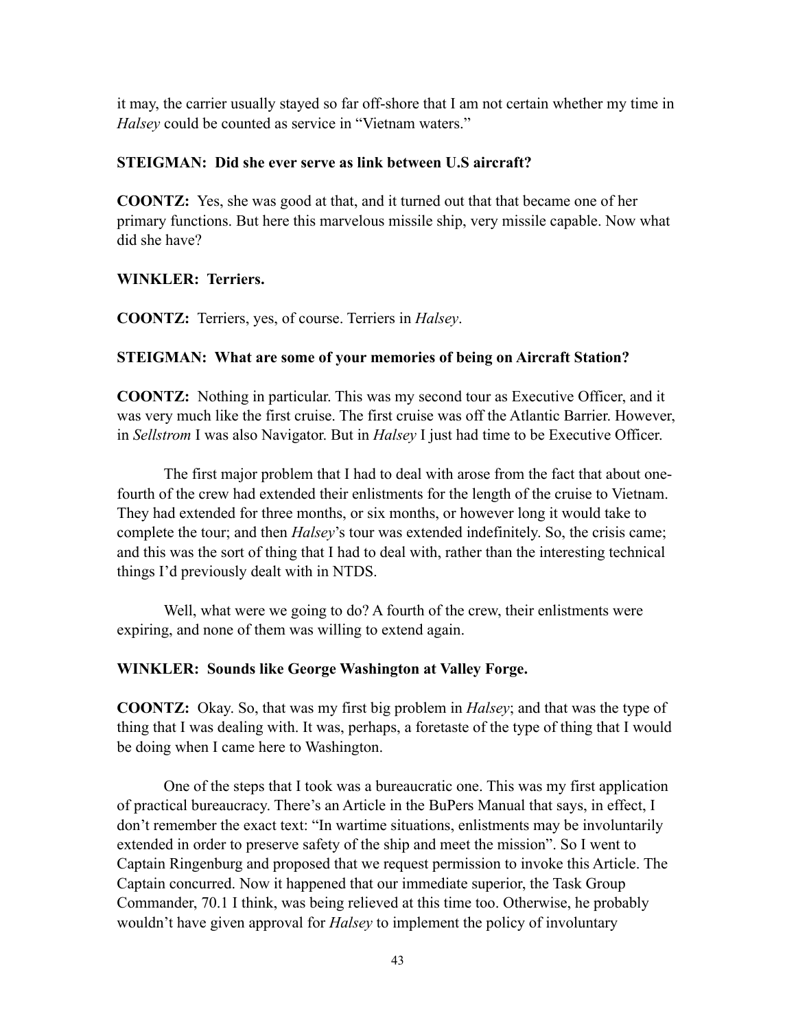it may, the carrier usually stayed so far off-shore that I am not certain whether my time in *Halsey* could be counted as service in "Vietnam waters."

**STEIGMAN: Did she ever serve as link between U.S aircraft?**

**COONTZ:** Yes, she was good at that, and it turned out that that became one of her primary functions. But here this marvelous missile ship, very missile capable. Now what did she have?

**WINKLER: Terriers.**

**COONTZ:** Terriers, yes, of course. Terriers in *Halsey*.

**STEIGMAN: What are some of your memories of being on Aircraft Station?**

**COONTZ:** Nothing in particular. This was my second tour as Executive Officer, and it was very much like the first cruise. The first cruise was off the Atlantic Barrier. However, in *Sellstrom* I was also Navigator. But in *Halsey* I just had time to be Executive Officer.

The first major problem that I had to deal with arose from the fact that about one-fourth of the crew had extended their enlistments for the length of the cruise to Vietnam. They had extended for three months, or six months, or however long it would take to complete the tour; and then *Halsey*'s tour was extended indefinitely. So, the crisis came; and this was the sort of thing that I had to deal with, rather than the interesting technical things I'd previously dealt with in NTDS.

Well, what were we going to do? A fourth of the crew, their enlistments were expiring, and none of them was willing to extend again.

**WINKLER: Sounds like George Washington at Valley Forge.**

**COONTZ:** Okay. So, that was my first big problem in *Halsey*; and that was the type of thing that I was dealing with. It was, perhaps, a foretaste of the type of thing that I would be doing when I came here to Washington.

One of the steps that I took was a bureaucratic one. This was my first application of practical bureaucracy. There's an Article in the BuPers Manual that says, in effect, I don't remember the exact text: "In wartime situations, enlistments may be involuntarily extended in order to preserve safety of the ship and meet the mission". So I went to Captain Ringenburg and proposed that we request permission to invoke this Article. The Captain concurred. Now it happened that our immediate superior, the Task Group Commander, 70.1 I think, was being relieved at this time too. Otherwise, he probably wouldn't have given approval for *Halsey* to implement the policy of involuntary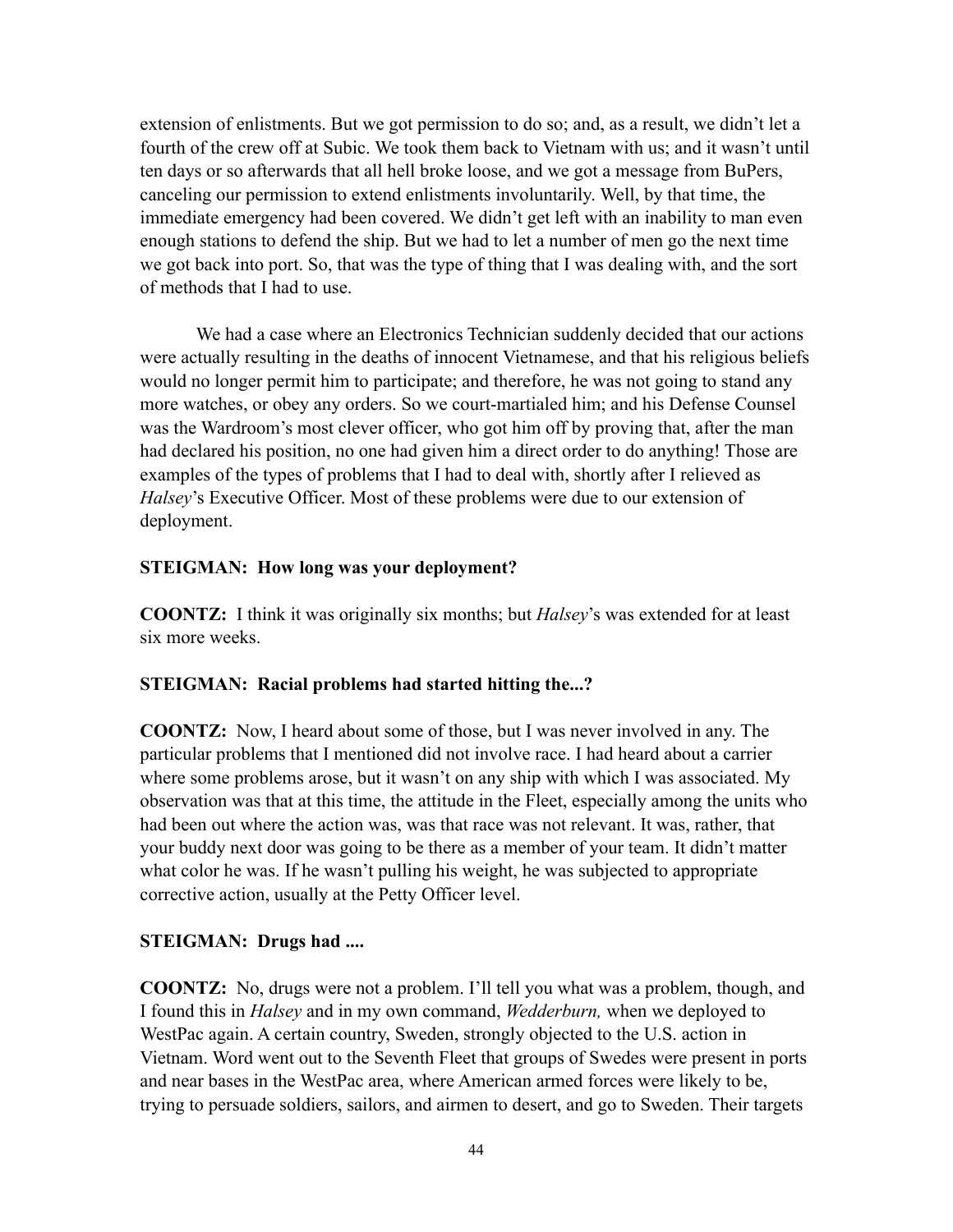extension of enlistments. But we got permission to do so; and, as a result, we didn't let a fourth of the crew off at Subic. We took them back to Vietnam with us; and it wasn't until ten days or so afterwards that all hell broke loose, and we got a message from BuPers, canceling our permission to extend enlistments involuntarily. Well, by that time, the immediate emergency had been covered. We didn't get left with an inability to man even enough stations to defend the ship. But we had to let a number of men go the next time we got back into port. So, that was the type of thing that I was dealing with, and the sort of methods that I had to use.

We had a case where an Electronics Technician suddenly decided that our actions were actually resulting in the deaths of innocent Vietnamese, and that his religious beliefs would no longer permit him to participate; and therefore, he was not going to stand any more watches, or obey any orders. So we court-martialed him; and his Defense Counsel was the Wardroom's most clever officer, who got him off by proving that, after the man had declared his position, no one had given him a direct order to do anything! Those are examples of the types of problems that I had to deal with, shortly after I relieved as *Halsey*'s Executive Officer. Most of these problems were due to our extension of deployment.

**STEIGMAN: How long was your deployment?**

**COONTZ:** I think it was originally six months; but *Halsey*'s was extended for at least six more weeks.

**STEIGMAN: Racial problems had started hitting the...?**

**COONTZ:** Now, I heard about some of those, but I was never involved in any. The particular problems that I mentioned did not involve race. I had heard about a carrier where some problems arose, but it wasn't on any ship with which I was associated. My observation was that at this time, the attitude in the Fleet, especially among the units who had been out where the action was, was that race was not relevant. It was, rather, that your buddy next door was going to be there as a member of your team. It didn't matter what color he was. If he wasn't pulling his weight, he was subjected to appropriate corrective action, usually at the Petty Officer level.

**STEIGMAN: Drugs had ....**

**COONTZ:** No, drugs were not a problem. I'll tell you what was a problem, though, and I found this in *Halsey* and in my own command, *Wedderburn,* when we deployed to WestPac again. A certain country, Sweden, strongly objected to the U.S. action in Vietnam. Word went out to the Seventh Fleet that groups of Swedes were present in ports and near bases in the WestPac area, where American armed forces were likely to be, trying to persuade soldiers, sailors, and airmen to desert, and go to Sweden. Their targets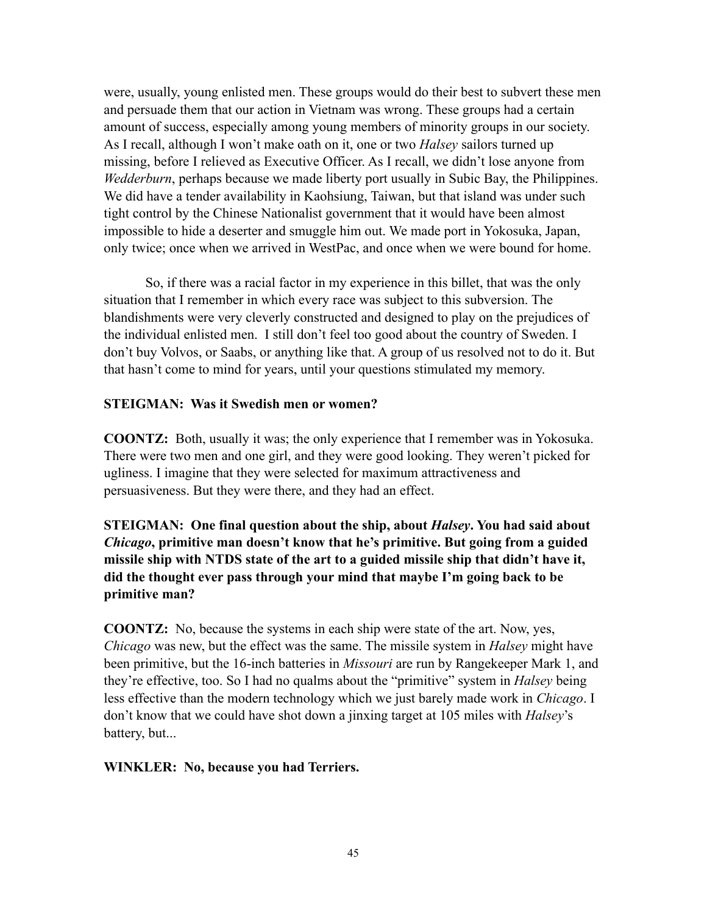were, usually, young enlisted men. These groups would do their best to subvert these men and persuade them that our action in Vietnam was wrong. These groups had a certain amount of success, especially among young members of minority groups in our society. As I recall, although I won't make oath on it, one or two *Halsey* sailors turned up missing, before I relieved as Executive Officer. As I recall, we didn't lose anyone from *Wedderburn*, perhaps because we made liberty port usually in Subic Bay, the Philippines. We did have a tender availability in Kaohsiung, Taiwan, but that island was under such tight control by the Chinese Nationalist government that it would have been almost impossible to hide a deserter and smuggle him out. We made port in Yokosuka, Japan, only twice; once when we arrived in WestPac, and once when we were bound for home.

So, if there was a racial factor in my experience in this billet, that was the only situation that I remember in which every race was subject to this subversion. The blandishments were very cleverly constructed and designed to play on the prejudices of the individual enlisted men. I still don't feel too good about the country of Sweden. I don't buy Volvos, or Saabs, or anything like that. A group of us resolved not to do it. But that hasn't come to mind for years, until your questions stimulated my memory.

**STEIGMAN: Was it Swedish men or women?**

**COONTZ:** Both, usually it was; the only experience that I remember was in Yokosuka. There were two men and one girl, and they were good looking. They weren't picked for ugliness. I imagine that they were selected for maximum attractiveness and persuasiveness. But they were there, and they had an effect.

**STEIGMAN: One final question about the ship, about *Halsey*. You had said about *Chicago*, primitive man doesn't know that he's primitive. But going from a guided missile ship with NTDS state of the art to a guided missile ship that didn't have it, did the thought ever pass through your mind that maybe I'm going back to be primitive man?**

**COONTZ:** No, because the systems in each ship were state of the art. Now, yes, *Chicago* was new, but the effect was the same. The missile system in *Halsey* might have been primitive, but the 16-inch batteries in *Missouri* are run by Rangekeeper Mark 1, and they're effective, too. So I had no qualms about the "primitive" system in *Halsey* being less effective than the modern technology which we just barely made work in *Chicago*. I don't know that we could have shot down a jinxing target at 105 miles with *Halsey*'s battery, but...

**WINKLER: No, because you had Terriers.**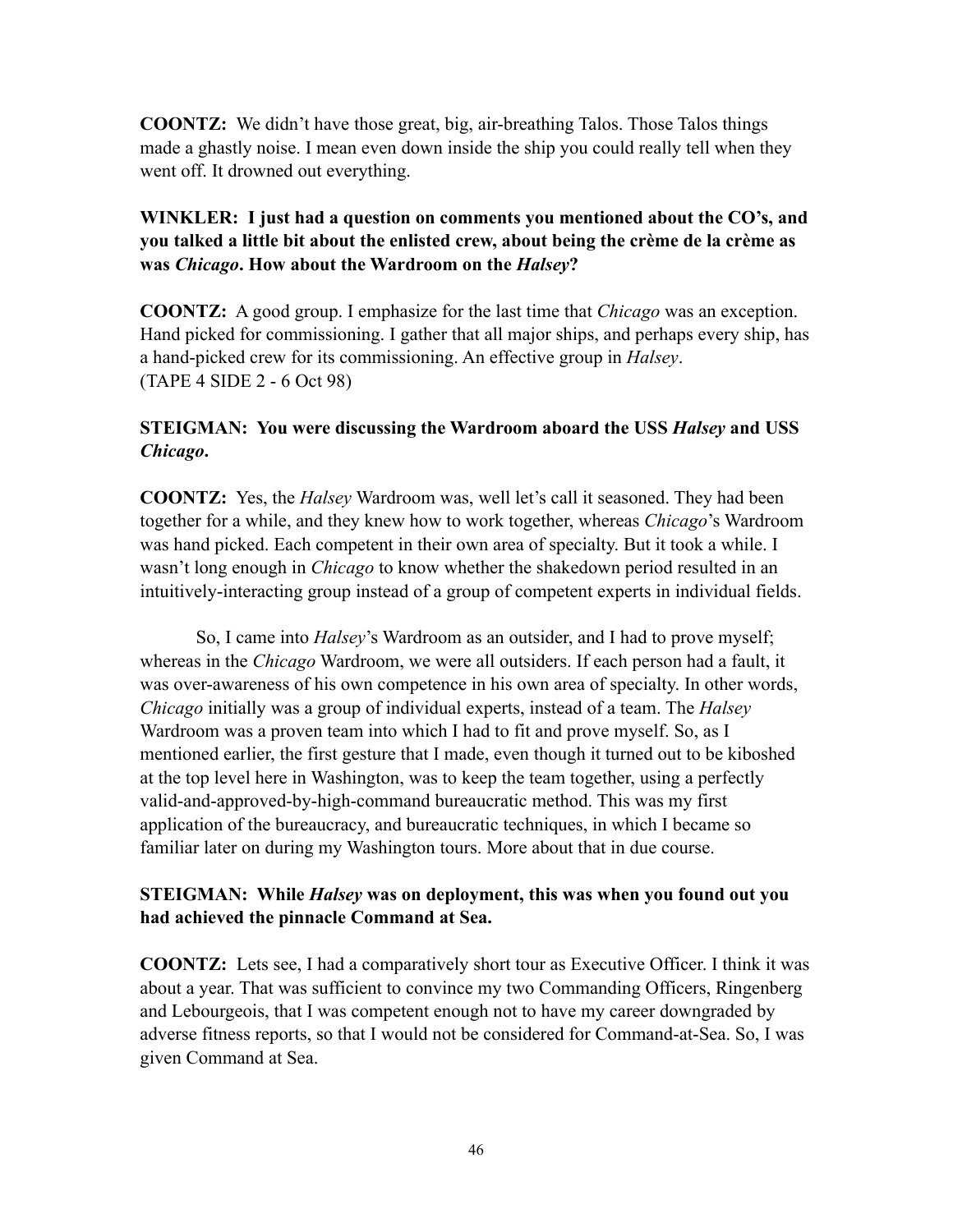**COONTZ:** We didn't have those great, big, air-breathing Talos. Those Talos things made a ghastly noise. I mean even down inside the ship you could really tell when they went off. It drowned out everything.

**WINKLER: I just had a question on comments you mentioned about the CO's, and you talked a little bit about the enlisted crew, about being the crème de la crème as was *Chicago*. How about the Wardroom on the *Halsey*?**

**COONTZ:** A good group. I emphasize for the last time that *Chicago* was an exception. Hand picked for commissioning. I gather that all major ships, and perhaps every ship, has a hand-picked crew for its commissioning. An effective group in *Halsey*.
(TAPE 4 SIDE 2 - 6 Oct 98)

**STEIGMAN: You were discussing the Wardroom aboard the USS *Halsey* and USS *Chicago*.**

**COONTZ:** Yes, the *Halsey* Wardroom was, well let's call it seasoned. They had been together for a while, and they knew how to work together, whereas *Chicago*'s Wardroom was hand picked. Each competent in their own area of specialty. But it took a while. I wasn't long enough in *Chicago* to know whether the shakedown period resulted in an intuitively-interacting group instead of a group of competent experts in individual fields.

So, I came into *Halsey*'s Wardroom as an outsider, and I had to prove myself; whereas in the *Chicago* Wardroom, we were all outsiders. If each person had a fault, it was over-awareness of his own competence in his own area of specialty. In other words, *Chicago* initially was a group of individual experts, instead of a team. The *Halsey* Wardroom was a proven team into which I had to fit and prove myself. So, as I mentioned earlier, the first gesture that I made, even though it turned out to be kiboshed at the top level here in Washington, was to keep the team together, using a perfectly valid-and-approved-by-high-command bureaucratic method. This was my first application of the bureaucracy, and bureaucratic techniques, in which I became so familiar later on during my Washington tours. More about that in due course.

**STEIGMAN: While *Halsey* was on deployment, this was when you found out you had achieved the pinnacle Command at Sea.**

**COONTZ:** Lets see, I had a comparatively short tour as Executive Officer. I think it was about a year. That was sufficient to convince my two Commanding Officers, Ringenberg and Lebourgeois, that I was competent enough not to have my career downgraded by adverse fitness reports, so that I would not be considered for Command-at-Sea. So, I was given Command at Sea.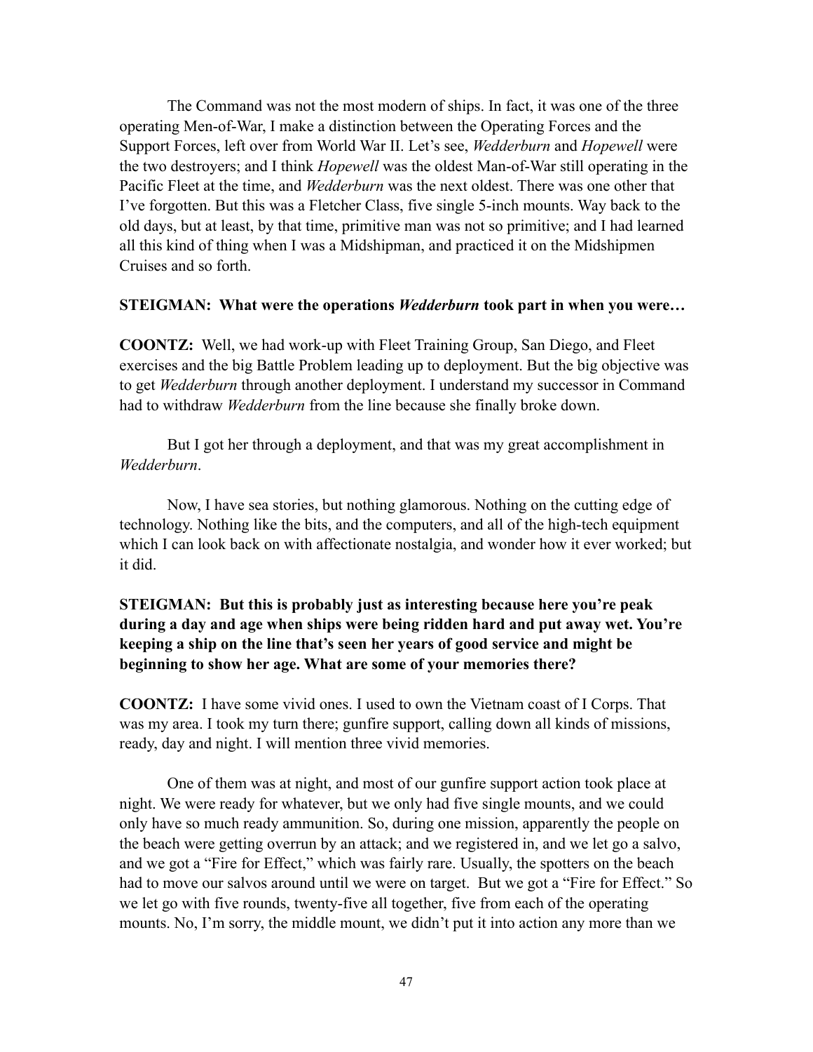The Command was not the most modern of ships. In fact, it was one of the three operating Men-of-War, I make a distinction between the Operating Forces and the Support Forces, left over from World War II. Let's see, *Wedderburn* and *Hopewell* were the two destroyers; and I think *Hopewell* was the oldest Man-of-War still operating in the Pacific Fleet at the time, and *Wedderburn* was the next oldest. There was one other that I've forgotten. But this was a Fletcher Class, five single 5-inch mounts. Way back to the old days, but at least, by that time, primitive man was not so primitive; and I had learned all this kind of thing when I was a Midshipman, and practiced it on the Midshipmen Cruises and so forth.

**STEIGMAN: What were the operations *Wedderburn* took part in when you were…**

**COONTZ:** Well, we had work-up with Fleet Training Group, San Diego, and Fleet exercises and the big Battle Problem leading up to deployment. But the big objective was to get *Wedderburn* through another deployment. I understand my successor in Command had to withdraw *Wedderburn* from the line because she finally broke down.

But I got her through a deployment, and that was my great accomplishment in *Wedderburn*.

Now, I have sea stories, but nothing glamorous. Nothing on the cutting edge of technology. Nothing like the bits, and the computers, and all of the high-tech equipment which I can look back on with affectionate nostalgia, and wonder how it ever worked; but it did.

**STEIGMAN: But this is probably just as interesting because here you're peak during a day and age when ships were being ridden hard and put away wet. You're keeping a ship on the line that's seen her years of good service and might be beginning to show her age. What are some of your memories there?**

**COONTZ:** I have some vivid ones. I used to own the Vietnam coast of I Corps. That was my area. I took my turn there; gunfire support, calling down all kinds of missions, ready, day and night. I will mention three vivid memories.

One of them was at night, and most of our gunfire support action took place at night. We were ready for whatever, but we only had five single mounts, and we could only have so much ready ammunition. So, during one mission, apparently the people on the beach were getting overrun by an attack; and we registered in, and we let go a salvo, and we got a "Fire for Effect," which was fairly rare. Usually, the spotters on the beach had to move our salvos around until we were on target. But we got a "Fire for Effect." So we let go with five rounds, twenty-five all together, five from each of the operating mounts. No, I'm sorry, the middle mount, we didn't put it into action any more than we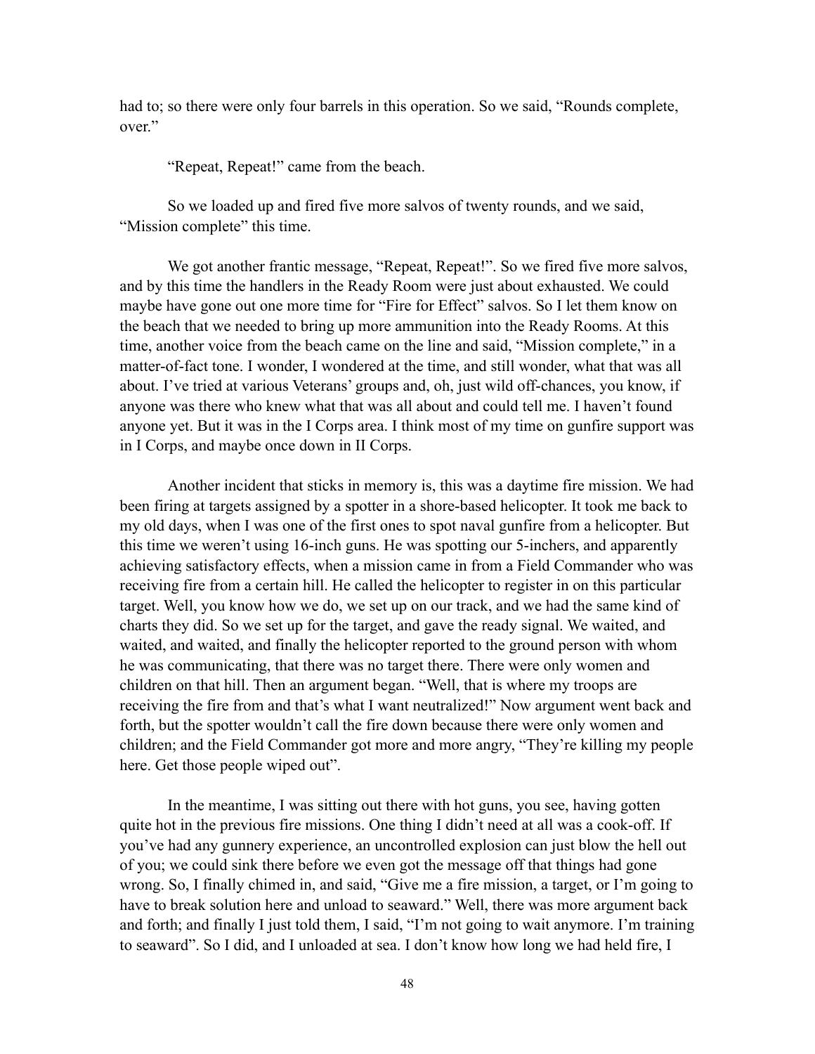had to; so there were only four barrels in this operation. So we said, "Rounds complete, over."

"Repeat, Repeat!" came from the beach.

So we loaded up and fired five more salvos of twenty rounds, and we said, "Mission complete" this time.

We got another frantic message, "Repeat, Repeat!". So we fired five more salvos, and by this time the handlers in the Ready Room were just about exhausted. We could maybe have gone out one more time for "Fire for Effect" salvos. So I let them know on the beach that we needed to bring up more ammunition into the Ready Rooms. At this time, another voice from the beach came on the line and said, "Mission complete," in a matter-of-fact tone. I wonder, I wondered at the time, and still wonder, what that was all about. I've tried at various Veterans' groups and, oh, just wild off-chances, you know, if anyone was there who knew what that was all about and could tell me. I haven't found anyone yet. But it was in the I Corps area. I think most of my time on gunfire support was in I Corps, and maybe once down in II Corps.

Another incident that sticks in memory is, this was a daytime fire mission. We had been firing at targets assigned by a spotter in a shore-based helicopter. It took me back to my old days, when I was one of the first ones to spot naval gunfire from a helicopter. But this time we weren't using 16-inch guns. He was spotting our 5-inchers, and apparently achieving satisfactory effects, when a mission came in from a Field Commander who was receiving fire from a certain hill. He called the helicopter to register in on this particular target. Well, you know how we do, we set up on our track, and we had the same kind of charts they did. So we set up for the target, and gave the ready signal. We waited, and waited, and waited, and finally the helicopter reported to the ground person with whom he was communicating, that there was no target there. There were only women and children on that hill. Then an argument began. "Well, that is where my troops are receiving the fire from and that's what I want neutralized!" Now argument went back and forth, but the spotter wouldn't call the fire down because there were only women and children; and the Field Commander got more and more angry, "They're killing my people here. Get those people wiped out".

In the meantime, I was sitting out there with hot guns, you see, having gotten quite hot in the previous fire missions. One thing I didn't need at all was a cook-off. If you've had any gunnery experience, an uncontrolled explosion can just blow the hell out of you; we could sink there before we even got the message off that things had gone wrong. So, I finally chimed in, and said, "Give me a fire mission, a target, or I'm going to have to break solution here and unload to seaward." Well, there was more argument back and forth; and finally I just told them, I said, "I'm not going to wait anymore. I'm training to seaward". So I did, and I unloaded at sea. I don't know how long we had held fire, I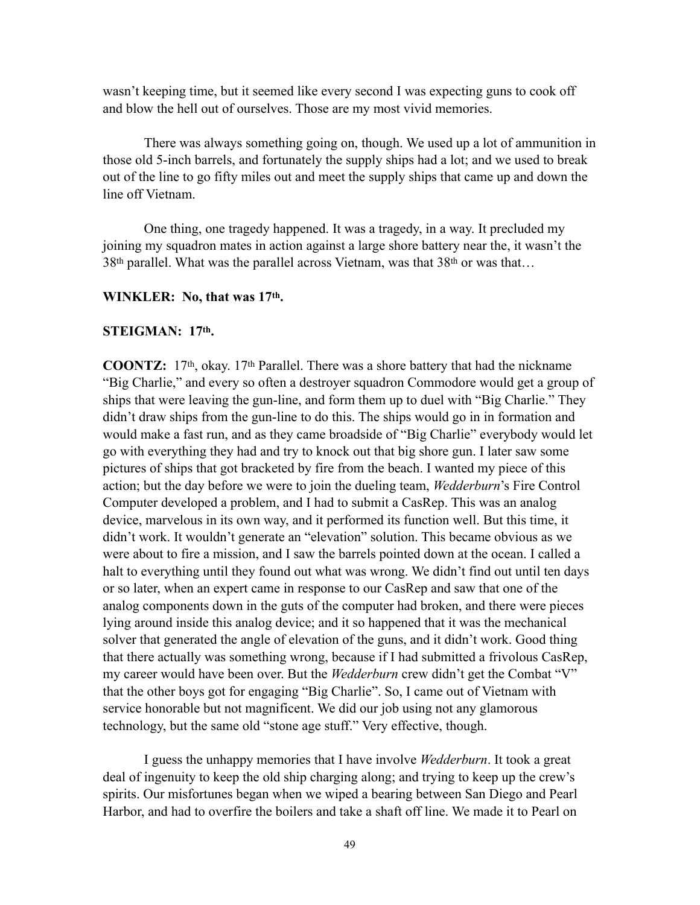wasn't keeping time, but it seemed like every second I was expecting guns to cook off and blow the hell out of ourselves. Those are my most vivid memories.

There was always something going on, though. We used up a lot of ammunition in those old 5-inch barrels, and fortunately the supply ships had a lot; and we used to break out of the line to go fifty miles out and meet the supply ships that came up and down the line off Vietnam.

One thing, one tragedy happened. It was a tragedy, in a way. It precluded my joining my squadron mates in action against a large shore battery near the, it wasn't the 38th parallel. What was the parallel across Vietnam, was that 38th or was that…

**WINKLER: No, that was 17th.**

**STEIGMAN: 17th.**

**COONTZ:** 17th, okay. 17th Parallel. There was a shore battery that had the nickname "Big Charlie," and every so often a destroyer squadron Commodore would get a group of ships that were leaving the gun-line, and form them up to duel with "Big Charlie." They didn't draw ships from the gun-line to do this. The ships would go in in formation and would make a fast run, and as they came broadside of "Big Charlie" everybody would let go with everything they had and try to knock out that big shore gun. I later saw some pictures of ships that got bracketed by fire from the beach. I wanted my piece of this action; but the day before we were to join the dueling team, *Wedderburn*'s Fire Control Computer developed a problem, and I had to submit a CasRep. This was an analog device, marvelous in its own way, and it performed its function well. But this time, it didn't work. It wouldn't generate an "elevation" solution. This became obvious as we were about to fire a mission, and I saw the barrels pointed down at the ocean. I called a halt to everything until they found out what was wrong. We didn't find out until ten days or so later, when an expert came in response to our CasRep and saw that one of the analog components down in the guts of the computer had broken, and there were pieces lying around inside this analog device; and it so happened that it was the mechanical solver that generated the angle of elevation of the guns, and it didn't work. Good thing that there actually was something wrong, because if I had submitted a frivolous CasRep, my career would have been over. But the *Wedderburn* crew didn't get the Combat "V" that the other boys got for engaging "Big Charlie". So, I came out of Vietnam with service honorable but not magnificent. We did our job using not any glamorous technology, but the same old "stone age stuff." Very effective, though.

I guess the unhappy memories that I have involve *Wedderburn*. It took a great deal of ingenuity to keep the old ship charging along; and trying to keep up the crew's spirits. Our misfortunes began when we wiped a bearing between San Diego and Pearl Harbor, and had to overfire the boilers and take a shaft off line. We made it to Pearl on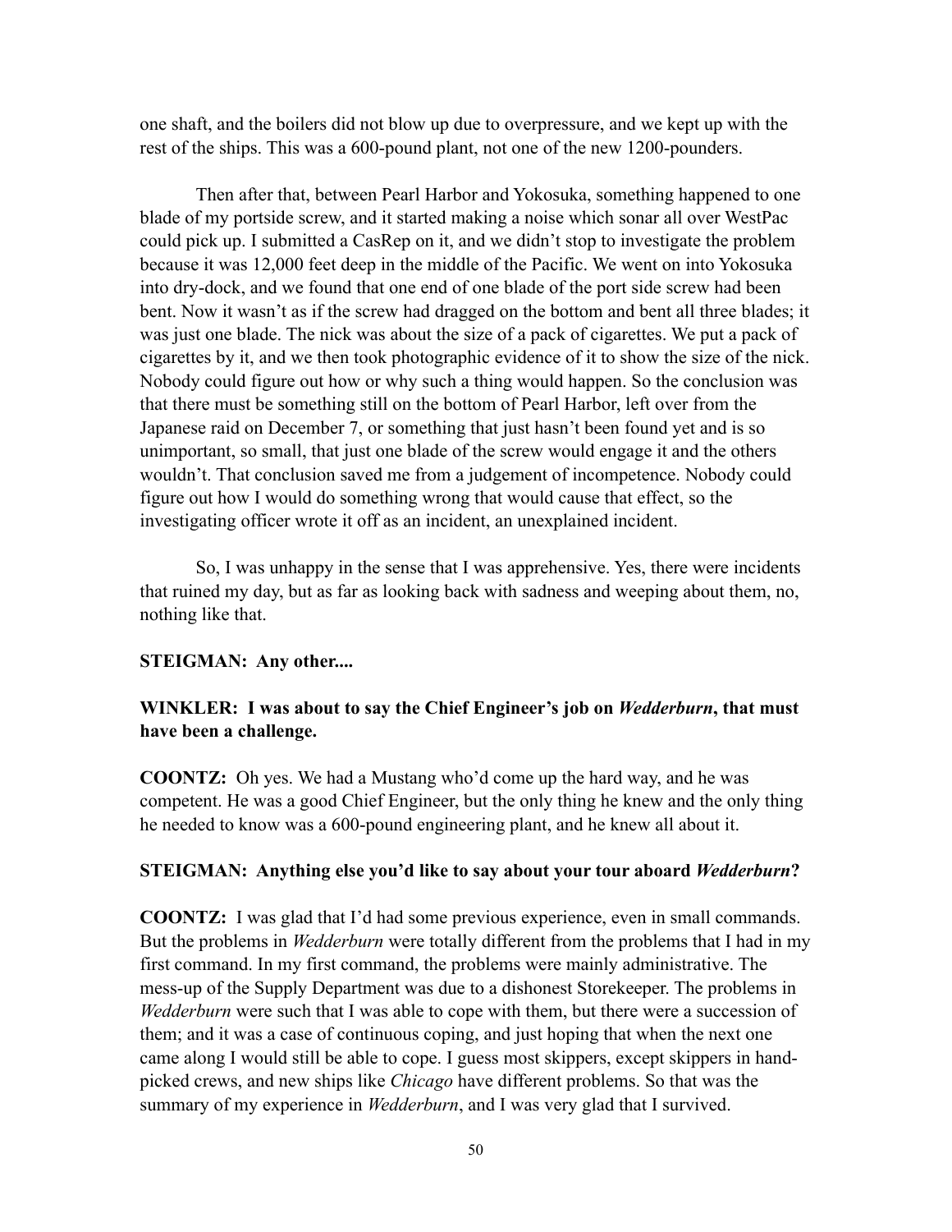one shaft, and the boilers did not blow up due to overpressure, and we kept up with the rest of the ships. This was a 600-pound plant, not one of the new 1200-pounders.

Then after that, between Pearl Harbor and Yokosuka, something happened to one blade of my portside screw, and it started making a noise which sonar all over WestPac could pick up. I submitted a CasRep on it, and we didn't stop to investigate the problem because it was 12,000 feet deep in the middle of the Pacific. We went on into Yokosuka into dry-dock, and we found that one end of one blade of the port side screw had been bent. Now it wasn't as if the screw had dragged on the bottom and bent all three blades; it was just one blade. The nick was about the size of a pack of cigarettes. We put a pack of cigarettes by it, and we then took photographic evidence of it to show the size of the nick. Nobody could figure out how or why such a thing would happen. So the conclusion was that there must be something still on the bottom of Pearl Harbor, left over from the Japanese raid on December 7, or something that just hasn't been found yet and is so unimportant, so small, that just one blade of the screw would engage it and the others wouldn't. That conclusion saved me from a judgement of incompetence. Nobody could figure out how I would do something wrong that would cause that effect, so the investigating officer wrote it off as an incident, an unexplained incident.

So, I was unhappy in the sense that I was apprehensive. Yes, there were incidents that ruined my day, but as far as looking back with sadness and weeping about them, no, nothing like that.

**STEIGMAN: Any other....**

**WINKLER: I was about to say the Chief Engineer's job on *Wedderburn*, that must have been a challenge.**

**COONTZ:** Oh yes. We had a Mustang who'd come up the hard way, and he was competent. He was a good Chief Engineer, but the only thing he knew and the only thing he needed to know was a 600-pound engineering plant, and he knew all about it.

**STEIGMAN: Anything else you'd like to say about your tour aboard *Wedderburn*?**

**COONTZ:** I was glad that I'd had some previous experience, even in small commands. But the problems in *Wedderburn* were totally different from the problems that I had in my first command. In my first command, the problems were mainly administrative. The mess-up of the Supply Department was due to a dishonest Storekeeper. The problems in *Wedderburn* were such that I was able to cope with them, but there were a succession of them; and it was a case of continuous coping, and just hoping that when the next one came along I would still be able to cope. I guess most skippers, except skippers in hand-picked crews, and new ships like *Chicago* have different problems. So that was the summary of my experience in *Wedderburn*, and I was very glad that I survived.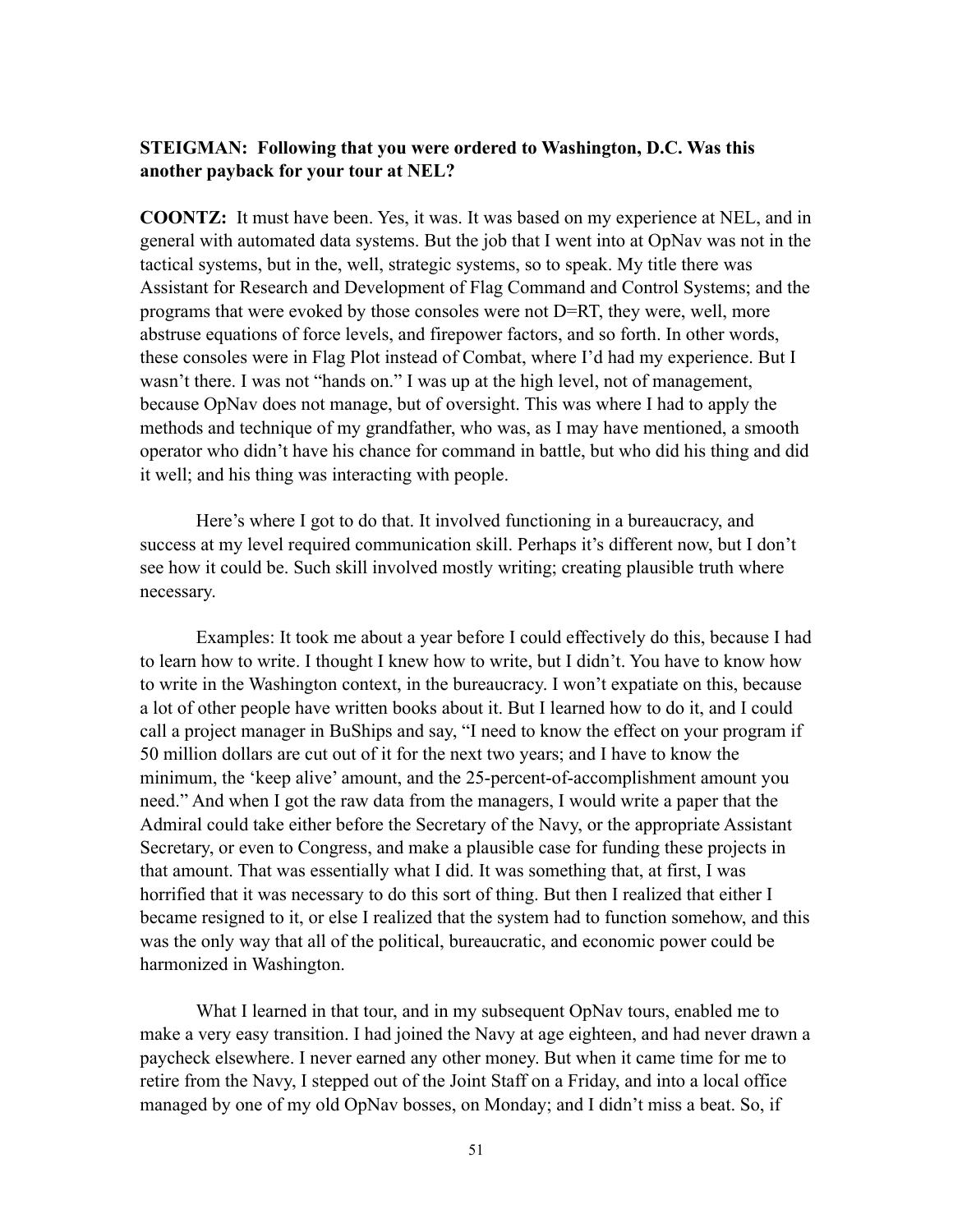**STEIGMAN: Following that you were ordered to Washington, D.C. Was this another payback for your tour at NEL?**

**COONTZ:** It must have been. Yes, it was. It was based on my experience at NEL, and in general with automated data systems. But the job that I went into at OpNav was not in the tactical systems, but in the, well, strategic systems, so to speak. My title there was Assistant for Research and Development of Flag Command and Control Systems; and the programs that were evoked by those consoles were not D=RT, they were, well, more abstruse equations of force levels, and firepower factors, and so forth. In other words, these consoles were in Flag Plot instead of Combat, where I'd had my experience. But I wasn't there. I was not "hands on." I was up at the high level, not of management, because OpNav does not manage, but of oversight. This was where I had to apply the methods and technique of my grandfather, who was, as I may have mentioned, a smooth operator who didn't have his chance for command in battle, but who did his thing and did it well; and his thing was interacting with people.

Here's where I got to do that. It involved functioning in a bureaucracy, and success at my level required communication skill. Perhaps it's different now, but I don't see how it could be. Such skill involved mostly writing; creating plausible truth where necessary.

Examples: It took me about a year before I could effectively do this, because I had to learn how to write. I thought I knew how to write, but I didn't. You have to know how to write in the Washington context, in the bureaucracy. I won't expatiate on this, because a lot of other people have written books about it. But I learned how to do it, and I could call a project manager in BuShips and say, "I need to know the effect on your program if 50 million dollars are cut out of it for the next two years; and I have to know the minimum, the 'keep alive' amount, and the 25-percent-of-accomplishment amount you need." And when I got the raw data from the managers, I would write a paper that the Admiral could take either before the Secretary of the Navy, or the appropriate Assistant Secretary, or even to Congress, and make a plausible case for funding these projects in that amount. That was essentially what I did. It was something that, at first, I was horrified that it was necessary to do this sort of thing. But then I realized that either I became resigned to it, or else I realized that the system had to function somehow, and this was the only way that all of the political, bureaucratic, and economic power could be harmonized in Washington.

What I learned in that tour, and in my subsequent OpNav tours, enabled me to make a very easy transition. I had joined the Navy at age eighteen, and had never drawn a paycheck elsewhere. I never earned any other money. But when it came time for me to retire from the Navy, I stepped out of the Joint Staff on a Friday, and into a local office managed by one of my old OpNav bosses, on Monday; and I didn't miss a beat. So, if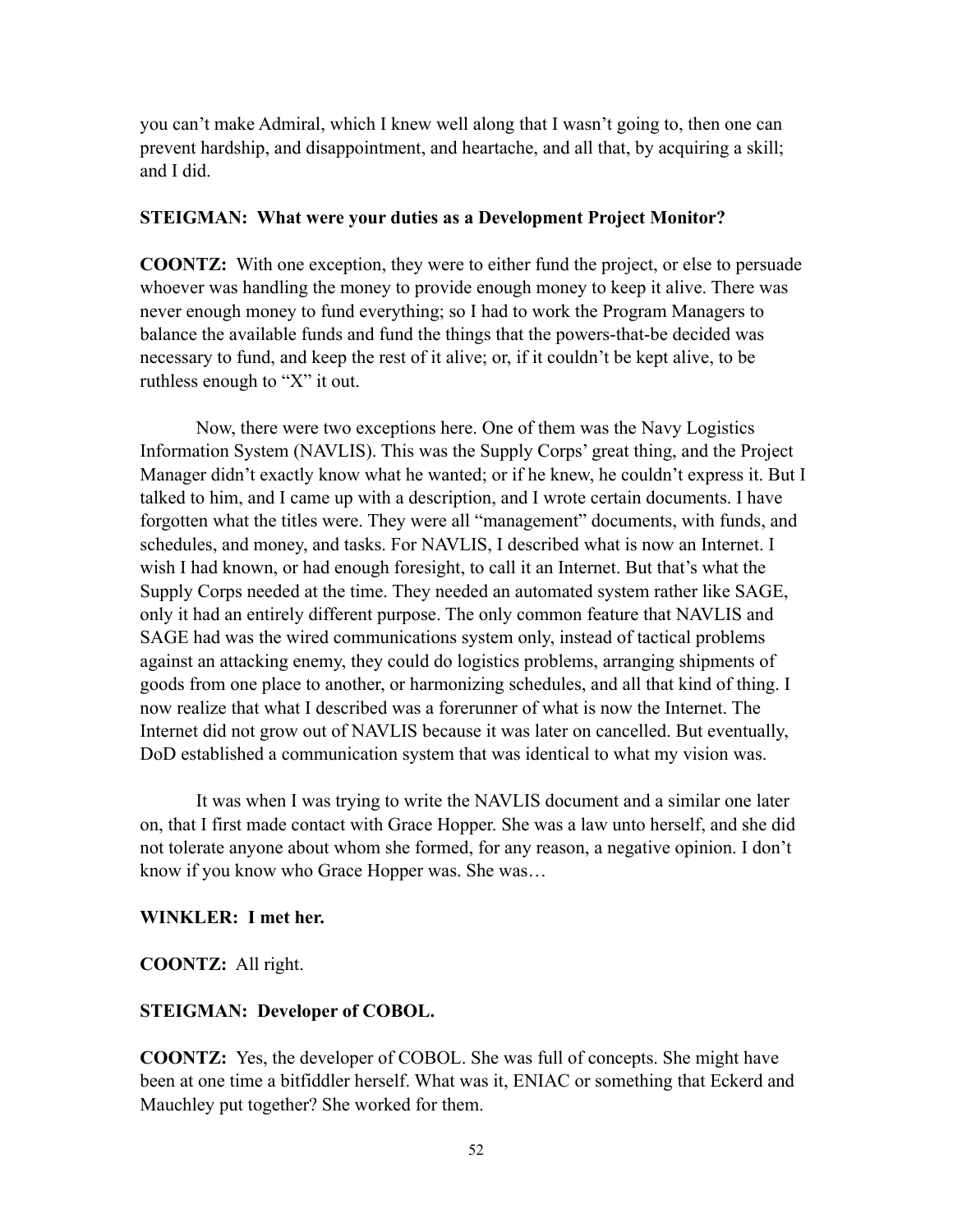you can't make Admiral, which I knew well along that I wasn't going to, then one can prevent hardship, and disappointment, and heartache, and all that, by acquiring a skill; and I did.

**STEIGMAN: What were your duties as a Development Project Monitor?**

**COONTZ:** With one exception, they were to either fund the project, or else to persuade whoever was handling the money to provide enough money to keep it alive. There was never enough money to fund everything; so I had to work the Program Managers to balance the available funds and fund the things that the powers-that-be decided was necessary to fund, and keep the rest of it alive; or, if it couldn't be kept alive, to be ruthless enough to "X" it out.

Now, there were two exceptions here. One of them was the Navy Logistics Information System (NAVLIS). This was the Supply Corps' great thing, and the Project Manager didn't exactly know what he wanted; or if he knew, he couldn't express it. But I talked to him, and I came up with a description, and I wrote certain documents. I have forgotten what the titles were. They were all "management" documents, with funds, and schedules, and money, and tasks. For NAVLIS, I described what is now an Internet. I wish I had known, or had enough foresight, to call it an Internet. But that's what the Supply Corps needed at the time. They needed an automated system rather like SAGE, only it had an entirely different purpose. The only common feature that NAVLIS and SAGE had was the wired communications system only, instead of tactical problems against an attacking enemy, they could do logistics problems, arranging shipments of goods from one place to another, or harmonizing schedules, and all that kind of thing. I now realize that what I described was a forerunner of what is now the Internet. The Internet did not grow out of NAVLIS because it was later on cancelled. But eventually, DoD established a communication system that was identical to what my vision was.

It was when I was trying to write the NAVLIS document and a similar one later on, that I first made contact with Grace Hopper. She was a law unto herself, and she did not tolerate anyone about whom she formed, for any reason, a negative opinion. I don't know if you know who Grace Hopper was. She was…

**WINKLER: I met her.**

**COONTZ:** All right.

**STEIGMAN: Developer of COBOL.**

**COONTZ:** Yes, the developer of COBOL. She was full of concepts. She might have been at one time a bitfiddler herself. What was it, ENIAC or something that Eckerd and Mauchley put together? She worked for them.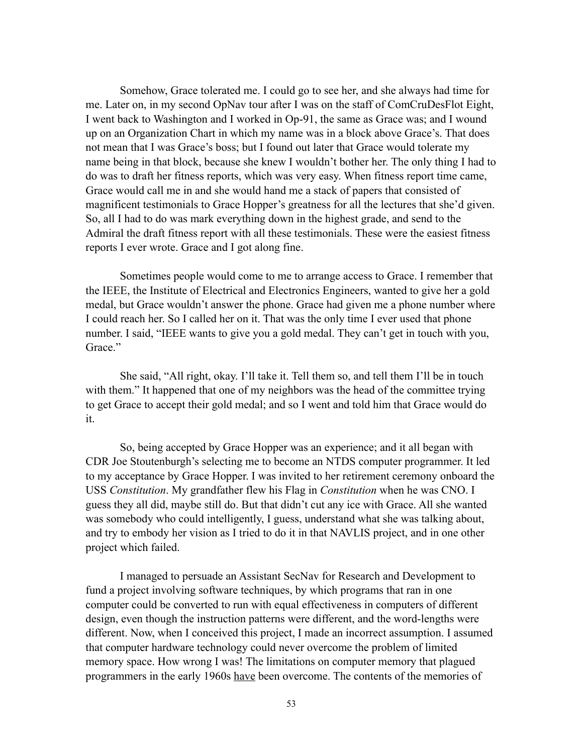Somehow, Grace tolerated me. I could go to see her, and she always had time for me. Later on, in my second OpNav tour after I was on the staff of ComCruDesFlot Eight, I went back to Washington and I worked in Op-91, the same as Grace was; and I wound up on an Organization Chart in which my name was in a block above Grace's. That does not mean that I was Grace's boss; but I found out later that Grace would tolerate my name being in that block, because she knew I wouldn't bother her. The only thing I had to do was to draft her fitness reports, which was very easy. When fitness report time came, Grace would call me in and she would hand me a stack of papers that consisted of magnificent testimonials to Grace Hopper's greatness for all the lectures that she'd given. So, all I had to do was mark everything down in the highest grade, and send to the Admiral the draft fitness report with all these testimonials. These were the easiest fitness reports I ever wrote. Grace and I got along fine.

Sometimes people would come to me to arrange access to Grace. I remember that the IEEE, the Institute of Electrical and Electronics Engineers, wanted to give her a gold medal, but Grace wouldn't answer the phone. Grace had given me a phone number where I could reach her. So I called her on it. That was the only time I ever used that phone number. I said, "IEEE wants to give you a gold medal. They can't get in touch with you, Grace."

She said, "All right, okay. I'll take it. Tell them so, and tell them I'll be in touch with them." It happened that one of my neighbors was the head of the committee trying to get Grace to accept their gold medal; and so I went and told him that Grace would do it.

So, being accepted by Grace Hopper was an experience; and it all began with CDR Joe Stoutenburgh's selecting me to become an NTDS computer programmer. It led to my acceptance by Grace Hopper. I was invited to her retirement ceremony onboard the USS *Constitution*. My grandfather flew his Flag in *Constitution* when he was CNO. I guess they all did, maybe still do. But that didn't cut any ice with Grace. All she wanted was somebody who could intelligently, I guess, understand what she was talking about, and try to embody her vision as I tried to do it in that NAVLIS project, and in one other project which failed.

I managed to persuade an Assistant SecNav for Research and Development to fund a project involving software techniques, by which programs that ran in one computer could be converted to run with equal effectiveness in computers of different design, even though the instruction patterns were different, and the word-lengths were different. Now, when I conceived this project, I made an incorrect assumption. I assumed that computer hardware technology could never overcome the problem of limited memory space. How wrong I was! The limitations on computer memory that plagued programmers in the early 1960s <u>have</u> been overcome. The contents of the memories of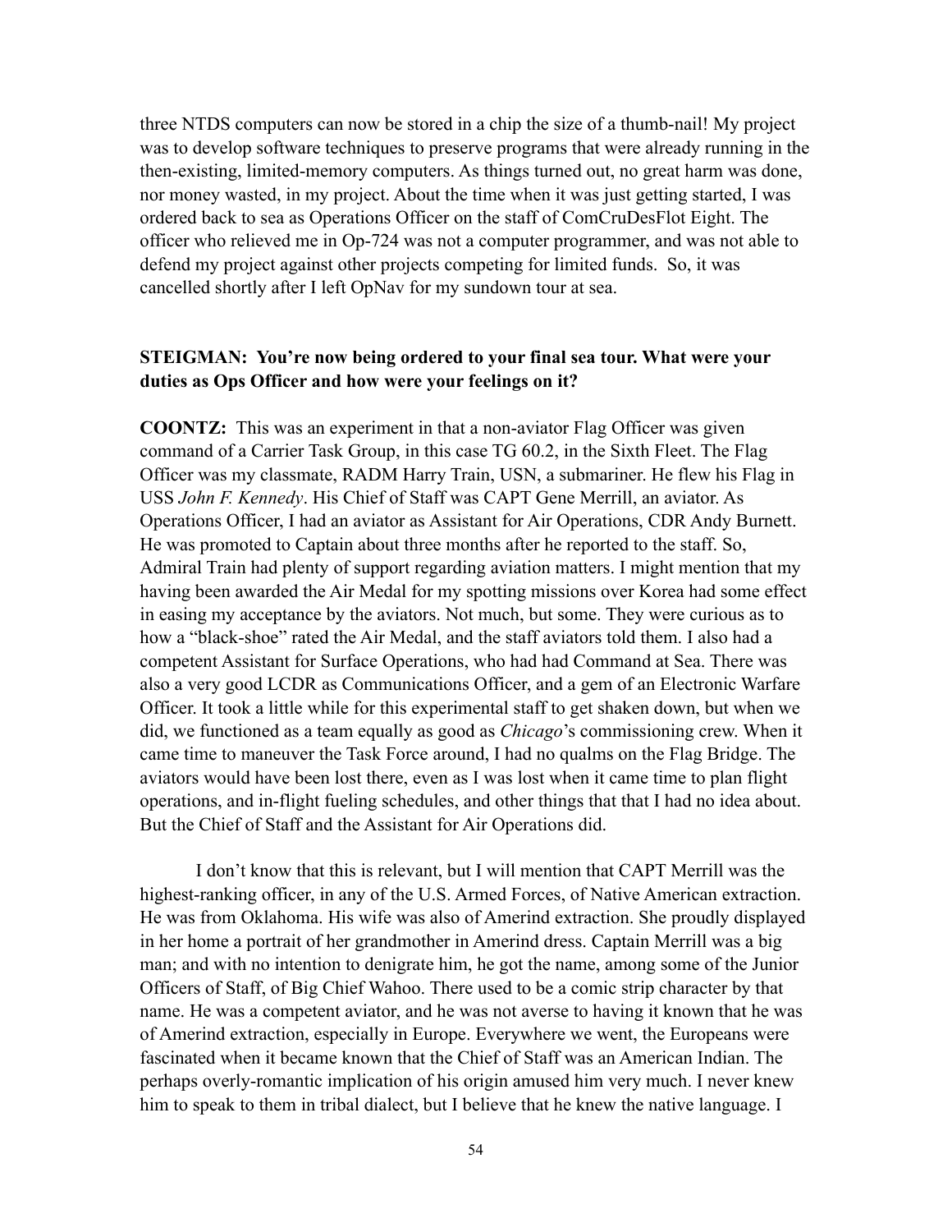three NTDS computers can now be stored in a chip the size of a thumb-nail! My project was to develop software techniques to preserve programs that were already running in the then-existing, limited-memory computers. As things turned out, no great harm was done, nor money wasted, in my project. About the time when it was just getting started, I was ordered back to sea as Operations Officer on the staff of ComCruDesFlot Eight. The officer who relieved me in Op-724 was not a computer programmer, and was not able to defend my project against other projects competing for limited funds. So, it was cancelled shortly after I left OpNav for my sundown tour at sea.

**STEIGMAN: You're now being ordered to your final sea tour. What were your duties as Ops Officer and how were your feelings on it?**

**COONTZ:** This was an experiment in that a non-aviator Flag Officer was given command of a Carrier Task Group, in this case TG 60.2, in the Sixth Fleet. The Flag Officer was my classmate, RADM Harry Train, USN, a submariner. He flew his Flag in USS *John F. Kennedy*. His Chief of Staff was CAPT Gene Merrill, an aviator. As Operations Officer, I had an aviator as Assistant for Air Operations, CDR Andy Burnett. He was promoted to Captain about three months after he reported to the staff. So, Admiral Train had plenty of support regarding aviation matters. I might mention that my having been awarded the Air Medal for my spotting missions over Korea had some effect in easing my acceptance by the aviators. Not much, but some. They were curious as to how a "black-shoe" rated the Air Medal, and the staff aviators told them. I also had a competent Assistant for Surface Operations, who had had Command at Sea. There was also a very good LCDR as Communications Officer, and a gem of an Electronic Warfare Officer. It took a little while for this experimental staff to get shaken down, but when we did, we functioned as a team equally as good as *Chicago*'s commissioning crew. When it came time to maneuver the Task Force around, I had no qualms on the Flag Bridge. The aviators would have been lost there, even as I was lost when it came time to plan flight operations, and in-flight fueling schedules, and other things that that I had no idea about. But the Chief of Staff and the Assistant for Air Operations did.

I don't know that this is relevant, but I will mention that CAPT Merrill was the highest-ranking officer, in any of the U.S. Armed Forces, of Native American extraction. He was from Oklahoma. His wife was also of Amerind extraction. She proudly displayed in her home a portrait of her grandmother in Amerind dress. Captain Merrill was a big man; and with no intention to denigrate him, he got the name, among some of the Junior Officers of Staff, of Big Chief Wahoo. There used to be a comic strip character by that name. He was a competent aviator, and he was not averse to having it known that he was of Amerind extraction, especially in Europe. Everywhere we went, the Europeans were fascinated when it became known that the Chief of Staff was an American Indian. The perhaps overly-romantic implication of his origin amused him very much. I never knew him to speak to them in tribal dialect, but I believe that he knew the native language. I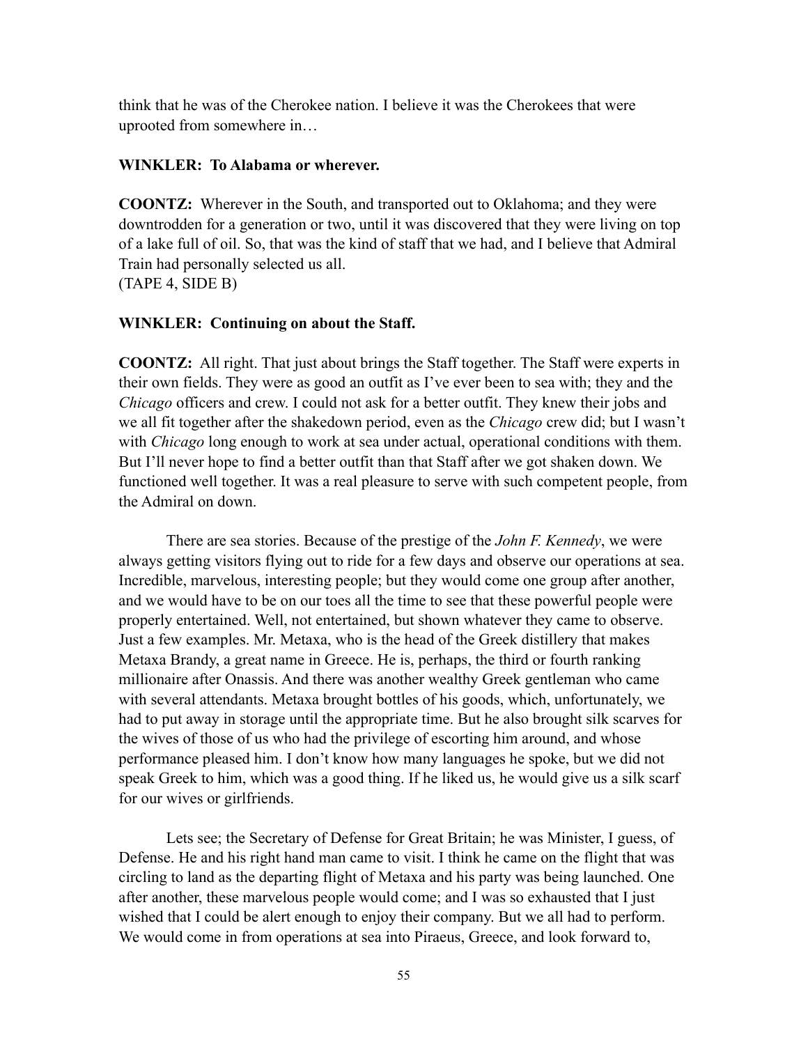think that he was of the Cherokee nation. I believe it was the Cherokees that were uprooted from somewhere in…

**WINKLER: To Alabama or wherever.**

**COONTZ:** Wherever in the South, and transported out to Oklahoma; and they were downtrodden for a generation or two, until it was discovered that they were living on top of a lake full of oil. So, that was the kind of staff that we had, and I believe that Admiral Train had personally selected us all.
(TAPE 4, SIDE B)

**WINKLER: Continuing on about the Staff.**

**COONTZ:** All right. That just about brings the Staff together. The Staff were experts in their own fields. They were as good an outfit as I've ever been to sea with; they and the *Chicago* officers and crew. I could not ask for a better outfit. They knew their jobs and we all fit together after the shakedown period, even as the *Chicago* crew did; but I wasn't with *Chicago* long enough to work at sea under actual, operational conditions with them. But I'll never hope to find a better outfit than that Staff after we got shaken down. We functioned well together. It was a real pleasure to serve with such competent people, from the Admiral on down.

There are sea stories. Because of the prestige of the *John F. Kennedy*, we were always getting visitors flying out to ride for a few days and observe our operations at sea. Incredible, marvelous, interesting people; but they would come one group after another, and we would have to be on our toes all the time to see that these powerful people were properly entertained. Well, not entertained, but shown whatever they came to observe. Just a few examples. Mr. Metaxa, who is the head of the Greek distillery that makes Metaxa Brandy, a great name in Greece. He is, perhaps, the third or fourth ranking millionaire after Onassis. And there was another wealthy Greek gentleman who came with several attendants. Metaxa brought bottles of his goods, which, unfortunately, we had to put away in storage until the appropriate time. But he also brought silk scarves for the wives of those of us who had the privilege of escorting him around, and whose performance pleased him. I don't know how many languages he spoke, but we did not speak Greek to him, which was a good thing. If he liked us, he would give us a silk scarf for our wives or girlfriends.

Lets see; the Secretary of Defense for Great Britain; he was Minister, I guess, of Defense. He and his right hand man came to visit. I think he came on the flight that was circling to land as the departing flight of Metaxa and his party was being launched. One after another, these marvelous people would come; and I was so exhausted that I just wished that I could be alert enough to enjoy their company. But we all had to perform. We would come in from operations at sea into Piraeus, Greece, and look forward to,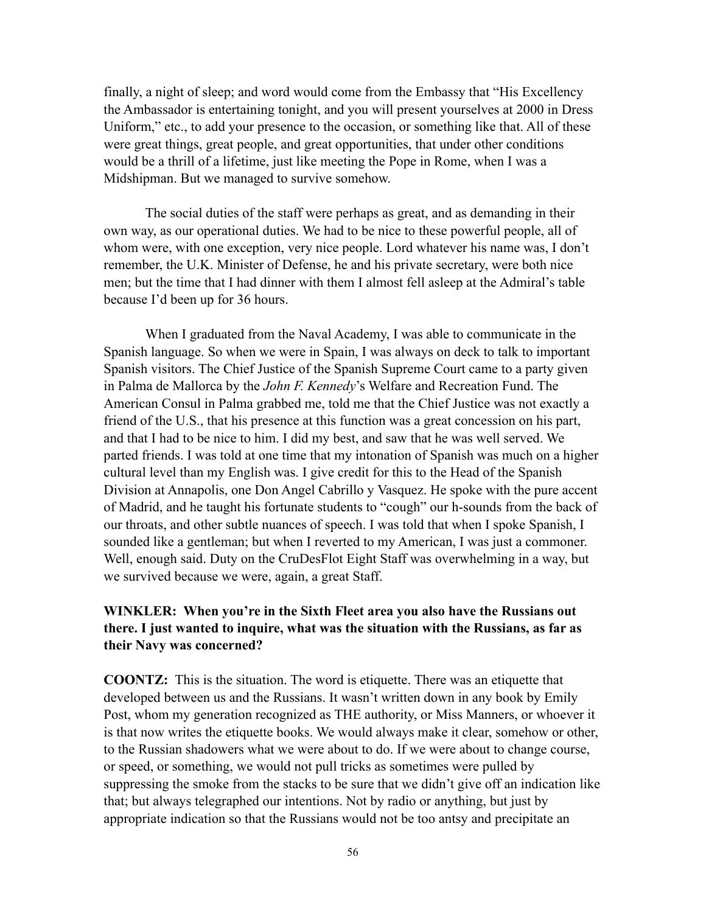finally, a night of sleep; and word would come from the Embassy that "His Excellency the Ambassador is entertaining tonight, and you will present yourselves at 2000 in Dress Uniform," etc., to add your presence to the occasion, or something like that. All of these were great things, great people, and great opportunities, that under other conditions would be a thrill of a lifetime, just like meeting the Pope in Rome, when I was a Midshipman. But we managed to survive somehow.

The social duties of the staff were perhaps as great, and as demanding in their own way, as our operational duties. We had to be nice to these powerful people, all of whom were, with one exception, very nice people. Lord whatever his name was, I don't remember, the U.K. Minister of Defense, he and his private secretary, were both nice men; but the time that I had dinner with them I almost fell asleep at the Admiral's table because I'd been up for 36 hours.

When I graduated from the Naval Academy, I was able to communicate in the Spanish language. So when we were in Spain, I was always on deck to talk to important Spanish visitors. The Chief Justice of the Spanish Supreme Court came to a party given in Palma de Mallorca by the *John F. Kennedy*'s Welfare and Recreation Fund. The American Consul in Palma grabbed me, told me that the Chief Justice was not exactly a friend of the U.S., that his presence at this function was a great concession on his part, and that I had to be nice to him. I did my best, and saw that he was well served. We parted friends. I was told at one time that my intonation of Spanish was much on a higher cultural level than my English was. I give credit for this to the Head of the Spanish Division at Annapolis, one Don Angel Cabrillo y Vasquez. He spoke with the pure accent of Madrid, and he taught his fortunate students to "cough" our h-sounds from the back of our throats, and other subtle nuances of speech. I was told that when I spoke Spanish, I sounded like a gentleman; but when I reverted to my American, I was just a commoner. Well, enough said. Duty on the CruDesFlot Eight Staff was overwhelming in a way, but we survived because we were, again, a great Staff.

**WINKLER: When you're in the Sixth Fleet area you also have the Russians out there. I just wanted to inquire, what was the situation with the Russians, as far as their Navy was concerned?**

**COONTZ:** This is the situation. The word is etiquette. There was an etiquette that developed between us and the Russians. It wasn't written down in any book by Emily Post, whom my generation recognized as THE authority, or Miss Manners, or whoever it is that now writes the etiquette books. We would always make it clear, somehow or other, to the Russian shadowers what we were about to do. If we were about to change course, or speed, or something, we would not pull tricks as sometimes were pulled by suppressing the smoke from the stacks to be sure that we didn't give off an indication like that; but always telegraphed our intentions. Not by radio or anything, but just by appropriate indication so that the Russians would not be too antsy and precipitate an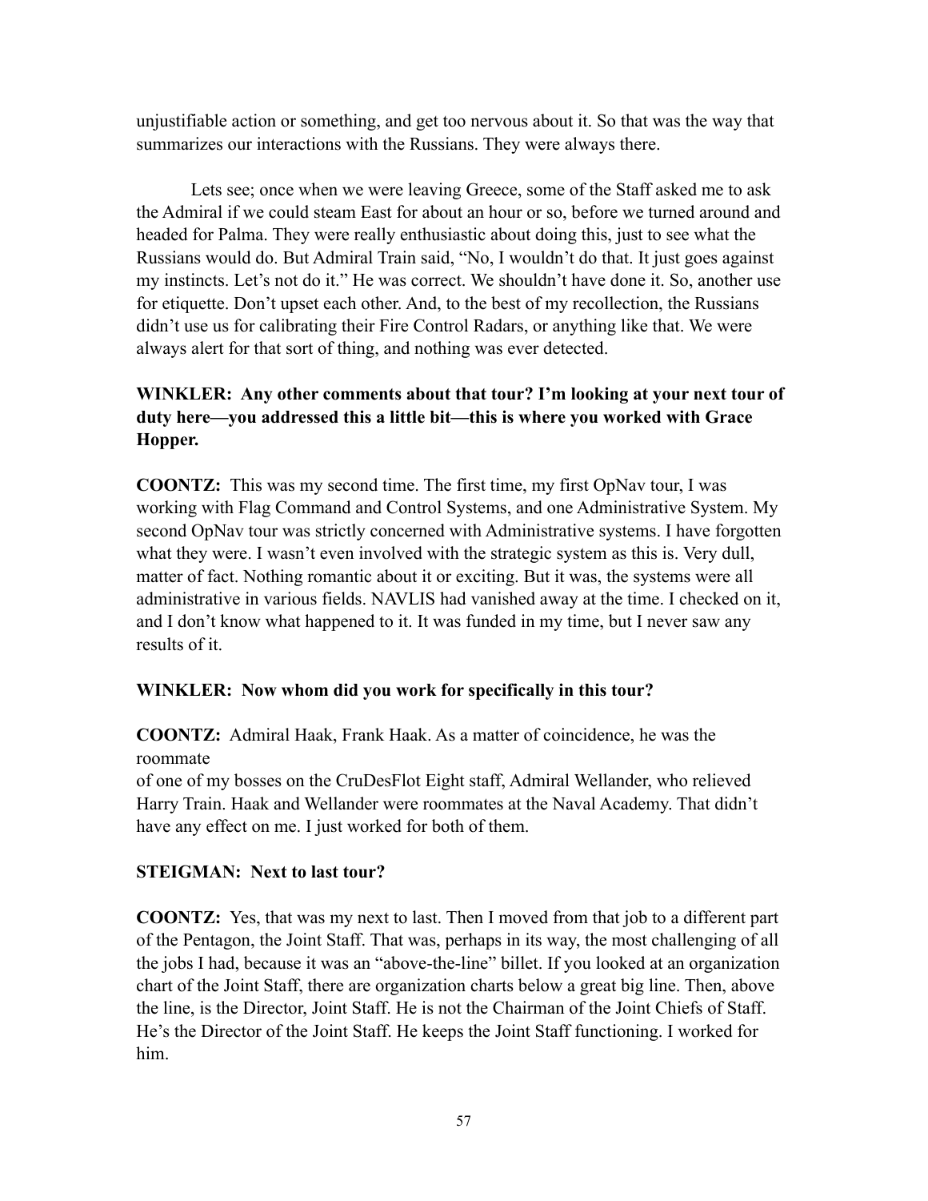unjustifiable action or something, and get too nervous about it. So that was the way that summarizes our interactions with the Russians. They were always there.

Lets see; once when we were leaving Greece, some of the Staff asked me to ask the Admiral if we could steam East for about an hour or so, before we turned around and headed for Palma. They were really enthusiastic about doing this, just to see what the Russians would do. But Admiral Train said, "No, I wouldn't do that. It just goes against my instincts. Let's not do it." He was correct. We shouldn't have done it. So, another use for etiquette. Don't upset each other. And, to the best of my recollection, the Russians didn't use us for calibrating their Fire Control Radars, or anything like that. We were always alert for that sort of thing, and nothing was ever detected.

**WINKLER: Any other comments about that tour? I'm looking at your next tour of duty here—you addressed this a little bit—this is where you worked with Grace Hopper.**

**COONTZ:** This was my second time. The first time, my first OpNav tour, I was working with Flag Command and Control Systems, and one Administrative System. My second OpNav tour was strictly concerned with Administrative systems. I have forgotten what they were. I wasn't even involved with the strategic system as this is. Very dull, matter of fact. Nothing romantic about it or exciting. But it was, the systems were all administrative in various fields. NAVLIS had vanished away at the time. I checked on it, and I don't know what happened to it. It was funded in my time, but I never saw any results of it.

**WINKLER: Now whom did you work for specifically in this tour?**

**COONTZ:** Admiral Haak, Frank Haak. As a matter of coincidence, he was the roommate of one of my bosses on the CruDesFlot Eight staff, Admiral Wellander, who relieved Harry Train. Haak and Wellander were roommates at the Naval Academy. That didn't have any effect on me. I just worked for both of them.

**STEIGMAN: Next to last tour?**

**COONTZ:** Yes, that was my next to last. Then I moved from that job to a different part of the Pentagon, the Joint Staff. That was, perhaps in its way, the most challenging of all the jobs I had, because it was an "above-the-line" billet. If you looked at an organization chart of the Joint Staff, there are organization charts below a great big line. Then, above the line, is the Director, Joint Staff. He is not the Chairman of the Joint Chiefs of Staff. He's the Director of the Joint Staff. He keeps the Joint Staff functioning. I worked for him.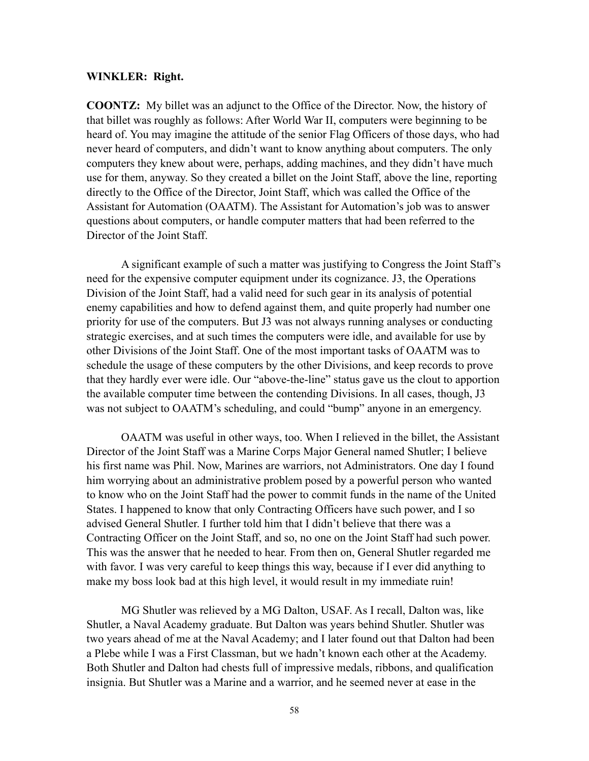**WINKLER: Right.**

**COONTZ:** My billet was an adjunct to the Office of the Director. Now, the history of that billet was roughly as follows: After World War II, computers were beginning to be heard of. You may imagine the attitude of the senior Flag Officers of those days, who had never heard of computers, and didn't want to know anything about computers. The only computers they knew about were, perhaps, adding machines, and they didn't have much use for them, anyway. So they created a billet on the Joint Staff, above the line, reporting directly to the Office of the Director, Joint Staff, which was called the Office of the Assistant for Automation (OAATM). The Assistant for Automation's job was to answer questions about computers, or handle computer matters that had been referred to the Director of the Joint Staff.

A significant example of such a matter was justifying to Congress the Joint Staff's need for the expensive computer equipment under its cognizance. J3, the Operations Division of the Joint Staff, had a valid need for such gear in its analysis of potential enemy capabilities and how to defend against them, and quite properly had number one priority for use of the computers. But J3 was not always running analyses or conducting strategic exercises, and at such times the computers were idle, and available for use by other Divisions of the Joint Staff. One of the most important tasks of OAATM was to schedule the usage of these computers by the other Divisions, and keep records to prove that they hardly ever were idle. Our "above-the-line" status gave us the clout to apportion the available computer time between the contending Divisions. In all cases, though, J3 was not subject to OAATM's scheduling, and could "bump" anyone in an emergency.

OAATM was useful in other ways, too. When I relieved in the billet, the Assistant Director of the Joint Staff was a Marine Corps Major General named Shutler; I believe his first name was Phil. Now, Marines are warriors, not Administrators. One day I found him worrying about an administrative problem posed by a powerful person who wanted to know who on the Joint Staff had the power to commit funds in the name of the United States. I happened to know that only Contracting Officers have such power, and I so advised General Shutler. I further told him that I didn't believe that there was a Contracting Officer on the Joint Staff, and so, no one on the Joint Staff had such power. This was the answer that he needed to hear. From then on, General Shutler regarded me with favor. I was very careful to keep things this way, because if I ever did anything to make my boss look bad at this high level, it would result in my immediate ruin!

MG Shutler was relieved by a MG Dalton, USAF. As I recall, Dalton was, like Shutler, a Naval Academy graduate. But Dalton was years behind Shutler. Shutler was two years ahead of me at the Naval Academy; and I later found out that Dalton had been a Plebe while I was a First Classman, but we hadn't known each other at the Academy. Both Shutler and Dalton had chests full of impressive medals, ribbons, and qualification insignia. But Shutler was a Marine and a warrior, and he seemed never at ease in the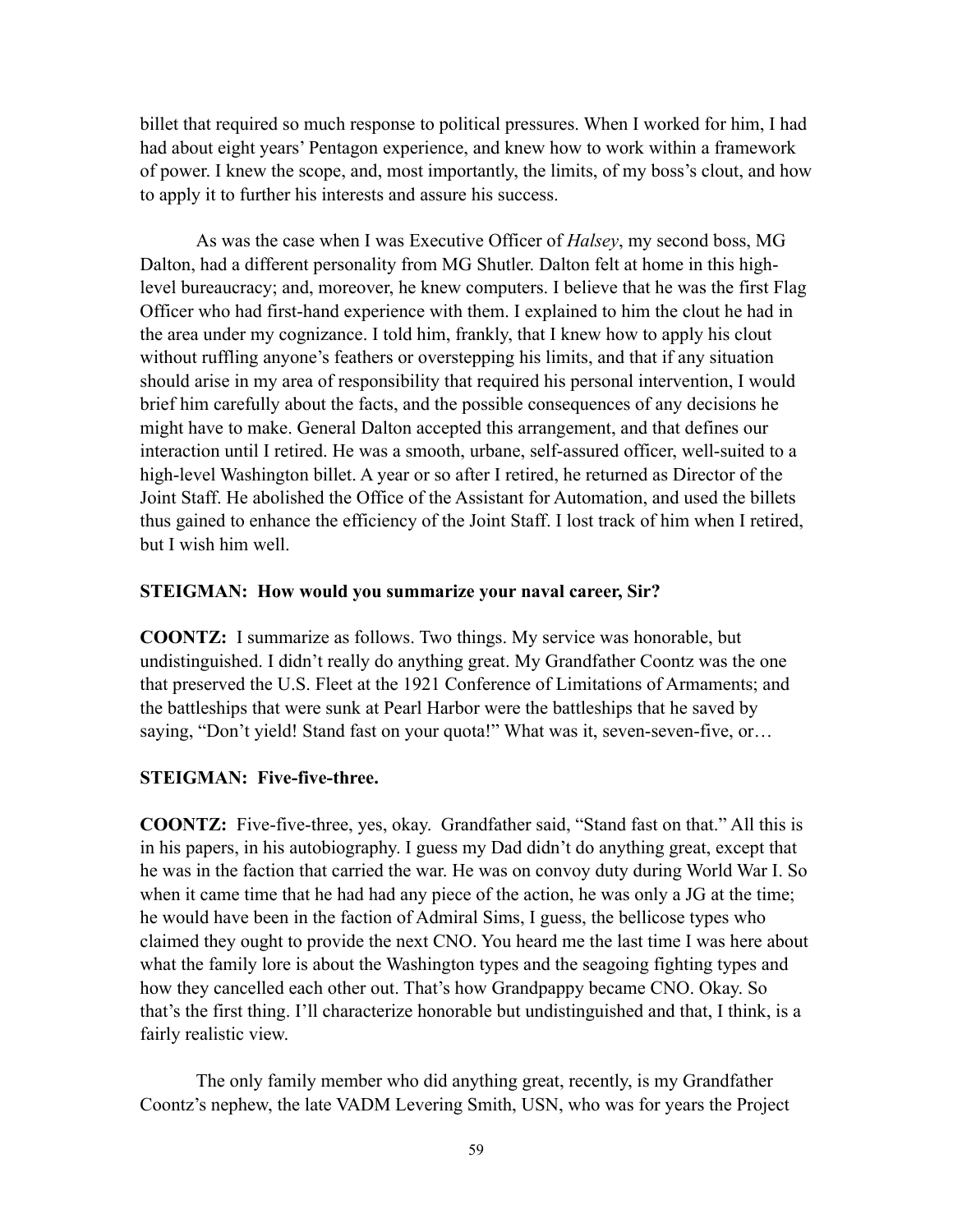billet that required so much response to political pressures. When I worked for him, I had had about eight years' Pentagon experience, and knew how to work within a framework of power. I knew the scope, and, most importantly, the limits, of my boss's clout, and how to apply it to further his interests and assure his success.

As was the case when I was Executive Officer of *Halsey*, my second boss, MG Dalton, had a different personality from MG Shutler. Dalton felt at home in this high-level bureaucracy; and, moreover, he knew computers. I believe that he was the first Flag Officer who had first-hand experience with them. I explained to him the clout he had in the area under my cognizance. I told him, frankly, that I knew how to apply his clout without ruffling anyone's feathers or overstepping his limits, and that if any situation should arise in my area of responsibility that required his personal intervention, I would brief him carefully about the facts, and the possible consequences of any decisions he might have to make. General Dalton accepted this arrangement, and that defines our interaction until I retired. He was a smooth, urbane, self-assured officer, well-suited to a high-level Washington billet. A year or so after I retired, he returned as Director of the Joint Staff. He abolished the Office of the Assistant for Automation, and used the billets thus gained to enhance the efficiency of the Joint Staff. I lost track of him when I retired, but I wish him well.

**STEIGMAN: How would you summarize your naval career, Sir?**

**COONTZ:** I summarize as follows. Two things. My service was honorable, but undistinguished. I didn't really do anything great. My Grandfather Coontz was the one that preserved the U.S. Fleet at the 1921 Conference of Limitations of Armaments; and the battleships that were sunk at Pearl Harbor were the battleships that he saved by saying, "Don't yield! Stand fast on your quota!" What was it, seven-seven-five, or…

**STEIGMAN: Five-five-three.**

**COONTZ:** Five-five-three, yes, okay. Grandfather said, "Stand fast on that." All this is in his papers, in his autobiography. I guess my Dad didn't do anything great, except that he was in the faction that carried the war. He was on convoy duty during World War I. So when it came time that he had had any piece of the action, he was only a JG at the time; he would have been in the faction of Admiral Sims, I guess, the bellicose types who claimed they ought to provide the next CNO. You heard me the last time I was here about what the family lore is about the Washington types and the seagoing fighting types and how they cancelled each other out. That's how Grandpappy became CNO. Okay. So that's the first thing. I'll characterize honorable but undistinguished and that, I think, is a fairly realistic view.

The only family member who did anything great, recently, is my Grandfather Coontz's nephew, the late VADM Levering Smith, USN, who was for years the Project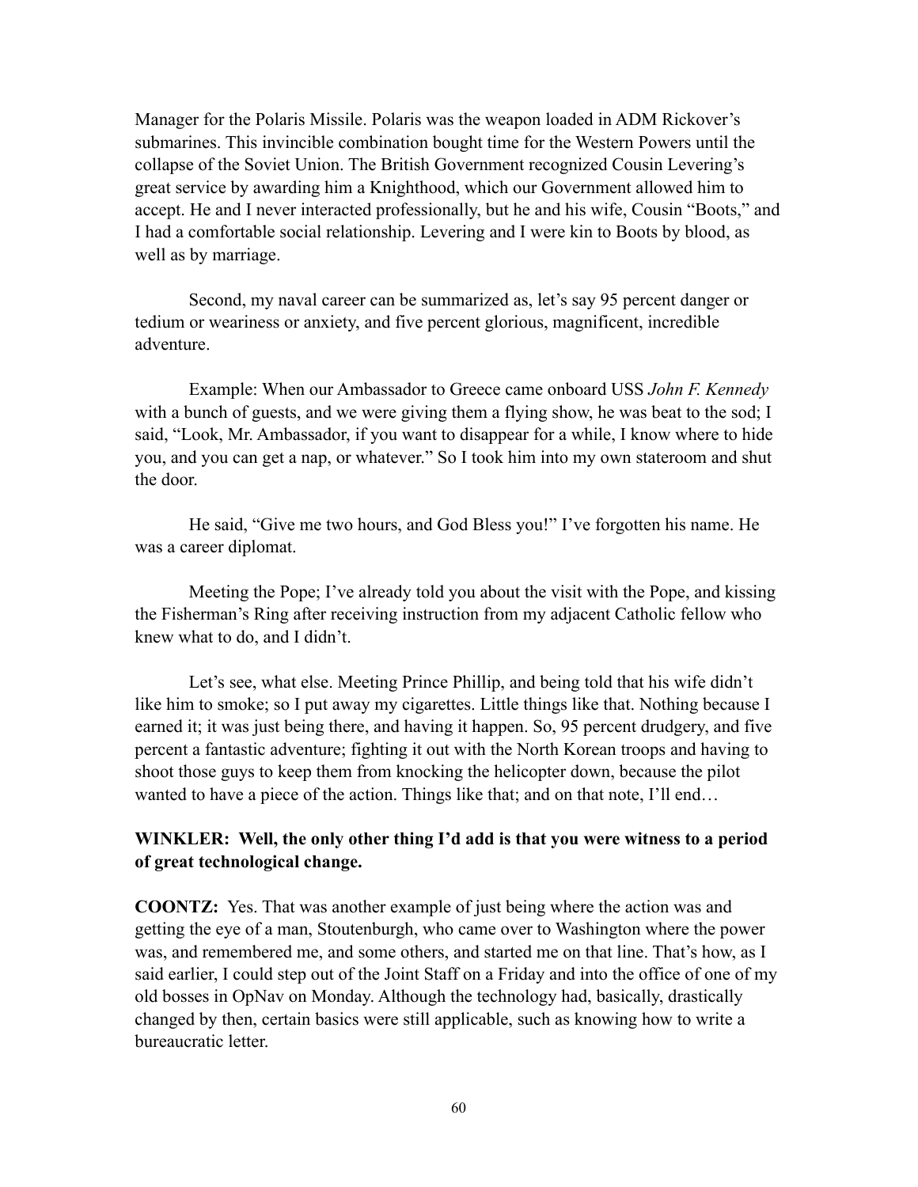Manager for the Polaris Missile. Polaris was the weapon loaded in ADM Rickover's submarines. This invincible combination bought time for the Western Powers until the collapse of the Soviet Union. The British Government recognized Cousin Levering's great service by awarding him a Knighthood, which our Government allowed him to accept. He and I never interacted professionally, but he and his wife, Cousin "Boots," and I had a comfortable social relationship. Levering and I were kin to Boots by blood, as well as by marriage.

Second, my naval career can be summarized as, let's say 95 percent danger or tedium or weariness or anxiety, and five percent glorious, magnificent, incredible adventure.

Example: When our Ambassador to Greece came onboard USS *John F. Kennedy* with a bunch of guests, and we were giving them a flying show, he was beat to the sod; I said, "Look, Mr. Ambassador, if you want to disappear for a while, I know where to hide you, and you can get a nap, or whatever." So I took him into my own stateroom and shut the door.

He said, "Give me two hours, and God Bless you!" I've forgotten his name. He was a career diplomat.

Meeting the Pope; I've already told you about the visit with the Pope, and kissing the Fisherman's Ring after receiving instruction from my adjacent Catholic fellow who knew what to do, and I didn't.

Let's see, what else. Meeting Prince Phillip, and being told that his wife didn't like him to smoke; so I put away my cigarettes. Little things like that. Nothing because I earned it; it was just being there, and having it happen. So, 95 percent drudgery, and five percent a fantastic adventure; fighting it out with the North Korean troops and having to shoot those guys to keep them from knocking the helicopter down, because the pilot wanted to have a piece of the action. Things like that; and on that note, I'll end…

**WINKLER: Well, the only other thing I'd add is that you were witness to a period of great technological change.**

**COONTZ:** Yes. That was another example of just being where the action was and getting the eye of a man, Stoutenburgh, who came over to Washington where the power was, and remembered me, and some others, and started me on that line. That's how, as I said earlier, I could step out of the Joint Staff on a Friday and into the office of one of my old bosses in OpNav on Monday. Although the technology had, basically, drastically changed by then, certain basics were still applicable, such as knowing how to write a bureaucratic letter.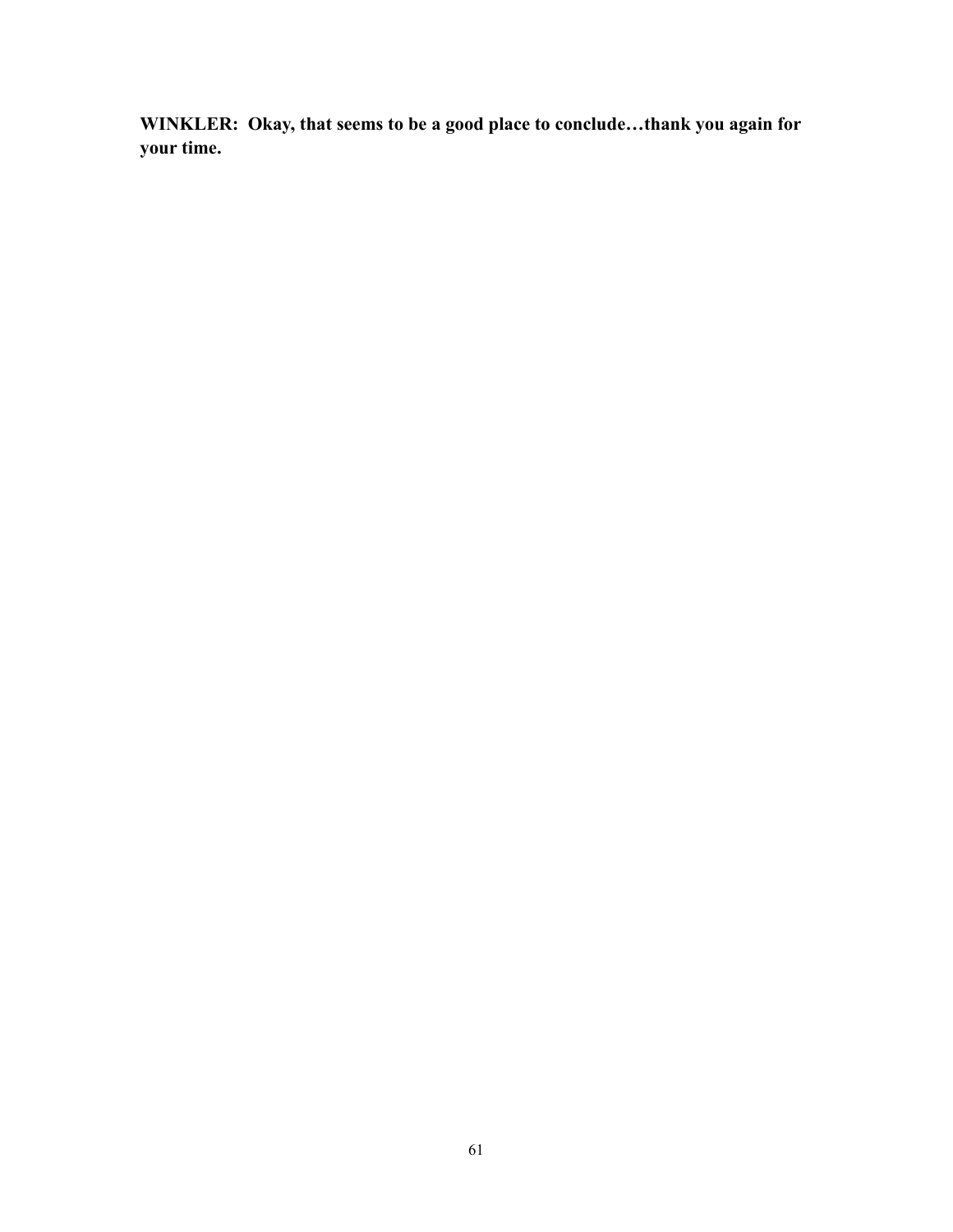**WINKLER: Okay, that seems to be a good place to conclude…thank you again for your time.**